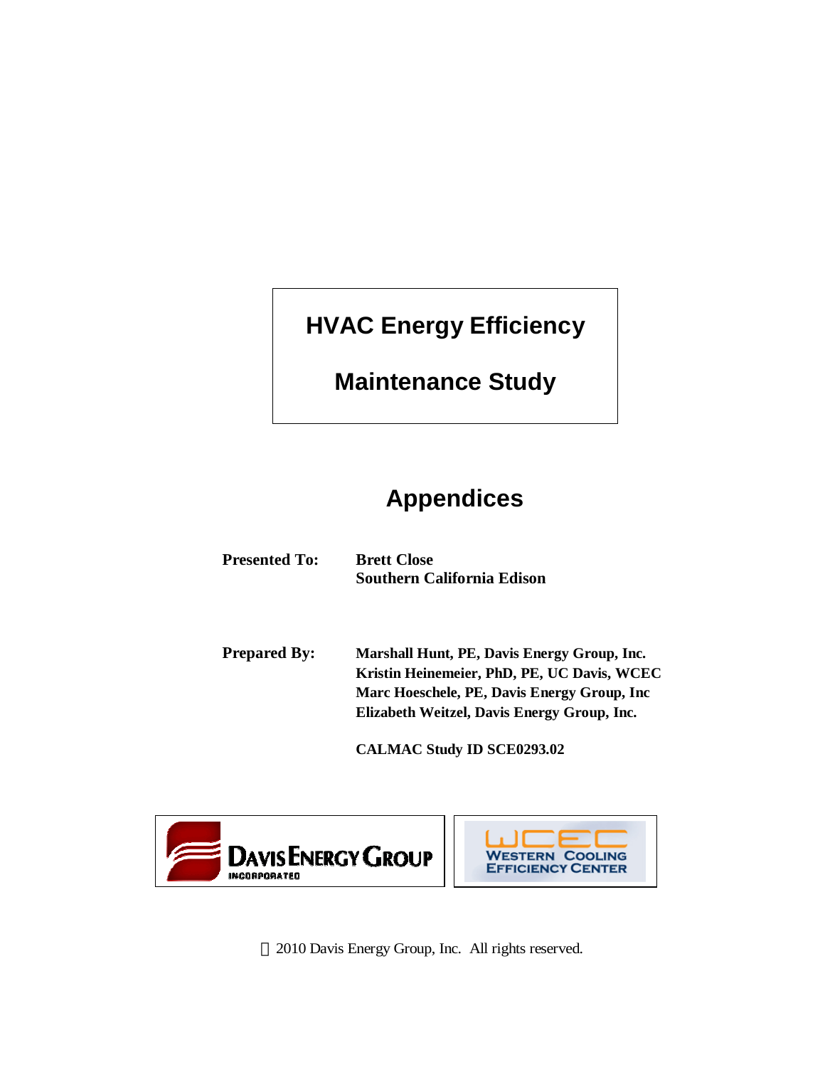# HVAC Energy Efficiency

# Maintenance Study

## Appendices

**Presented To:** **Brett Close**
**Southern California Edison**

**Prepared By:** **Marshall Hunt, PE, Davis Energy Group, Inc.**
**Kristin Heinemeier, PhD, PE, UC Davis, WCEC**
**Marc Hoeschele, PE, Davis Energy Group, Inc**
**Elizabeth Weitzel, Davis Energy Group, Inc.**

**CALMAC Study ID SCE0293.02**

DAVIS ENERGY GROUP INCORPORATED

WCEC WESTERN COOLING EFFICIENCY CENTER

© 2010 Davis Energy Group, Inc. All rights reserved.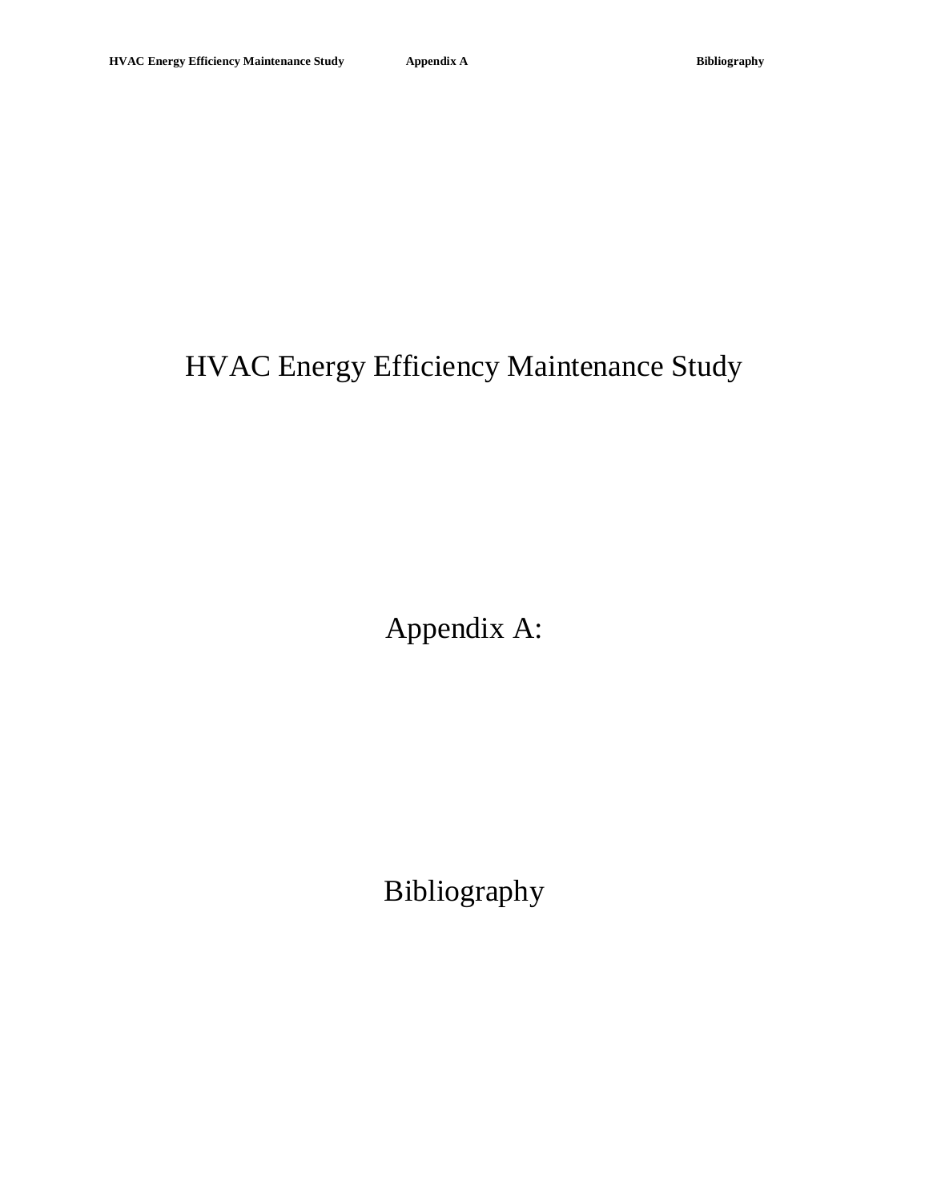# HVAC Energy Efficiency Maintenance Study

## Appendix A:

## Bibliography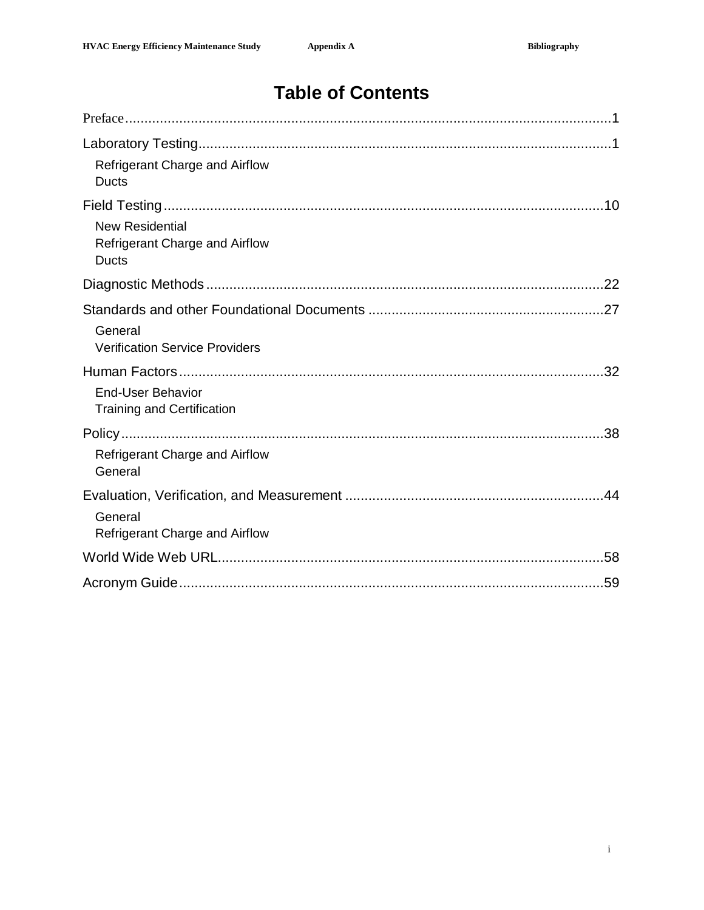# Table of Contents

Preface....................................................................................................................1

Laboratory Testing...................................................................................................1

- Refrigerant Charge and Airflow
- Ducts

Field Testing............................................................................................................10

- New Residential
- Refrigerant Charge and Airflow
- Ducts

Diagnostic Methods.................................................................................................22

Standards and other Foundational Documents .......................................................27

- General
- Verification Service Providers

Human Factors.........................................................................................................32

- End-User Behavior
- Training and Certification

Policy.......................................................................................................................38

- Refrigerant Charge and Airflow
- General

Evaluation, Verification, and Measurement .............................................................44

- General
- Refrigerant Charge and Airflow

World Wide Web URL..............................................................................................58

Acronym Guide........................................................................................................59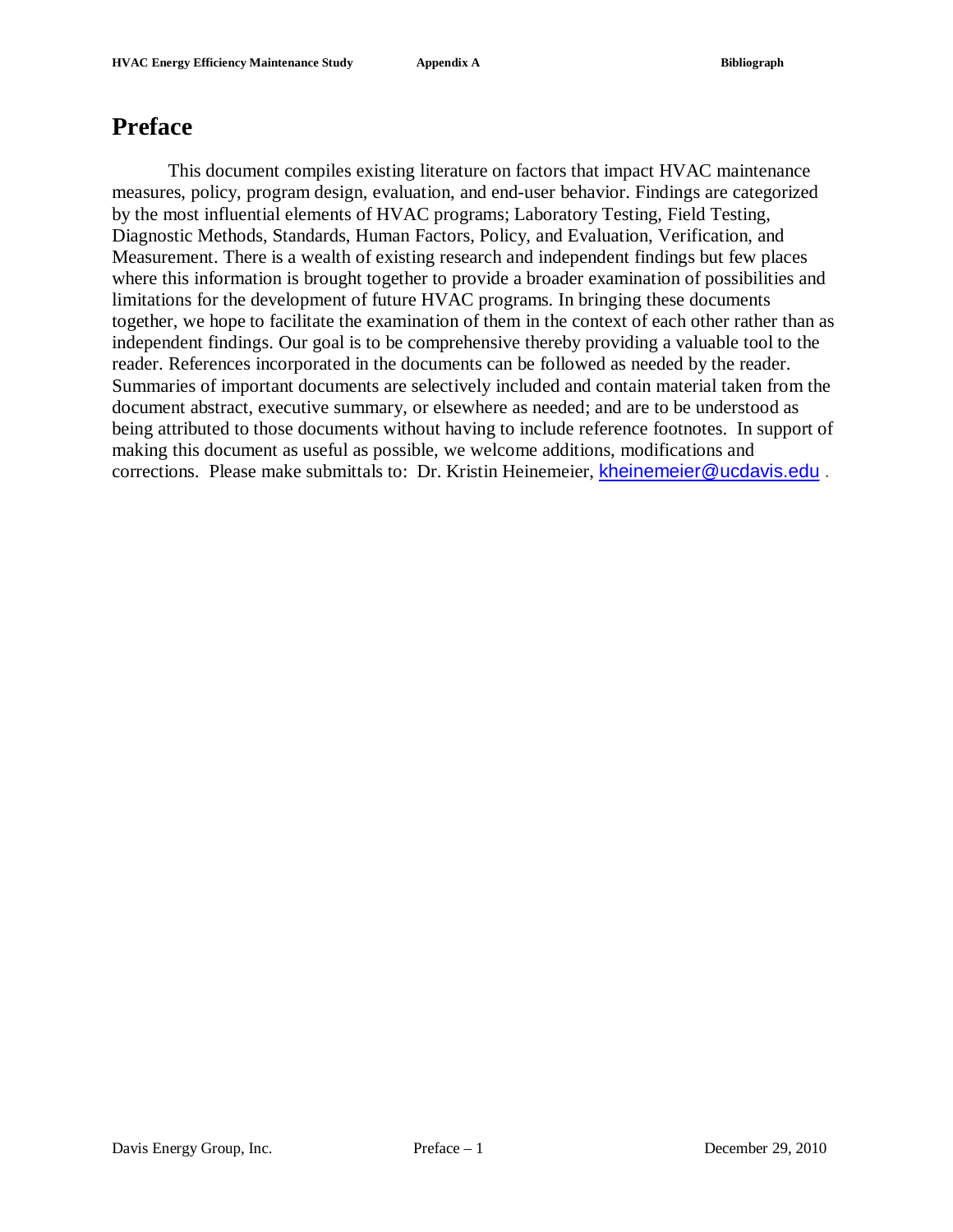# Preface

This document compiles existing literature on factors that impact HVAC maintenance measures, policy, program design, evaluation, and end-user behavior. Findings are categorized by the most influential elements of HVAC programs; Laboratory Testing, Field Testing, Diagnostic Methods, Standards, Human Factors, Policy, and Evaluation, Verification, and Measurement. There is a wealth of existing research and independent findings but few places where this information is brought together to provide a broader examination of possibilities and limitations for the development of future HVAC programs. In bringing these documents together, we hope to facilitate the examination of them in the context of each other rather than as independent findings. Our goal is to be comprehensive thereby providing a valuable tool to the reader. References incorporated in the documents can be followed as needed by the reader. Summaries of important documents are selectively included and contain material taken from the document abstract, executive summary, or elsewhere as needed; and are to be understood as being attributed to those documents without having to include reference footnotes. In support of making this document as useful as possible, we welcome additions, modifications and corrections. Please make submittals to: Dr. Kristin Heinemeier, kheinemeier@ucdavis.edu .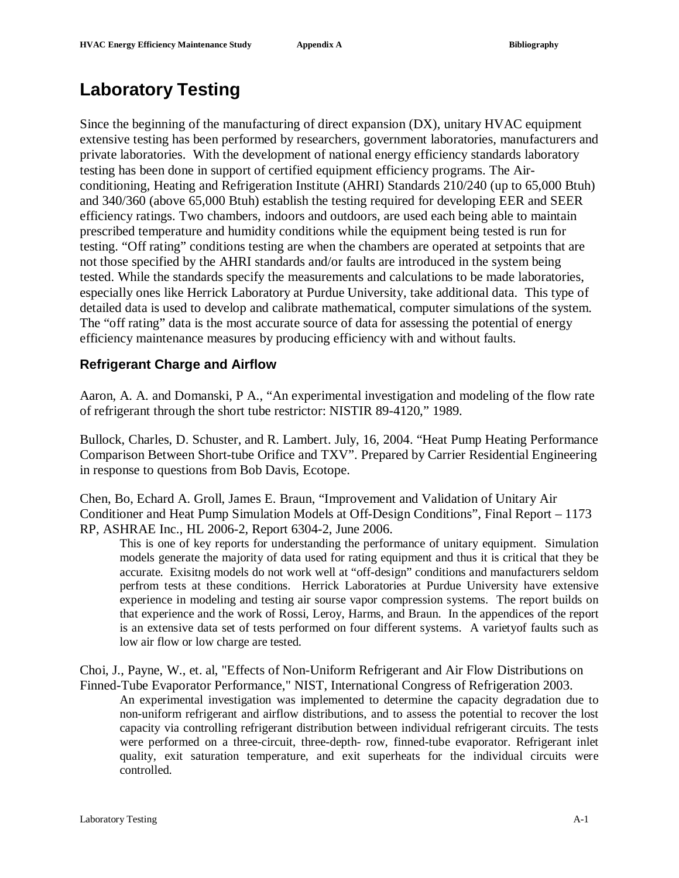# Laboratory Testing

Since the beginning of the manufacturing of direct expansion (DX), unitary HVAC equipment extensive testing has been performed by researchers, government laboratories, manufacturers and private laboratories. With the development of national energy efficiency standards laboratory testing has been done in support of certified equipment efficiency programs. The Air-conditioning, Heating and Refrigeration Institute (AHRI) Standards 210/240 (up to 65,000 Btuh) and 340/360 (above 65,000 Btuh) establish the testing required for developing EER and SEER efficiency ratings. Two chambers, indoors and outdoors, are used each being able to maintain prescribed temperature and humidity conditions while the equipment being tested is run for testing. "Off rating" conditions testing are when the chambers are operated at setpoints that are not those specified by the AHRI standards and/or faults are introduced in the system being tested. While the standards specify the measurements and calculations to be made laboratories, especially ones like Herrick Laboratory at Purdue University, take additional data. This type of detailed data is used to develop and calibrate mathematical, computer simulations of the system. The "off rating" data is the most accurate source of data for assessing the potential of energy efficiency maintenance measures by producing efficiency with and without faults.

## Refrigerant Charge and Airflow

Aaron, A. A. and Domanski, P A., "An experimental investigation and modeling of the flow rate of refrigerant through the short tube restrictor: NISTIR 89-4120," 1989.

Bullock, Charles, D. Schuster, and R. Lambert. July, 16, 2004. "Heat Pump Heating Performance Comparison Between Short-tube Orifice and TXV". Prepared by Carrier Residential Engineering in response to questions from Bob Davis, Ecotope.

Chen, Bo, Echard A. Groll, James E. Braun, "Improvement and Validation of Unitary Air Conditioner and Heat Pump Simulation Models at Off-Design Conditions", Final Report – 1173 RP, ASHRAE Inc., HL 2006-2, Report 6304-2, June 2006.

> This is one of key reports for understanding the performance of unitary equipment. Simulation models generate the majority of data used for rating equipment and thus it is critical that they be accurate. Exisitng models do not work well at "off-design" conditions and manufacturers seldom perfrom tests at these conditions. Herrick Laboratories at Purdue University have extensive experience in modeling and testing air sourse vapor compression systems. The report builds on that experience and the work of Rossi, Leroy, Harms, and Braun. In the appendices of the report is an extensive data set of tests performed on four different systems. A varietyof faults such as low air flow or low charge are tested.

Choi, J., Payne, W., et. al, "Effects of Non-Uniform Refrigerant and Air Flow Distributions on Finned-Tube Evaporator Performance," NIST, International Congress of Refrigeration 2003.

> An experimental investigation was implemented to determine the capacity degradation due to non-uniform refrigerant and airflow distributions, and to assess the potential to recover the lost capacity via controlling refrigerant distribution between individual refrigerant circuits. The tests were performed on a three-circuit, three-depth- row, finned-tube evaporator. Refrigerant inlet quality, exit saturation temperature, and exit superheats for the individual circuits were controlled.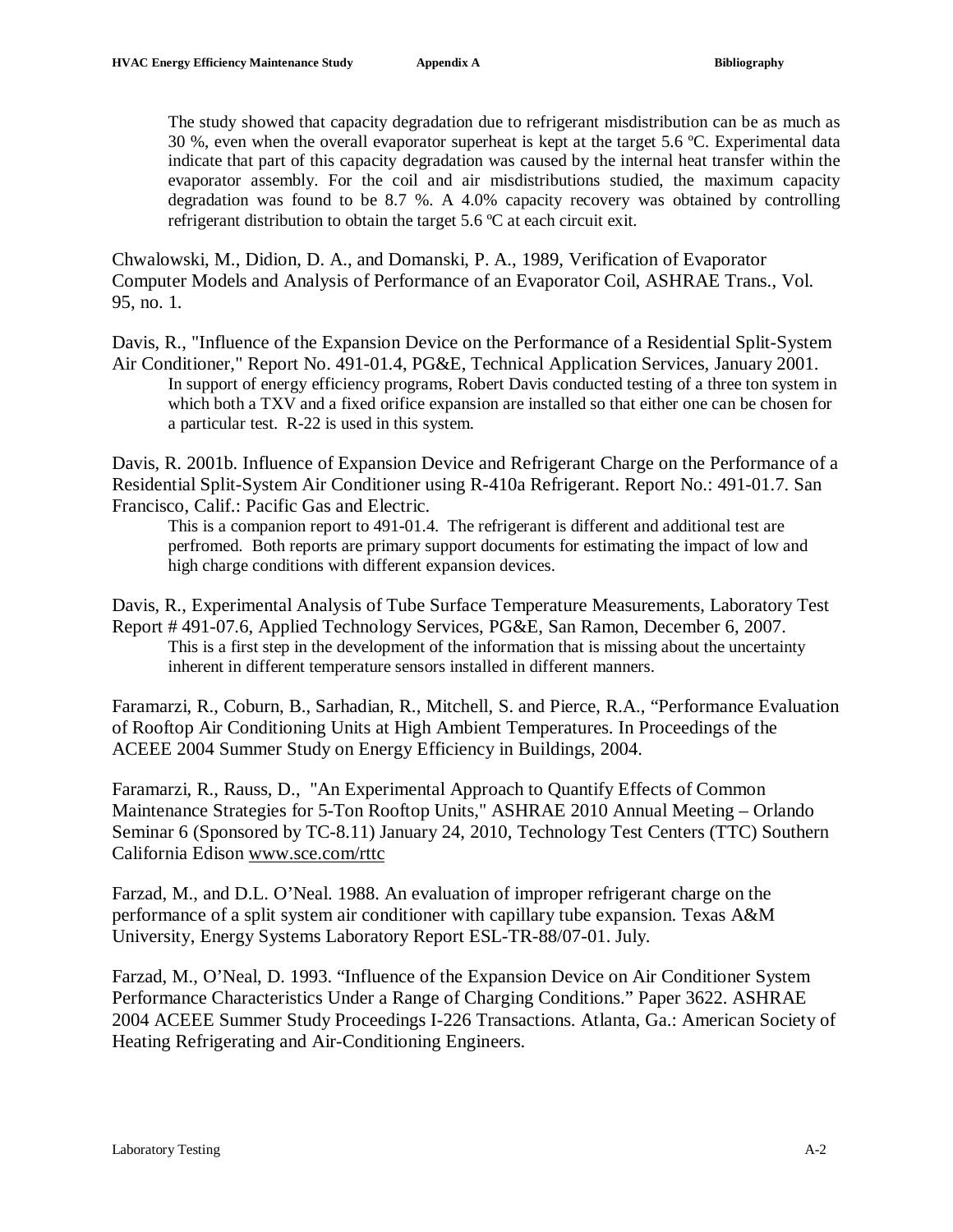The study showed that capacity degradation due to refrigerant misdistribution can be as much as 30 %, even when the overall evaporator superheat is kept at the target 5.6 ºC. Experimental data indicate that part of this capacity degradation was caused by the internal heat transfer within the evaporator assembly. For the coil and air misdistributions studied, the maximum capacity degradation was found to be 8.7 %. A 4.0% capacity recovery was obtained by controlling refrigerant distribution to obtain the target 5.6 ºC at each circuit exit.

Chwalowski, M., Didion, D. A., and Domanski, P. A., 1989, Verification of Evaporator Computer Models and Analysis of Performance of an Evaporator Coil, ASHRAE Trans., Vol. 95, no. 1.

Davis, R., "Influence of the Expansion Device on the Performance of a Residential Split-System Air Conditioner," Report No. 491-01.4, PG&E, Technical Application Services, January 2001.

In support of energy efficiency programs, Robert Davis conducted testing of a three ton system in which both a TXV and a fixed orifice expansion are installed so that either one can be chosen for a particular test. R-22 is used in this system.

Davis, R. 2001b. Influence of Expansion Device and Refrigerant Charge on the Performance of a Residential Split-System Air Conditioner using R-410a Refrigerant. Report No.: 491-01.7. San Francisco, Calif.: Pacific Gas and Electric.

This is a companion report to 491-01.4. The refrigerant is different and additional test are perfromed. Both reports are primary support documents for estimating the impact of low and high charge conditions with different expansion devices.

Davis, R., Experimental Analysis of Tube Surface Temperature Measurements, Laboratory Test Report # 491-07.6, Applied Technology Services, PG&E, San Ramon, December 6, 2007.

This is a first step in the development of the information that is missing about the uncertainty inherent in different temperature sensors installed in different manners.

Faramarzi, R., Coburn, B., Sarhadian, R., Mitchell, S. and Pierce, R.A., "Performance Evaluation of Rooftop Air Conditioning Units at High Ambient Temperatures. In Proceedings of the ACEEE 2004 Summer Study on Energy Efficiency in Buildings, 2004.

Faramarzi, R., Rauss, D., "An Experimental Approach to Quantify Effects of Common Maintenance Strategies for 5-Ton Rooftop Units," ASHRAE 2010 Annual Meeting – Orlando Seminar 6 (Sponsored by TC-8.11) January 24, 2010, Technology Test Centers (TTC) Southern California Edison www.sce.com/rttc

Farzad, M., and D.L. O'Neal. 1988. An evaluation of improper refrigerant charge on the performance of a split system air conditioner with capillary tube expansion. Texas A&M University, Energy Systems Laboratory Report ESL-TR-88/07-01. July.

Farzad, M., O'Neal, D. 1993. "Influence of the Expansion Device on Air Conditioner System Performance Characteristics Under a Range of Charging Conditions." Paper 3622. ASHRAE 2004 ACEEE Summer Study Proceedings I-226 Transactions. Atlanta, Ga.: American Society of Heating Refrigerating and Air-Conditioning Engineers.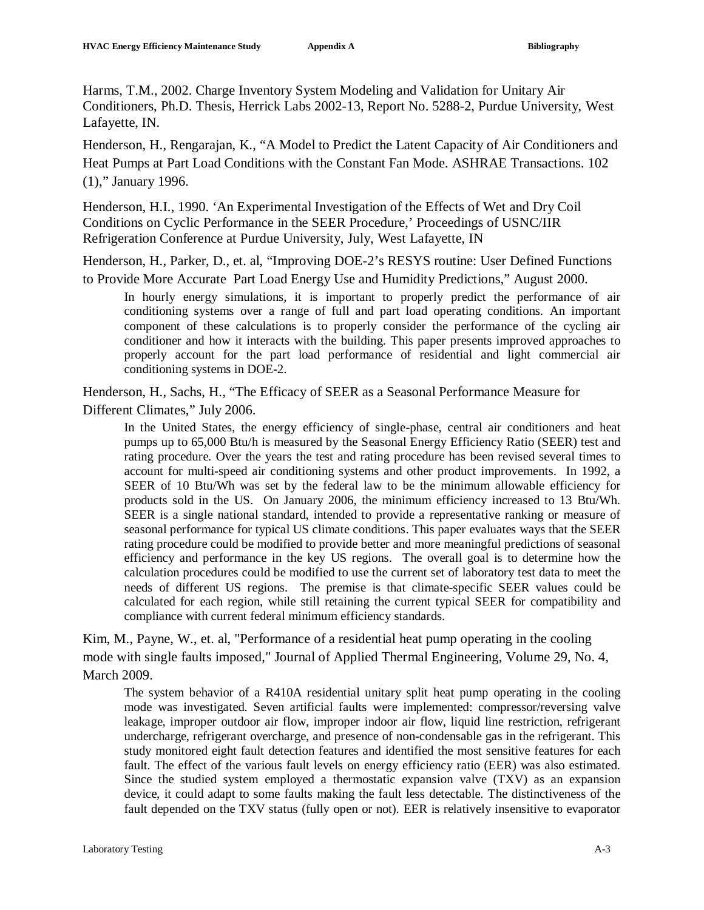Harms, T.M., 2002. Charge Inventory System Modeling and Validation for Unitary Air Conditioners, Ph.D. Thesis, Herrick Labs 2002-13, Report No. 5288-2, Purdue University, West Lafayette, IN.

Henderson, H., Rengarajan, K., "A Model to Predict the Latent Capacity of Air Conditioners and Heat Pumps at Part Load Conditions with the Constant Fan Mode. ASHRAE Transactions. 102 (1)," January 1996.

Henderson, H.I., 1990. 'An Experimental Investigation of the Effects of Wet and Dry Coil Conditions on Cyclic Performance in the SEER Procedure,' Proceedings of USNC/IIR Refrigeration Conference at Purdue University, July, West Lafayette, IN

Henderson, H., Parker, D., et. al, "Improving DOE-2's RESYS routine: User Defined Functions to Provide More Accurate Part Load Energy Use and Humidity Predictions," August 2000.

> In hourly energy simulations, it is important to properly predict the performance of air conditioning systems over a range of full and part load operating conditions. An important component of these calculations is to properly consider the performance of the cycling air conditioner and how it interacts with the building. This paper presents improved approaches to properly account for the part load performance of residential and light commercial air conditioning systems in DOE-2.

Henderson, H., Sachs, H., "The Efficacy of SEER as a Seasonal Performance Measure for Different Climates," July 2006.

> In the United States, the energy efficiency of single-phase, central air conditioners and heat pumps up to 65,000 Btu/h is measured by the Seasonal Energy Efficiency Ratio (SEER) test and rating procedure. Over the years the test and rating procedure has been revised several times to account for multi-speed air conditioning systems and other product improvements. In 1992, a SEER of 10 Btu/Wh was set by the federal law to be the minimum allowable efficiency for products sold in the US. On January 2006, the minimum efficiency increased to 13 Btu/Wh. SEER is a single national standard, intended to provide a representative ranking or measure of seasonal performance for typical US climate conditions. This paper evaluates ways that the SEER rating procedure could be modified to provide better and more meaningful predictions of seasonal efficiency and performance in the key US regions. The overall goal is to determine how the calculation procedures could be modified to use the current set of laboratory test data to meet the needs of different US regions. The premise is that climate-specific SEER values could be calculated for each region, while still retaining the current typical SEER for compatibility and compliance with current federal minimum efficiency standards.

Kim, M., Payne, W., et. al, "Performance of a residential heat pump operating in the cooling mode with single faults imposed," Journal of Applied Thermal Engineering, Volume 29, No. 4, March 2009.

> The system behavior of a R410A residential unitary split heat pump operating in the cooling mode was investigated. Seven artificial faults were implemented: compressor/reversing valve leakage, improper outdoor air flow, improper indoor air flow, liquid line restriction, refrigerant undercharge, refrigerant overcharge, and presence of non-condensable gas in the refrigerant. This study monitored eight fault detection features and identified the most sensitive features for each fault. The effect of the various fault levels on energy efficiency ratio (EER) was also estimated. Since the studied system employed a thermostatic expansion valve (TXV) as an expansion device, it could adapt to some faults making the fault less detectable. The distinctiveness of the fault depended on the TXV status (fully open or not). EER is relatively insensitive to evaporator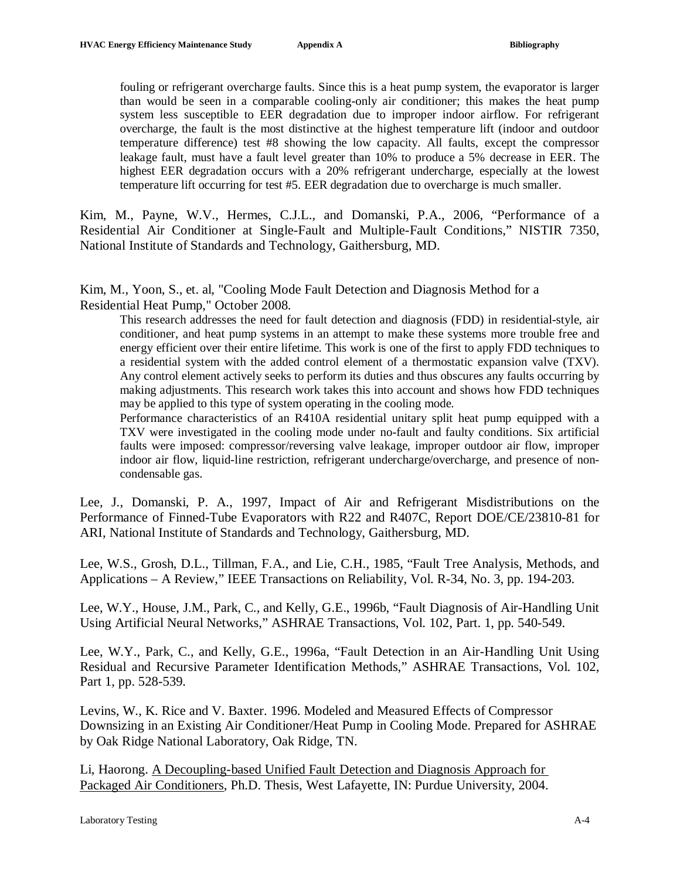fouling or refrigerant overcharge faults. Since this is a heat pump system, the evaporator is larger than would be seen in a comparable cooling-only air conditioner; this makes the heat pump system less susceptible to EER degradation due to improper indoor airflow. For refrigerant overcharge, the fault is the most distinctive at the highest temperature lift (indoor and outdoor temperature difference) test #8 showing the low capacity. All faults, except the compressor leakage fault, must have a fault level greater than 10% to produce a 5% decrease in EER. The highest EER degradation occurs with a 20% refrigerant undercharge, especially at the lowest temperature lift occurring for test #5. EER degradation due to overcharge is much smaller.

Kim, M., Payne, W.V., Hermes, C.J.L., and Domanski, P.A., 2006, "Performance of a Residential Air Conditioner at Single-Fault and Multiple-Fault Conditions," NISTIR 7350, National Institute of Standards and Technology, Gaithersburg, MD.

Kim, M., Yoon, S., et. al, "Cooling Mode Fault Detection and Diagnosis Method for a Residential Heat Pump," October 2008.

This research addresses the need for fault detection and diagnosis (FDD) in residential-style, air conditioner, and heat pump systems in an attempt to make these systems more trouble free and energy efficient over their entire lifetime. This work is one of the first to apply FDD techniques to a residential system with the added control element of a thermostatic expansion valve (TXV). Any control element actively seeks to perform its duties and thus obscures any faults occurring by making adjustments. This research work takes this into account and shows how FDD techniques may be applied to this type of system operating in the cooling mode.

Performance characteristics of an R410A residential unitary split heat pump equipped with a TXV were investigated in the cooling mode under no-fault and faulty conditions. Six artificial faults were imposed: compressor/reversing valve leakage, improper outdoor air flow, improper indoor air flow, liquid-line restriction, refrigerant undercharge/overcharge, and presence of non-condensable gas.

Lee, J., Domanski, P. A., 1997, Impact of Air and Refrigerant Misdistributions on the Performance of Finned-Tube Evaporators with R22 and R407C, Report DOE/CE/23810-81 for ARI, National Institute of Standards and Technology, Gaithersburg, MD.

Lee, W.S., Grosh, D.L., Tillman, F.A., and Lie, C.H., 1985, "Fault Tree Analysis, Methods, and Applications – A Review," IEEE Transactions on Reliability, Vol. R-34, No. 3, pp. 194-203.

Lee, W.Y., House, J.M., Park, C., and Kelly, G.E., 1996b, "Fault Diagnosis of Air-Handling Unit Using Artificial Neural Networks," ASHRAE Transactions, Vol. 102, Part. 1, pp. 540-549.

Lee, W.Y., Park, C., and Kelly, G.E., 1996a, "Fault Detection in an Air-Handling Unit Using Residual and Recursive Parameter Identification Methods," ASHRAE Transactions, Vol. 102, Part 1, pp. 528-539.

Levins, W., K. Rice and V. Baxter. 1996. Modeled and Measured Effects of Compressor Downsizing in an Existing Air Conditioner/Heat Pump in Cooling Mode. Prepared for ASHRAE by Oak Ridge National Laboratory, Oak Ridge, TN.

Li, Haorong. A Decoupling-based Unified Fault Detection and Diagnosis Approach for Packaged Air Conditioners, Ph.D. Thesis, West Lafayette, IN: Purdue University, 2004.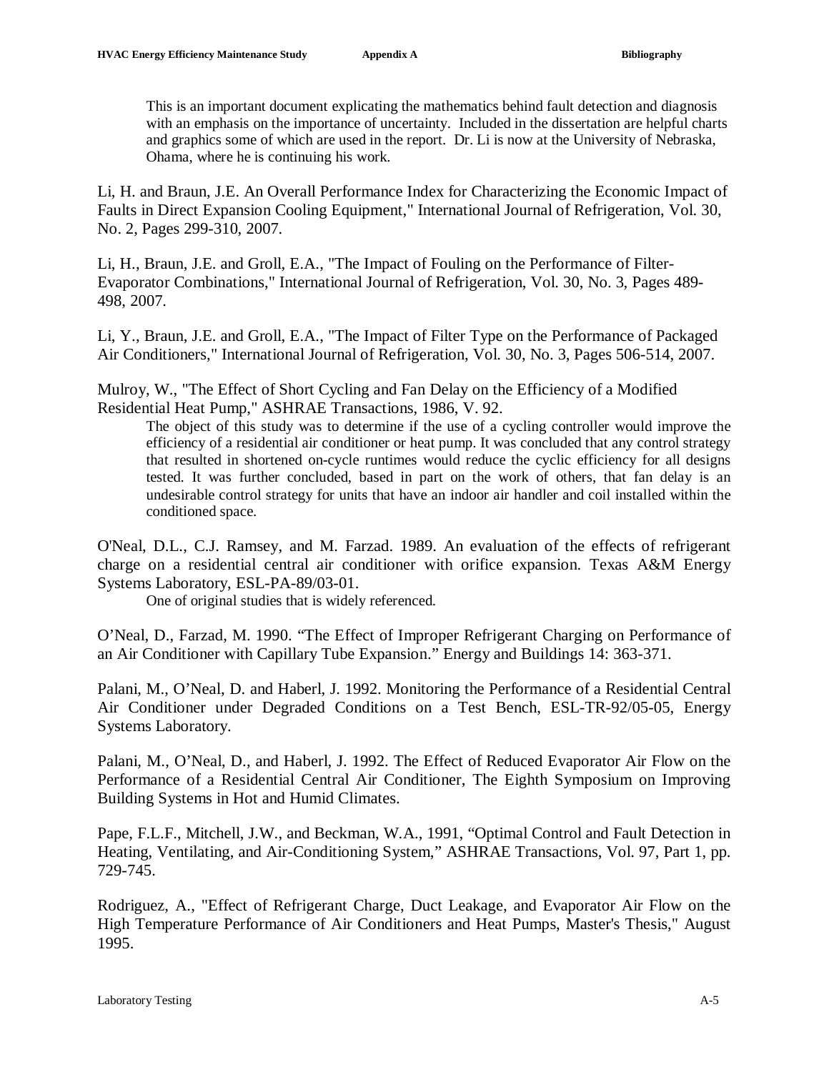This is an important document explicating the mathematics behind fault detection and diagnosis with an emphasis on the importance of uncertainty. Included in the dissertation are helpful charts and graphics some of which are used in the report. Dr. Li is now at the University of Nebraska, Ohama, where he is continuing his work.

Li, H. and Braun, J.E. An Overall Performance Index for Characterizing the Economic Impact of Faults in Direct Expansion Cooling Equipment," International Journal of Refrigeration, Vol. 30, No. 2, Pages 299-310, 2007.

Li, H., Braun, J.E. and Groll, E.A., "The Impact of Fouling on the Performance of Filter-Evaporator Combinations," International Journal of Refrigeration, Vol. 30, No. 3, Pages 489-498, 2007.

Li, Y., Braun, J.E. and Groll, E.A., "The Impact of Filter Type on the Performance of Packaged Air Conditioners," International Journal of Refrigeration, Vol. 30, No. 3, Pages 506-514, 2007.

Mulroy, W., "The Effect of Short Cycling and Fan Delay on the Efficiency of a Modified Residential Heat Pump," ASHRAE Transactions, 1986, V. 92.

The object of this study was to determine if the use of a cycling controller would improve the efficiency of a residential air conditioner or heat pump. It was concluded that any control strategy that resulted in shortened on-cycle runtimes would reduce the cyclic efficiency for all designs tested. It was further concluded, based in part on the work of others, that fan delay is an undesirable control strategy for units that have an indoor air handler and coil installed within the conditioned space.

O'Neal, D.L., C.J. Ramsey, and M. Farzad. 1989. An evaluation of the effects of refrigerant charge on a residential central air conditioner with orifice expansion. Texas A&M Energy Systems Laboratory, ESL-PA-89/03-01.

One of original studies that is widely referenced.

O'Neal, D., Farzad, M. 1990. "The Effect of Improper Refrigerant Charging on Performance of an Air Conditioner with Capillary Tube Expansion." Energy and Buildings 14: 363-371.

Palani, M., O'Neal, D. and Haberl, J. 1992. Monitoring the Performance of a Residential Central Air Conditioner under Degraded Conditions on a Test Bench, ESL-TR-92/05-05, Energy Systems Laboratory.

Palani, M., O'Neal, D., and Haberl, J. 1992. The Effect of Reduced Evaporator Air Flow on the Performance of a Residential Central Air Conditioner, The Eighth Symposium on Improving Building Systems in Hot and Humid Climates.

Pape, F.L.F., Mitchell, J.W., and Beckman, W.A., 1991, "Optimal Control and Fault Detection in Heating, Ventilating, and Air-Conditioning System," ASHRAE Transactions, Vol. 97, Part 1, pp. 729-745.

Rodriguez, A., "Effect of Refrigerant Charge, Duct Leakage, and Evaporator Air Flow on the High Temperature Performance of Air Conditioners and Heat Pumps, Master's Thesis," August 1995.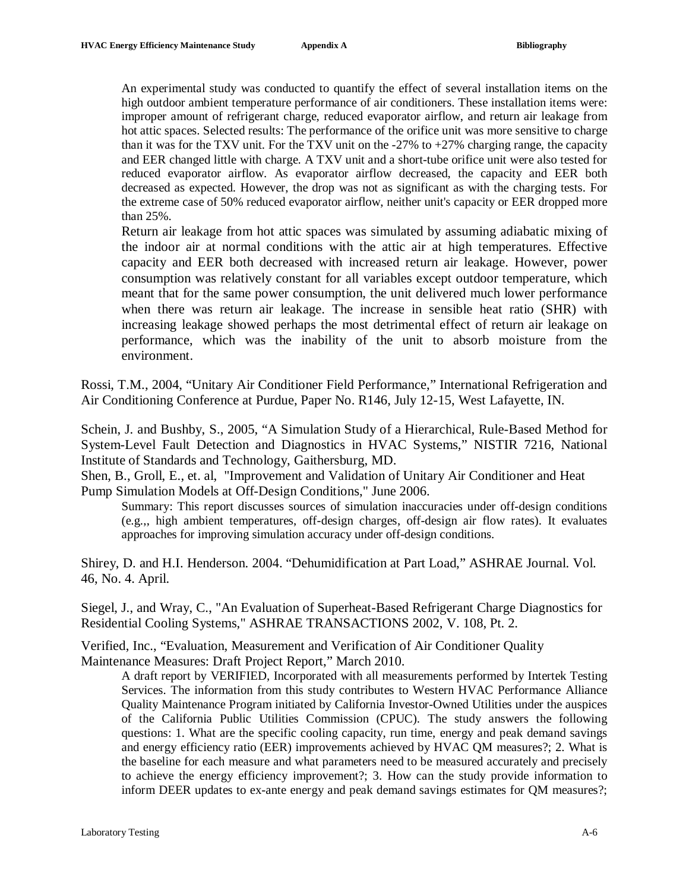An experimental study was conducted to quantify the effect of several installation items on the high outdoor ambient temperature performance of air conditioners. These installation items were: improper amount of refrigerant charge, reduced evaporator airflow, and return air leakage from hot attic spaces. Selected results: The performance of the orifice unit was more sensitive to charge than it was for the TXV unit. For the TXV unit on the -27% to +27% charging range, the capacity and EER changed little with charge. A TXV unit and a short-tube orifice unit were also tested for reduced evaporator airflow. As evaporator airflow decreased, the capacity and EER both decreased as expected. However, the drop was not as significant as with the charging tests. For the extreme case of 50% reduced evaporator airflow, neither unit's capacity or EER dropped more than 25%.

Return air leakage from hot attic spaces was simulated by assuming adiabatic mixing of the indoor air at normal conditions with the attic air at high temperatures. Effective capacity and EER both decreased with increased return air leakage. However, power consumption was relatively constant for all variables except outdoor temperature, which meant that for the same power consumption, the unit delivered much lower performance when there was return air leakage. The increase in sensible heat ratio (SHR) with increasing leakage showed perhaps the most detrimental effect of return air leakage on performance, which was the inability of the unit to absorb moisture from the environment.

Rossi, T.M., 2004, "Unitary Air Conditioner Field Performance," International Refrigeration and Air Conditioning Conference at Purdue, Paper No. R146, July 12-15, West Lafayette, IN.

Schein, J. and Bushby, S., 2005, "A Simulation Study of a Hierarchical, Rule-Based Method for System-Level Fault Detection and Diagnostics in HVAC Systems," NISTIR 7216, National Institute of Standards and Technology, Gaithersburg, MD.

Shen, B., Groll, E., et. al, "Improvement and Validation of Unitary Air Conditioner and Heat Pump Simulation Models at Off-Design Conditions," June 2006.

Summary: This report discusses sources of simulation inaccuracies under off-design conditions (e.g.,, high ambient temperatures, off-design charges, off-design air flow rates). It evaluates approaches for improving simulation accuracy under off-design conditions.

Shirey, D. and H.I. Henderson. 2004. "Dehumidification at Part Load," ASHRAE Journal. Vol. 46, No. 4. April.

Siegel, J., and Wray, C., "An Evaluation of Superheat-Based Refrigerant Charge Diagnostics for Residential Cooling Systems," ASHRAE TRANSACTIONS 2002, V. 108, Pt. 2.

Verified, Inc., "Evaluation, Measurement and Verification of Air Conditioner Quality Maintenance Measures: Draft Project Report," March 2010.

A draft report by VERIFIED, Incorporated with all measurements performed by Intertek Testing Services. The information from this study contributes to Western HVAC Performance Alliance Quality Maintenance Program initiated by California Investor-Owned Utilities under the auspices of the California Public Utilities Commission (CPUC). The study answers the following questions: 1. What are the specific cooling capacity, run time, energy and peak demand savings and energy efficiency ratio (EER) improvements achieved by HVAC QM measures?; 2. What is the baseline for each measure and what parameters need to be measured accurately and precisely to achieve the energy efficiency improvement?; 3. How can the study provide information to inform DEER updates to ex-ante energy and peak demand savings estimates for QM measures?;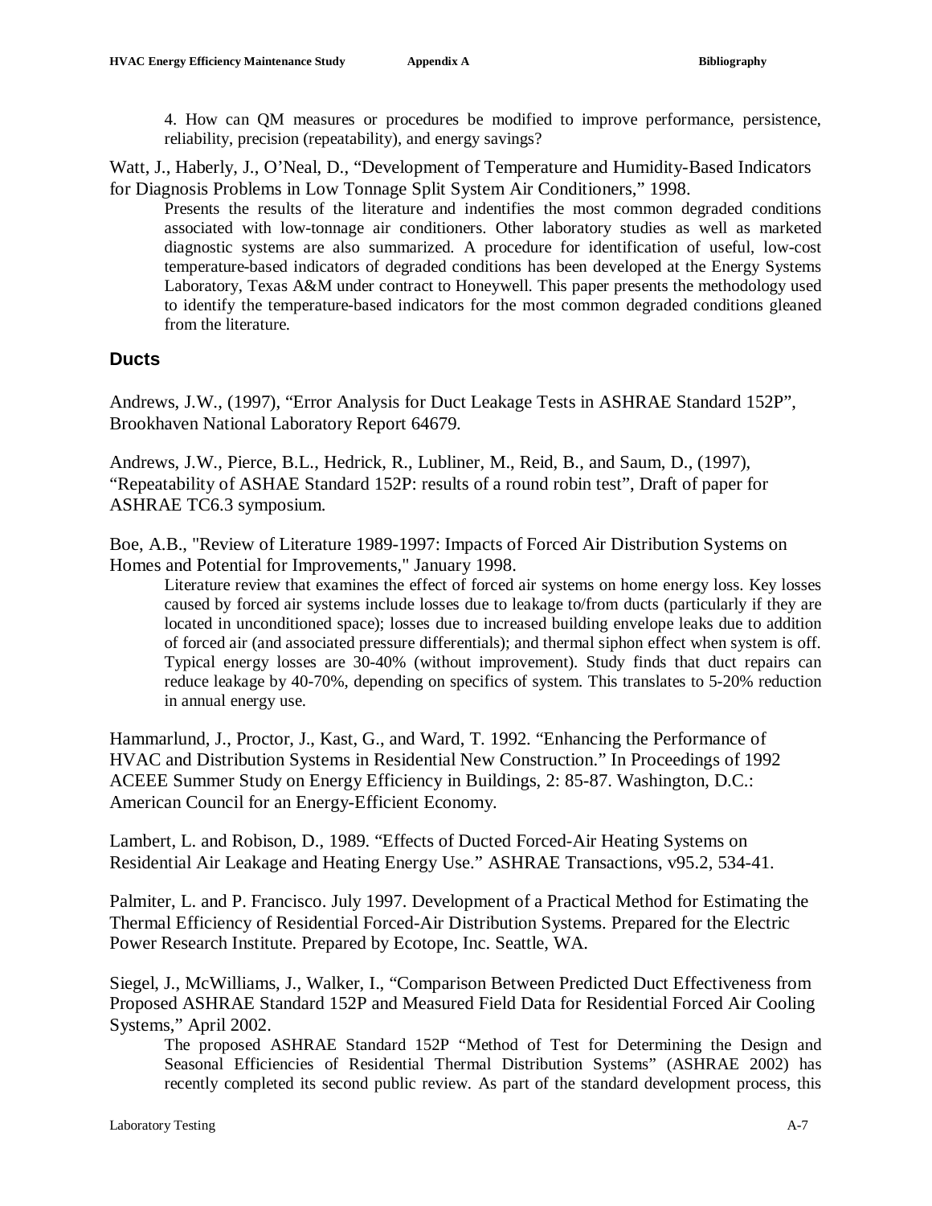4. How can QM measures or procedures be modified to improve performance, persistence, reliability, precision (repeatability), and energy savings?

Watt, J., Haberly, J., O'Neal, D., "Development of Temperature and Humidity-Based Indicators for Diagnosis Problems in Low Tonnage Split System Air Conditioners," 1998.

> Presents the results of the literature and indentifies the most common degraded conditions associated with low-tonnage air conditioners. Other laboratory studies as well as marketed diagnostic systems are also summarized. A procedure for identification of useful, low-cost temperature-based indicators of degraded conditions has been developed at the Energy Systems Laboratory, Texas A&M under contract to Honeywell. This paper presents the methodology used to identify the temperature-based indicators for the most common degraded conditions gleaned from the literature.

## Ducts

Andrews, J.W., (1997), "Error Analysis for Duct Leakage Tests in ASHRAE Standard 152P", Brookhaven National Laboratory Report 64679.

Andrews, J.W., Pierce, B.L., Hedrick, R., Lubliner, M., Reid, B., and Saum, D., (1997), "Repeatability of ASHAE Standard 152P: results of a round robin test", Draft of paper for ASHRAE TC6.3 symposium.

Boe, A.B., "Review of Literature 1989-1997: Impacts of Forced Air Distribution Systems on Homes and Potential for Improvements," January 1998.

> Literature review that examines the effect of forced air systems on home energy loss. Key losses caused by forced air systems include losses due to leakage to/from ducts (particularly if they are located in unconditioned space); losses due to increased building envelope leaks due to addition of forced air (and associated pressure differentials); and thermal siphon effect when system is off. Typical energy losses are 30-40% (without improvement). Study finds that duct repairs can reduce leakage by 40-70%, depending on specifics of system. This translates to 5-20% reduction in annual energy use.

Hammarlund, J., Proctor, J., Kast, G., and Ward, T. 1992. "Enhancing the Performance of HVAC and Distribution Systems in Residential New Construction." In Proceedings of 1992 ACEEE Summer Study on Energy Efficiency in Buildings, 2: 85-87. Washington, D.C.: American Council for an Energy-Efficient Economy.

Lambert, L. and Robison, D., 1989. "Effects of Ducted Forced-Air Heating Systems on Residential Air Leakage and Heating Energy Use." ASHRAE Transactions, v95.2, 534-41.

Palmiter, L. and P. Francisco. July 1997. Development of a Practical Method for Estimating the Thermal Efficiency of Residential Forced-Air Distribution Systems. Prepared for the Electric Power Research Institute. Prepared by Ecotope, Inc. Seattle, WA.

Siegel, J., McWilliams, J., Walker, I., "Comparison Between Predicted Duct Effectiveness from Proposed ASHRAE Standard 152P and Measured Field Data for Residential Forced Air Cooling Systems," April 2002.

> The proposed ASHRAE Standard 152P "Method of Test for Determining the Design and Seasonal Efficiencies of Residential Thermal Distribution Systems" (ASHRAE 2002) has recently completed its second public review. As part of the standard development process, this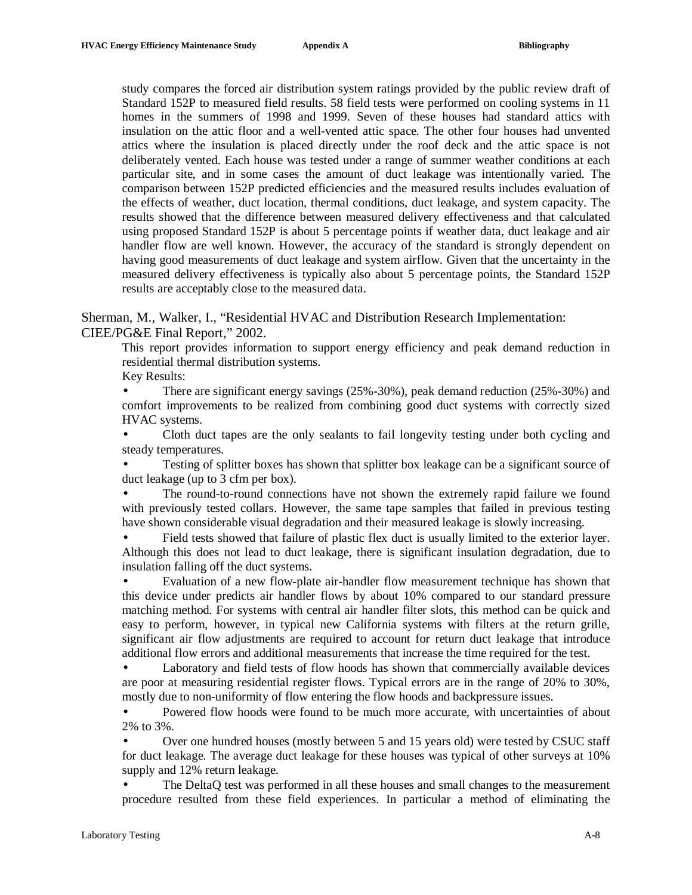study compares the forced air distribution system ratings provided by the public review draft of Standard 152P to measured field results. 58 field tests were performed on cooling systems in 11 homes in the summers of 1998 and 1999. Seven of these houses had standard attics with insulation on the attic floor and a well-vented attic space. The other four houses had unvented attics where the insulation is placed directly under the roof deck and the attic space is not deliberately vented. Each house was tested under a range of summer weather conditions at each particular site, and in some cases the amount of duct leakage was intentionally varied. The comparison between 152P predicted efficiencies and the measured results includes evaluation of the effects of weather, duct location, thermal conditions, duct leakage, and system capacity. The results showed that the difference between measured delivery effectiveness and that calculated using proposed Standard 152P is about 5 percentage points if weather data, duct leakage and air handler flow are well known. However, the accuracy of the standard is strongly dependent on having good measurements of duct leakage and system airflow. Given that the uncertainty in the measured delivery effectiveness is typically also about 5 percentage points, the Standard 152P results are acceptably close to the measured data.

Sherman, M., Walker, I., "Residential HVAC and Distribution Research Implementation: CIEE/PG&E Final Report," 2002.

This report provides information to support energy efficiency and peak demand reduction in residential thermal distribution systems.

Key Results:

- There are significant energy savings (25%-30%), peak demand reduction (25%-30%) and comfort improvements to be realized from combining good duct systems with correctly sized HVAC systems.
- Cloth duct tapes are the only sealants to fail longevity testing under both cycling and steady temperatures.
- Testing of splitter boxes has shown that splitter box leakage can be a significant source of duct leakage (up to 3 cfm per box).
- The round-to-round connections have not shown the extremely rapid failure we found with previously tested collars. However, the same tape samples that failed in previous testing have shown considerable visual degradation and their measured leakage is slowly increasing.
- Field tests showed that failure of plastic flex duct is usually limited to the exterior layer. Although this does not lead to duct leakage, there is significant insulation degradation, due to insulation falling off the duct systems.
- Evaluation of a new flow-plate air-handler flow measurement technique has shown that this device under predicts air handler flows by about 10% compared to our standard pressure matching method. For systems with central air handler filter slots, this method can be quick and easy to perform, however, in typical new California systems with filters at the return grille, significant air flow adjustments are required to account for return duct leakage that introduce additional flow errors and additional measurements that increase the time required for the test.
- Laboratory and field tests of flow hoods has shown that commercially available devices are poor at measuring residential register flows. Typical errors are in the range of 20% to 30%, mostly due to non-uniformity of flow entering the flow hoods and backpressure issues.
- Powered flow hoods were found to be much more accurate, with uncertainties of about 2% to 3%.
- Over one hundred houses (mostly between 5 and 15 years old) were tested by CSUC staff for duct leakage. The average duct leakage for these houses was typical of other surveys at 10% supply and 12% return leakage.
- The DeltaQ test was performed in all these houses and small changes to the measurement procedure resulted from these field experiences. In particular a method of eliminating the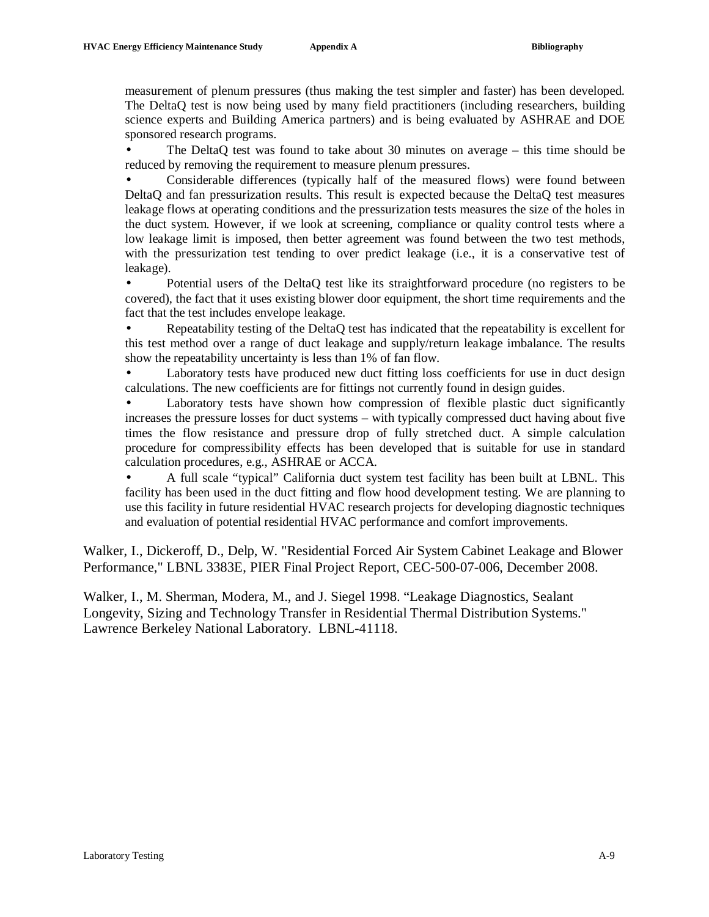measurement of plenum pressures (thus making the test simpler and faster) has been developed. The DeltaQ test is now being used by many field practitioners (including researchers, building science experts and Building America partners) and is being evaluated by ASHRAE and DOE sponsored research programs.

- The DeltaQ test was found to take about 30 minutes on average – this time should be reduced by removing the requirement to measure plenum pressures.
- Considerable differences (typically half of the measured flows) were found between DeltaQ and fan pressurization results. This result is expected because the DeltaQ test measures leakage flows at operating conditions and the pressurization tests measures the size of the holes in the duct system. However, if we look at screening, compliance or quality control tests where a low leakage limit is imposed, then better agreement was found between the two test methods, with the pressurization test tending to over predict leakage (i.e., it is a conservative test of leakage).
- Potential users of the DeltaQ test like its straightforward procedure (no registers to be covered), the fact that it uses existing blower door equipment, the short time requirements and the fact that the test includes envelope leakage.
- Repeatability testing of the DeltaQ test has indicated that the repeatability is excellent for this test method over a range of duct leakage and supply/return leakage imbalance. The results show the repeatability uncertainty is less than 1% of fan flow.
- Laboratory tests have produced new duct fitting loss coefficients for use in duct design calculations. The new coefficients are for fittings not currently found in design guides.
- Laboratory tests have shown how compression of flexible plastic duct significantly increases the pressure losses for duct systems – with typically compressed duct having about five times the flow resistance and pressure drop of fully stretched duct. A simple calculation procedure for compressibility effects has been developed that is suitable for use in standard calculation procedures, e.g., ASHRAE or ACCA.
- A full scale "typical" California duct system test facility has been built at LBNL. This facility has been used in the duct fitting and flow hood development testing. We are planning to use this facility in future residential HVAC research projects for developing diagnostic techniques and evaluation of potential residential HVAC performance and comfort improvements.

Walker, I., Dickeroff, D., Delp, W. "Residential Forced Air System Cabinet Leakage and Blower Performance," LBNL 3383E, PIER Final Project Report, CEC-500-07-006, December 2008.

Walker, I., M. Sherman, Modera, M., and J. Siegel 1998. "Leakage Diagnostics, Sealant Longevity, Sizing and Technology Transfer in Residential Thermal Distribution Systems." Lawrence Berkeley National Laboratory. LBNL-41118.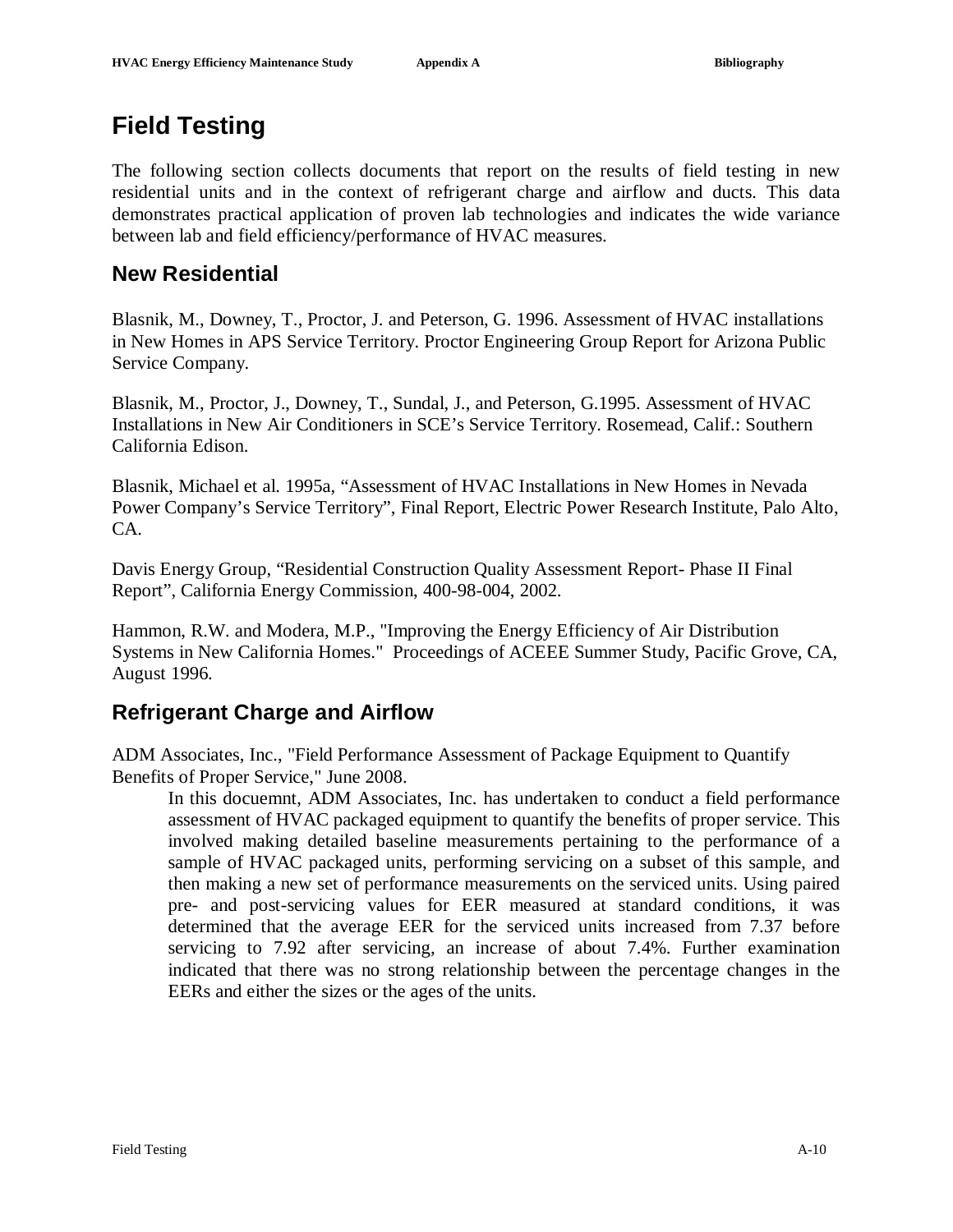# Field Testing

The following section collects documents that report on the results of field testing in new residential units and in the context of refrigerant charge and airflow and ducts. This data demonstrates practical application of proven lab technologies and indicates the wide variance between lab and field efficiency/performance of HVAC measures.

## New Residential

Blasnik, M., Downey, T., Proctor, J. and Peterson, G. 1996. Assessment of HVAC installations in New Homes in APS Service Territory. Proctor Engineering Group Report for Arizona Public Service Company.

Blasnik, M., Proctor, J., Downey, T., Sundal, J., and Peterson, G.1995. Assessment of HVAC Installations in New Air Conditioners in SCE's Service Territory. Rosemead, Calif.: Southern California Edison.

Blasnik, Michael et al. 1995a, "Assessment of HVAC Installations in New Homes in Nevada Power Company's Service Territory", Final Report, Electric Power Research Institute, Palo Alto, CA.

Davis Energy Group, "Residential Construction Quality Assessment Report- Phase II Final Report", California Energy Commission, 400-98-004, 2002.

Hammon, R.W. and Modera, M.P., "Improving the Energy Efficiency of Air Distribution Systems in New California Homes." Proceedings of ACEEE Summer Study, Pacific Grove, CA, August 1996.

## Refrigerant Charge and Airflow

ADM Associates, Inc., "Field Performance Assessment of Package Equipment to Quantify Benefits of Proper Service," June 2008.

> In this docuemnt, ADM Associates, Inc. has undertaken to conduct a field performance assessment of HVAC packaged equipment to quantify the benefits of proper service. This involved making detailed baseline measurements pertaining to the performance of a sample of HVAC packaged units, performing servicing on a subset of this sample, and then making a new set of performance measurements on the serviced units. Using paired pre- and post-servicing values for EER measured at standard conditions, it was determined that the average EER for the serviced units increased from 7.37 before servicing to 7.92 after servicing, an increase of about 7.4%. Further examination indicated that there was no strong relationship between the percentage changes in the EERs and either the sizes or the ages of the units.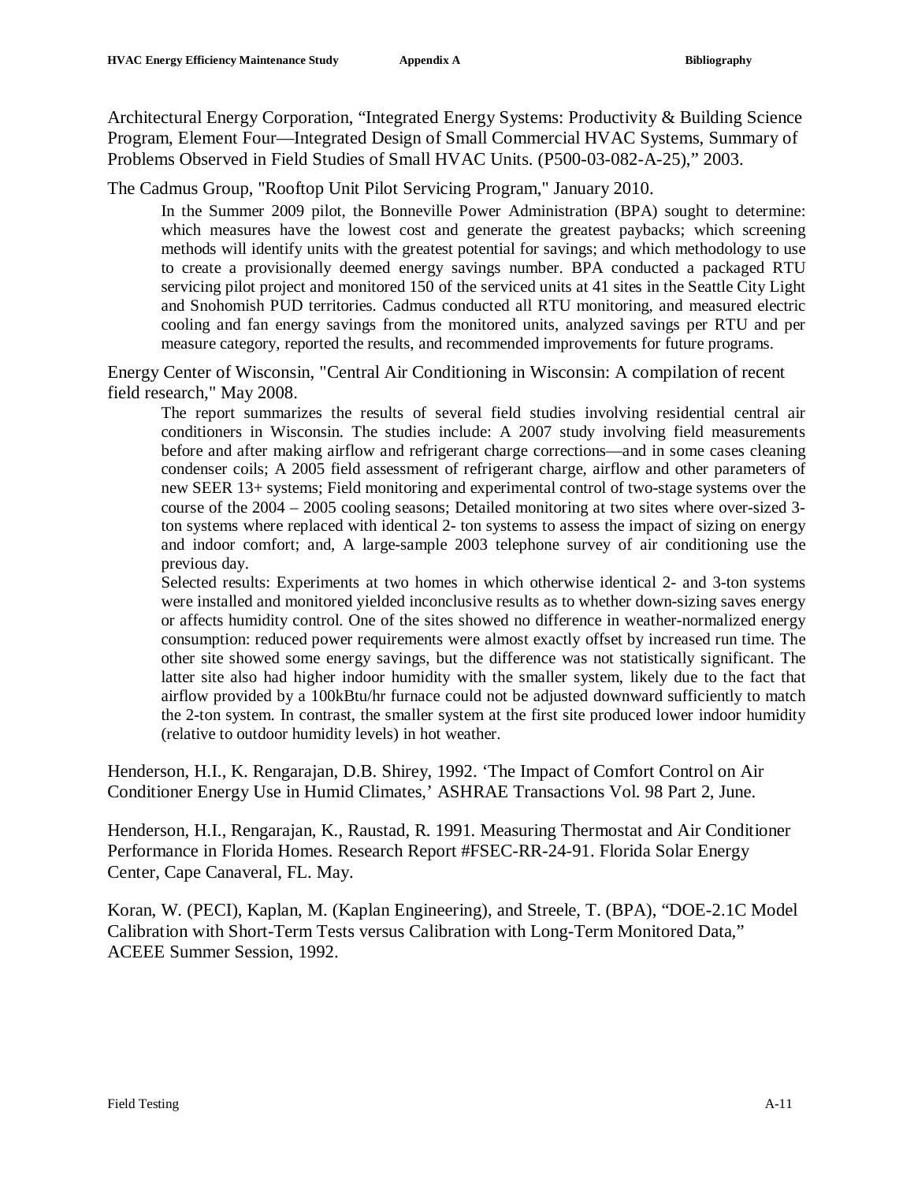Architectural Energy Corporation, “Integrated Energy Systems: Productivity & Building Science Program, Element Four—Integrated Design of Small Commercial HVAC Systems, Summary of Problems Observed in Field Studies of Small HVAC Units. (P500-03-082-A-25),” 2003.

The Cadmus Group, "Rooftop Unit Pilot Servicing Program," January 2010.

> In the Summer 2009 pilot, the Bonneville Power Administration (BPA) sought to determine: which measures have the lowest cost and generate the greatest paybacks; which screening methods will identify units with the greatest potential for savings; and which methodology to use to create a provisionally deemed energy savings number. BPA conducted a packaged RTU servicing pilot project and monitored 150 of the serviced units at 41 sites in the Seattle City Light and Snohomish PUD territories. Cadmus conducted all RTU monitoring, and measured electric cooling and fan energy savings from the monitored units, analyzed savings per RTU and per measure category, reported the results, and recommended improvements for future programs.

Energy Center of Wisconsin, "Central Air Conditioning in Wisconsin: A compilation of recent field research," May 2008.

> The report summarizes the results of several field studies involving residential central air conditioners in Wisconsin. The studies include: A 2007 study involving field measurements before and after making airflow and refrigerant charge corrections—and in some cases cleaning condenser coils; A 2005 field assessment of refrigerant charge, airflow and other parameters of new SEER 13+ systems; Field monitoring and experimental control of two-stage systems over the course of the 2004 – 2005 cooling seasons; Detailed monitoring at two sites where over-sized 3-ton systems where replaced with identical 2- ton systems to assess the impact of sizing on energy and indoor comfort; and, A large-sample 2003 telephone survey of air conditioning use the previous day.
>
> Selected results: Experiments at two homes in which otherwise identical 2- and 3-ton systems were installed and monitored yielded inconclusive results as to whether down-sizing saves energy or affects humidity control. One of the sites showed no difference in weather-normalized energy consumption: reduced power requirements were almost exactly offset by increased run time. The other site showed some energy savings, but the difference was not statistically significant. The latter site also had higher indoor humidity with the smaller system, likely due to the fact that airflow provided by a 100kBtu/hr furnace could not be adjusted downward sufficiently to match the 2-ton system. In contrast, the smaller system at the first site produced lower indoor humidity (relative to outdoor humidity levels) in hot weather.

Henderson, H.I., K. Rengarajan, D.B. Shirey, 1992. ‘The Impact of Comfort Control on Air Conditioner Energy Use in Humid Climates,’ ASHRAE Transactions Vol. 98 Part 2, June.

Henderson, H.I., Rengarajan, K., Raustad, R. 1991. Measuring Thermostat and Air Conditioner Performance in Florida Homes. Research Report #FSEC-RR-24-91. Florida Solar Energy Center, Cape Canaveral, FL. May.

Koran, W. (PECI), Kaplan, M. (Kaplan Engineering), and Streele, T. (BPA), “DOE-2.1C Model Calibration with Short-Term Tests versus Calibration with Long-Term Monitored Data,” ACEEE Summer Session, 1992.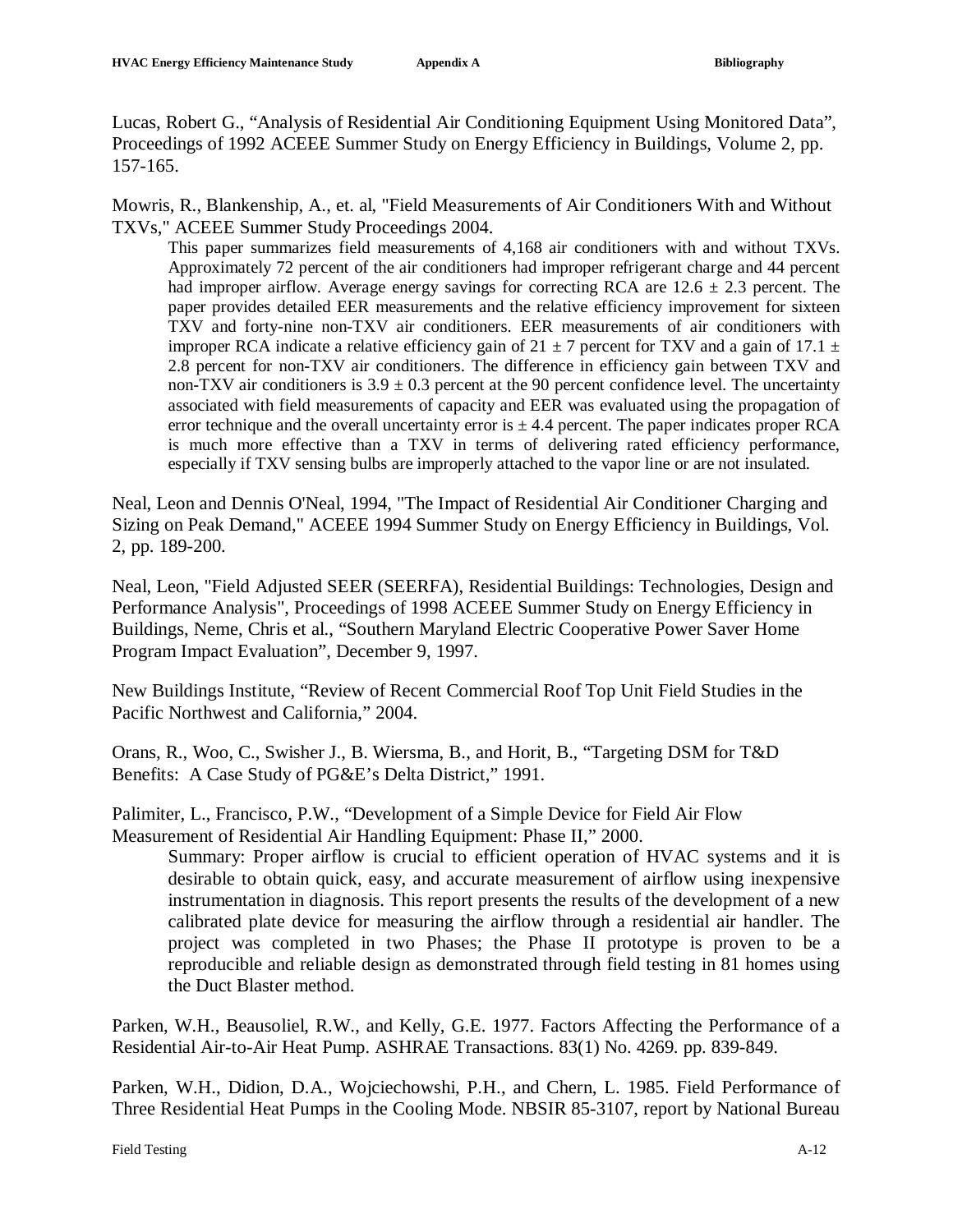Lucas, Robert G., “Analysis of Residential Air Conditioning Equipment Using Monitored Data”, Proceedings of 1992 ACEEE Summer Study on Energy Efficiency in Buildings, Volume 2, pp. 157-165.

Mowris, R., Blankenship, A., et. al, "Field Measurements of Air Conditioners With and Without TXVs," ACEEE Summer Study Proceedings 2004.

> This paper summarizes field measurements of 4,168 air conditioners with and without TXVs. Approximately 72 percent of the air conditioners had improper refrigerant charge and 44 percent had improper airflow. Average energy savings for correcting RCA are $12.6 \pm 2.3$ percent. The paper provides detailed EER measurements and the relative efficiency improvement for sixteen TXV and forty-nine non-TXV air conditioners. EER measurements of air conditioners with improper RCA indicate a relative efficiency gain of $21 \pm 7$ percent for TXV and a gain of $17.1 \pm 2.8$ percent for non-TXV air conditioners. The difference in efficiency gain between TXV and non-TXV air conditioners is $3.9 \pm 0.3$ percent at the 90 percent confidence level. The uncertainty associated with field measurements of capacity and EER was evaluated using the propagation of error technique and the overall uncertainty error is $\pm$ 4.4 percent. The paper indicates proper RCA is much more effective than a TXV in terms of delivering rated efficiency performance, especially if TXV sensing bulbs are improperly attached to the vapor line or are not insulated.

Neal, Leon and Dennis O'Neal, 1994, "The Impact of Residential Air Conditioner Charging and Sizing on Peak Demand," ACEEE 1994 Summer Study on Energy Efficiency in Buildings, Vol. 2, pp. 189-200.

Neal, Leon, "Field Adjusted SEER (SEERFA), Residential Buildings: Technologies, Design and Performance Analysis", Proceedings of 1998 ACEEE Summer Study on Energy Efficiency in Buildings, Neme, Chris et al., “Southern Maryland Electric Cooperative Power Saver Home Program Impact Evaluation”, December 9, 1997.

New Buildings Institute, “Review of Recent Commercial Roof Top Unit Field Studies in the Pacific Northwest and California,” 2004.

Orans, R., Woo, C., Swisher J., B. Wiersma, B., and Horit, B., “Targeting DSM for T&D Benefits: A Case Study of PG&E’s Delta District,” 1991.

Palimiter, L., Francisco, P.W., “Development of a Simple Device for Field Air Flow Measurement of Residential Air Handling Equipment: Phase II,” 2000.

> Summary: Proper airflow is crucial to efficient operation of HVAC systems and it is desirable to obtain quick, easy, and accurate measurement of airflow using inexpensive instrumentation in diagnosis. This report presents the results of the development of a new calibrated plate device for measuring the airflow through a residential air handler. The project was completed in two Phases; the Phase II prototype is proven to be a reproducible and reliable design as demonstrated through field testing in 81 homes using the Duct Blaster method.

Parken, W.H., Beausoliel, R.W., and Kelly, G.E. 1977. Factors Affecting the Performance of a Residential Air-to-Air Heat Pump. ASHRAE Transactions. 83(1) No. 4269. pp. 839-849.

Parken, W.H., Didion, D.A., Wojciechowshi, P.H., and Chern, L. 1985. Field Performance of Three Residential Heat Pumps in the Cooling Mode. NBSIR 85-3107, report by National Bureau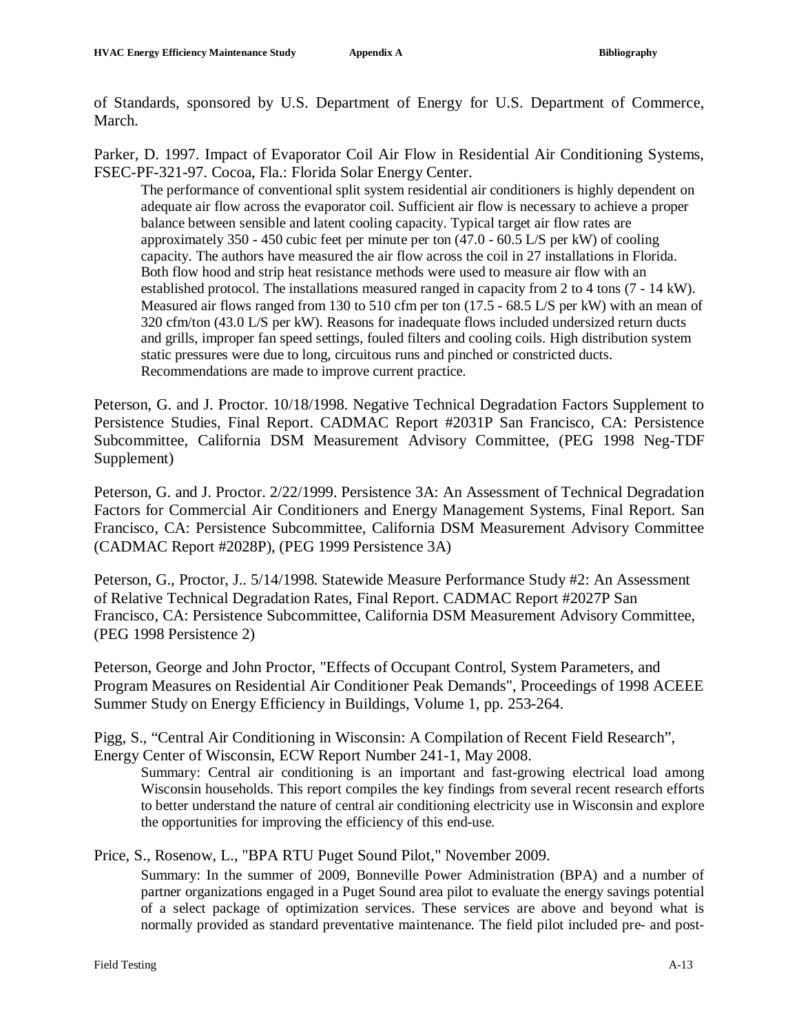of Standards, sponsored by U.S. Department of Energy for U.S. Department of Commerce, March.

Parker, D. 1997. Impact of Evaporator Coil Air Flow in Residential Air Conditioning Systems, FSEC-PF-321-97. Cocoa, Fla.: Florida Solar Energy Center.

> The performance of conventional split system residential air conditioners is highly dependent on adequate air flow across the evaporator coil. Sufficient air flow is necessary to achieve a proper balance between sensible and latent cooling capacity. Typical target air flow rates are approximately 350 - 450 cubic feet per minute per ton (47.0 - 60.5 L/S per kW) of cooling capacity. The authors have measured the air flow across the coil in 27 installations in Florida. Both flow hood and strip heat resistance methods were used to measure air flow with an established protocol. The installations measured ranged in capacity from 2 to 4 tons (7 - 14 kW). Measured air flows ranged from 130 to 510 cfm per ton (17.5 - 68.5 L/S per kW) with an mean of 320 cfm/ton (43.0 L/S per kW). Reasons for inadequate flows included undersized return ducts and grills, improper fan speed settings, fouled filters and cooling coils. High distribution system static pressures were due to long, circuitous runs and pinched or constricted ducts. Recommendations are made to improve current practice.

Peterson, G. and J. Proctor. 10/18/1998. Negative Technical Degradation Factors Supplement to Persistence Studies, Final Report. CADMAC Report #2031P San Francisco, CA: Persistence Subcommittee, California DSM Measurement Advisory Committee, (PEG 1998 Neg-TDF Supplement)

Peterson, G. and J. Proctor. 2/22/1999. Persistence 3A: An Assessment of Technical Degradation Factors for Commercial Air Conditioners and Energy Management Systems, Final Report. San Francisco, CA: Persistence Subcommittee, California DSM Measurement Advisory Committee (CADMAC Report #2028P), (PEG 1999 Persistence 3A)

Peterson, G., Proctor, J.. 5/14/1998. Statewide Measure Performance Study #2: An Assessment of Relative Technical Degradation Rates, Final Report. CADMAC Report #2027P San Francisco, CA: Persistence Subcommittee, California DSM Measurement Advisory Committee, (PEG 1998 Persistence 2)

Peterson, George and John Proctor, "Effects of Occupant Control, System Parameters, and Program Measures on Residential Air Conditioner Peak Demands", Proceedings of 1998 ACEEE Summer Study on Energy Efficiency in Buildings, Volume 1, pp. 253-264.

Pigg, S., "Central Air Conditioning in Wisconsin: A Compilation of Recent Field Research", Energy Center of Wisconsin, ECW Report Number 241-1, May 2008.

> Summary: Central air conditioning is an important and fast-growing electrical load among Wisconsin households. This report compiles the key findings from several recent research efforts to better understand the nature of central air conditioning electricity use in Wisconsin and explore the opportunities for improving the efficiency of this end-use.

Price, S., Rosenow, L., "BPA RTU Puget Sound Pilot," November 2009.

> Summary: In the summer of 2009, Bonneville Power Administration (BPA) and a number of partner organizations engaged in a Puget Sound area pilot to evaluate the energy savings potential of a select package of optimization services. These services are above and beyond what is normally provided as standard preventative maintenance. The field pilot included pre- and post-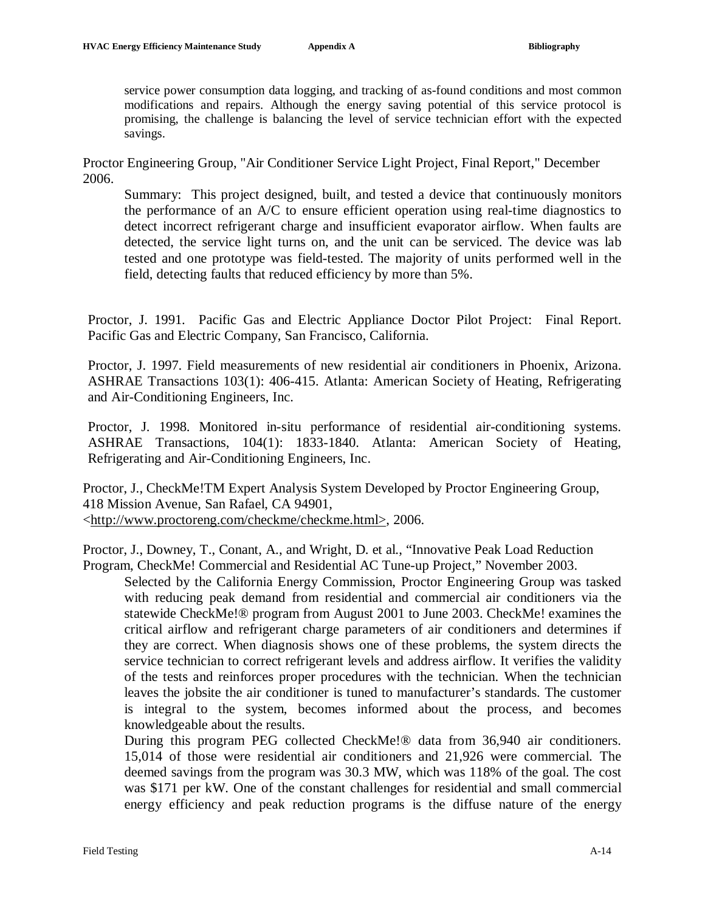service power consumption data logging, and tracking of as-found conditions and most common modifications and repairs. Although the energy saving potential of this service protocol is promising, the challenge is balancing the level of service technician effort with the expected savings.

Proctor Engineering Group, "Air Conditioner Service Light Project, Final Report," December 2006.

Summary: This project designed, built, and tested a device that continuously monitors the performance of an A/C to ensure efficient operation using real-time diagnostics to detect incorrect refrigerant charge and insufficient evaporator airflow. When faults are detected, the service light turns on, and the unit can be serviced. The device was lab tested and one prototype was field-tested. The majority of units performed well in the field, detecting faults that reduced efficiency by more than 5%.

Proctor, J. 1991. Pacific Gas and Electric Appliance Doctor Pilot Project: Final Report. Pacific Gas and Electric Company, San Francisco, California.

Proctor, J. 1997. Field measurements of new residential air conditioners in Phoenix, Arizona. ASHRAE Transactions 103(1): 406-415. Atlanta: American Society of Heating, Refrigerating and Air-Conditioning Engineers, Inc.

Proctor, J. 1998. Monitored in-situ performance of residential air-conditioning systems. ASHRAE Transactions, 104(1): 1833-1840. Atlanta: American Society of Heating, Refrigerating and Air-Conditioning Engineers, Inc.

Proctor, J., CheckMe!TM Expert Analysis System Developed by Proctor Engineering Group, 418 Mission Avenue, San Rafael, CA 94901, <http://www.proctoreng.com/checkme/checkme.html>, 2006.

Proctor, J., Downey, T., Conant, A., and Wright, D. et al., "Innovative Peak Load Reduction Program, CheckMe! Commercial and Residential AC Tune-up Project," November 2003.

Selected by the California Energy Commission, Proctor Engineering Group was tasked with reducing peak demand from residential and commercial air conditioners via the statewide CheckMe!® program from August 2001 to June 2003. CheckMe! examines the critical airflow and refrigerant charge parameters of air conditioners and determines if they are correct. When diagnosis shows one of these problems, the system directs the service technician to correct refrigerant levels and address airflow. It verifies the validity of the tests and reinforces proper procedures with the technician. When the technician leaves the jobsite the air conditioner is tuned to manufacturer's standards. The customer is integral to the system, becomes informed about the process, and becomes knowledgeable about the results.

During this program PEG collected CheckMe!® data from 36,940 air conditioners. 15,014 of those were residential air conditioners and 21,926 were commercial. The deemed savings from the program was 30.3 MW, which was 118% of the goal. The cost was $171 per kW. One of the constant challenges for residential and small commercial energy efficiency and peak reduction programs is the diffuse nature of the energy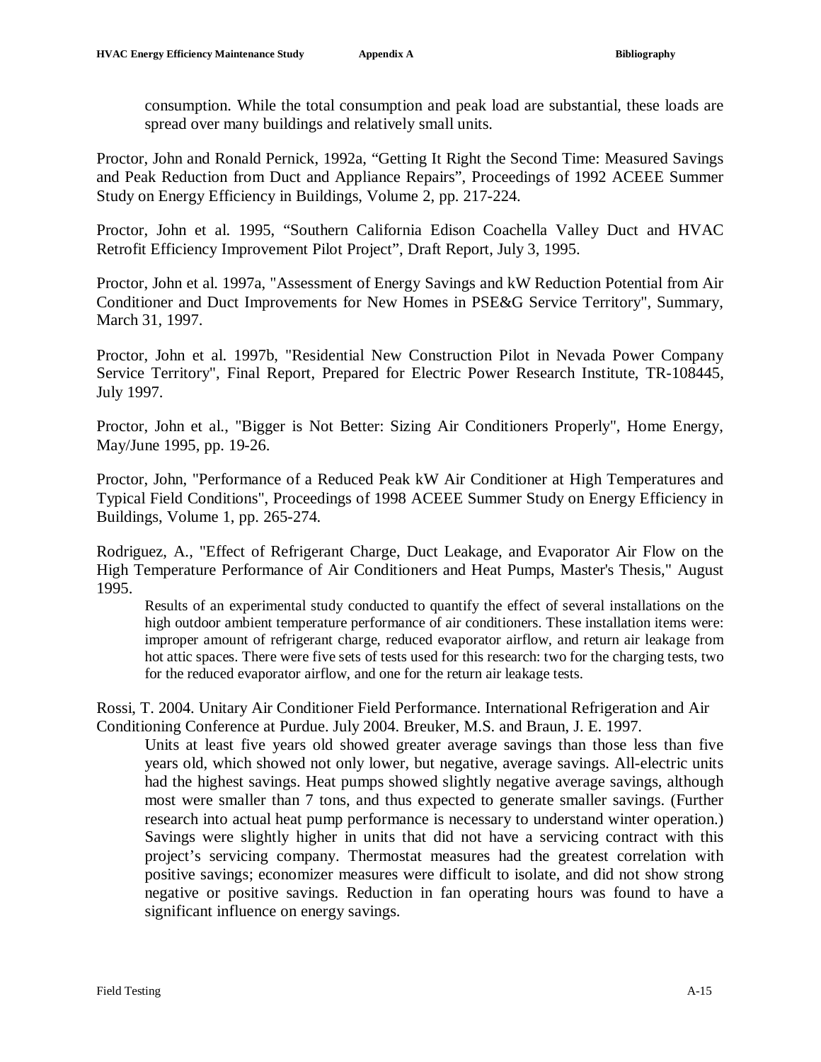consumption. While the total consumption and peak load are substantial, these loads are spread over many buildings and relatively small units.

Proctor, John and Ronald Pernick, 1992a, “Getting It Right the Second Time: Measured Savings and Peak Reduction from Duct and Appliance Repairs”, Proceedings of 1992 ACEEE Summer Study on Energy Efficiency in Buildings, Volume 2, pp. 217-224.

Proctor, John et al. 1995, “Southern California Edison Coachella Valley Duct and HVAC Retrofit Efficiency Improvement Pilot Project”, Draft Report, July 3, 1995.

Proctor, John et al. 1997a, "Assessment of Energy Savings and kW Reduction Potential from Air Conditioner and Duct Improvements for New Homes in PSE&G Service Territory", Summary, March 31, 1997.

Proctor, John et al. 1997b, "Residential New Construction Pilot in Nevada Power Company Service Territory", Final Report, Prepared for Electric Power Research Institute, TR-108445, July 1997.

Proctor, John et al., "Bigger is Not Better: Sizing Air Conditioners Properly", Home Energy, May/June 1995, pp. 19-26.

Proctor, John, "Performance of a Reduced Peak kW Air Conditioner at High Temperatures and Typical Field Conditions", Proceedings of 1998 ACEEE Summer Study on Energy Efficiency in Buildings, Volume 1, pp. 265-274.

Rodriguez, A., "Effect of Refrigerant Charge, Duct Leakage, and Evaporator Air Flow on the High Temperature Performance of Air Conditioners and Heat Pumps, Master's Thesis," August 1995.

> Results of an experimental study conducted to quantify the effect of several installations on the high outdoor ambient temperature performance of air conditioners. These installation items were: improper amount of refrigerant charge, reduced evaporator airflow, and return air leakage from hot attic spaces. There were five sets of tests used for this research: two for the charging tests, two for the reduced evaporator airflow, and one for the return air leakage tests.

Rossi, T. 2004. Unitary Air Conditioner Field Performance. International Refrigeration and Air Conditioning Conference at Purdue. July 2004. Breuker, M.S. and Braun, J. E. 1997.

> Units at least five years old showed greater average savings than those less than five years old, which showed not only lower, but negative, average savings. All-electric units had the highest savings. Heat pumps showed slightly negative average savings, although most were smaller than 7 tons, and thus expected to generate smaller savings. (Further research into actual heat pump performance is necessary to understand winter operation.) Savings were slightly higher in units that did not have a servicing contract with this project’s servicing company. Thermostat measures had the greatest correlation with positive savings; economizer measures were difficult to isolate, and did not show strong negative or positive savings. Reduction in fan operating hours was found to have a significant influence on energy savings.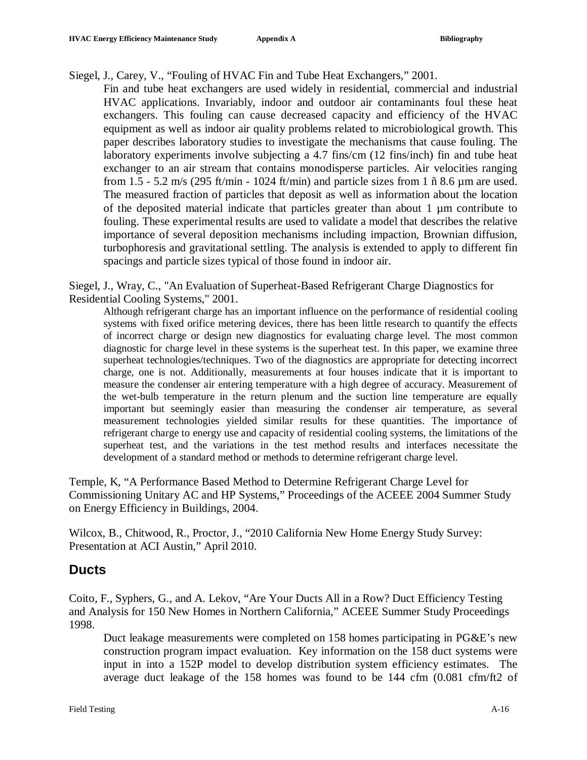Siegel, J., Carey, V., "Fouling of HVAC Fin and Tube Heat Exchangers," 2001.

> Fin and tube heat exchangers are used widely in residential, commercial and industrial HVAC applications. Invariably, indoor and outdoor air contaminants foul these heat exchangers. This fouling can cause decreased capacity and efficiency of the HVAC equipment as well as indoor air quality problems related to microbiological growth. This paper describes laboratory studies to investigate the mechanisms that cause fouling. The laboratory experiments involve subjecting a 4.7 fins/cm (12 fins/inch) fin and tube heat exchanger to an air stream that contains monodisperse particles. Air velocities ranging from 1.5 - 5.2 m/s (295 ft/min - 1024 ft/min) and particle sizes from 1 ñ 8.6 µm are used. The measured fraction of particles that deposit as well as information about the location of the deposited material indicate that particles greater than about 1 µm contribute to fouling. These experimental results are used to validate a model that describes the relative importance of several deposition mechanisms including impaction, Brownian diffusion, turbophoresis and gravitational settling. The analysis is extended to apply to different fin spacings and particle sizes typical of those found in indoor air.

Siegel, J., Wray, C., "An Evaluation of Superheat-Based Refrigerant Charge Diagnostics for Residential Cooling Systems," 2001.

> Although refrigerant charge has an important influence on the performance of residential cooling systems with fixed orifice metering devices, there has been little research to quantify the effects of incorrect charge or design new diagnostics for evaluating charge level. The most common diagnostic for charge level in these systems is the superheat test. In this paper, we examine three superheat technologies/techniques. Two of the diagnostics are appropriate for detecting incorrect charge, one is not. Additionally, measurements at four houses indicate that it is important to measure the condenser air entering temperature with a high degree of accuracy. Measurement of the wet-bulb temperature in the return plenum and the suction line temperature are equally important but seemingly easier than measuring the condenser air temperature, as several measurement technologies yielded similar results for these quantities. The importance of refrigerant charge to energy use and capacity of residential cooling systems, the limitations of the superheat test, and the variations in the test method results and interfaces necessitate the development of a standard method or methods to determine refrigerant charge level.

Temple, K, "A Performance Based Method to Determine Refrigerant Charge Level for Commissioning Unitary AC and HP Systems," Proceedings of the ACEEE 2004 Summer Study on Energy Efficiency in Buildings, 2004.

Wilcox, B., Chitwood, R., Proctor, J., "2010 California New Home Energy Study Survey: Presentation at ACI Austin," April 2010.

## Ducts

Coito, F., Syphers, G., and A. Lekov, "Are Your Ducts All in a Row? Duct Efficiency Testing and Analysis for 150 New Homes in Northern California," ACEEE Summer Study Proceedings 1998.

> Duct leakage measurements were completed on 158 homes participating in PG&E's new construction program impact evaluation. Key information on the 158 duct systems were input in into a 152P model to develop distribution system efficiency estimates. The average duct leakage of the 158 homes was found to be 144 cfm (0.081 cfm/ft2 of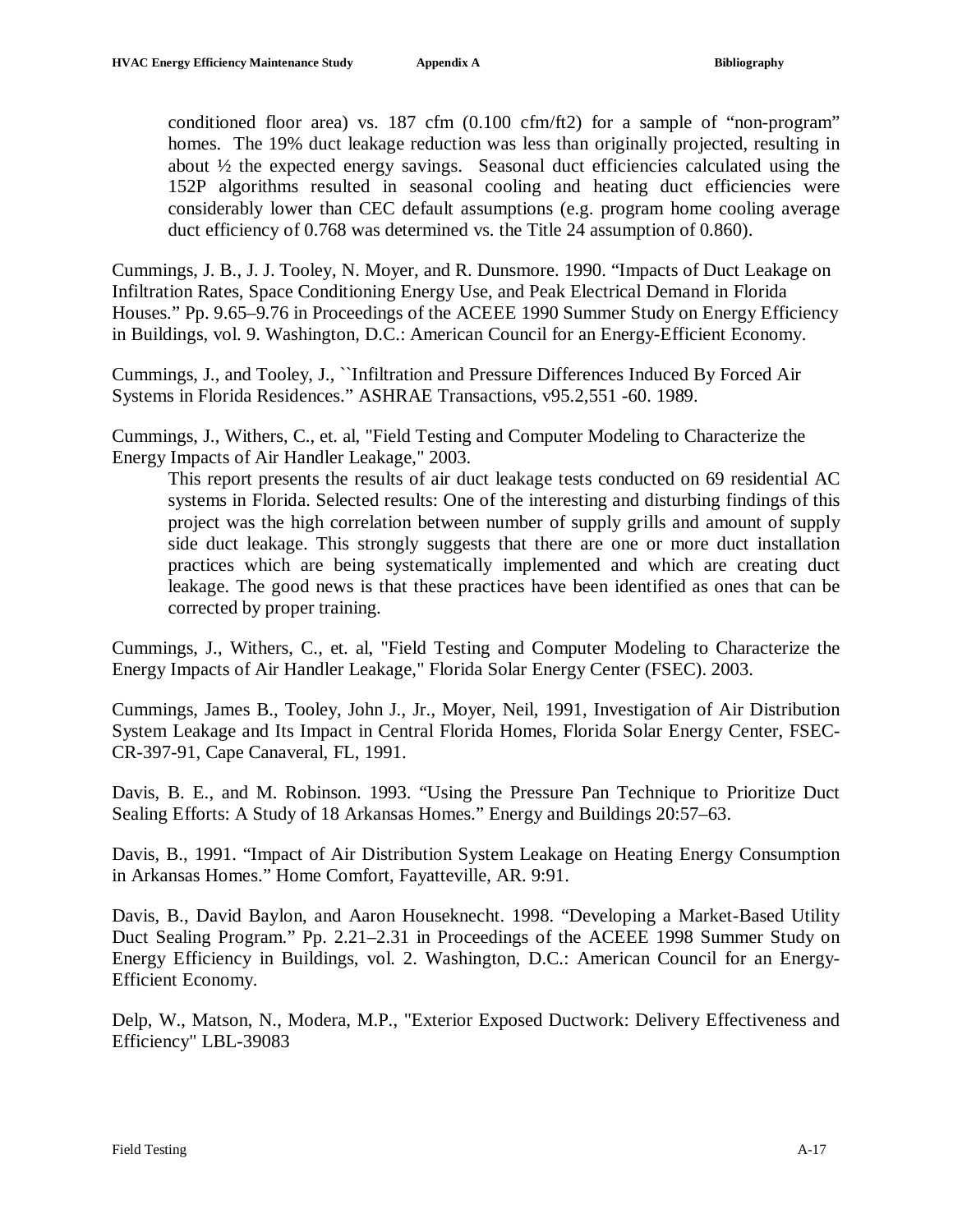conditioned floor area) vs. 187 cfm (0.100 cfm/ft2) for a sample of "non-program" homes. The 19% duct leakage reduction was less than originally projected, resulting in about ½ the expected energy savings. Seasonal duct efficiencies calculated using the 152P algorithms resulted in seasonal cooling and heating duct efficiencies were considerably lower than CEC default assumptions (e.g. program home cooling average duct efficiency of 0.768 was determined vs. the Title 24 assumption of 0.860).

Cummings, J. B., J. J. Tooley, N. Moyer, and R. Dunsmore. 1990. "Impacts of Duct Leakage on Infiltration Rates, Space Conditioning Energy Use, and Peak Electrical Demand in Florida Houses." Pp. 9.65–9.76 in Proceedings of the ACEEE 1990 Summer Study on Energy Efficiency in Buildings, vol. 9. Washington, D.C.: American Council for an Energy-Efficient Economy.

Cummings, J., and Tooley, J., ``Infiltration and Pressure Differences Induced By Forced Air Systems in Florida Residences." ASHRAE Transactions, v95.2,551 -60. 1989.

Cummings, J., Withers, C., et. al, "Field Testing and Computer Modeling to Characterize the Energy Impacts of Air Handler Leakage," 2003.

> This report presents the results of air duct leakage tests conducted on 69 residential AC systems in Florida. Selected results: One of the interesting and disturbing findings of this project was the high correlation between number of supply grills and amount of supply side duct leakage. This strongly suggests that there are one or more duct installation practices which are being systematically implemented and which are creating duct leakage. The good news is that these practices have been identified as ones that can be corrected by proper training.

Cummings, J., Withers, C., et. al, "Field Testing and Computer Modeling to Characterize the Energy Impacts of Air Handler Leakage," Florida Solar Energy Center (FSEC). 2003.

Cummings, James B., Tooley, John J., Jr., Moyer, Neil, 1991, Investigation of Air Distribution System Leakage and Its Impact in Central Florida Homes, Florida Solar Energy Center, FSEC-CR-397-91, Cape Canaveral, FL, 1991.

Davis, B. E., and M. Robinson. 1993. "Using the Pressure Pan Technique to Prioritize Duct Sealing Efforts: A Study of 18 Arkansas Homes." Energy and Buildings 20:57–63.

Davis, B., 1991. "Impact of Air Distribution System Leakage on Heating Energy Consumption in Arkansas Homes." Home Comfort, Fayatteville, AR. 9:91.

Davis, B., David Baylon, and Aaron Houseknecht. 1998. "Developing a Market-Based Utility Duct Sealing Program." Pp. 2.21–2.31 in Proceedings of the ACEEE 1998 Summer Study on Energy Efficiency in Buildings, vol. 2. Washington, D.C.: American Council for an Energy-Efficient Economy.

Delp, W., Matson, N., Modera, M.P., "Exterior Exposed Ductwork: Delivery Effectiveness and Efficiency" LBL-39083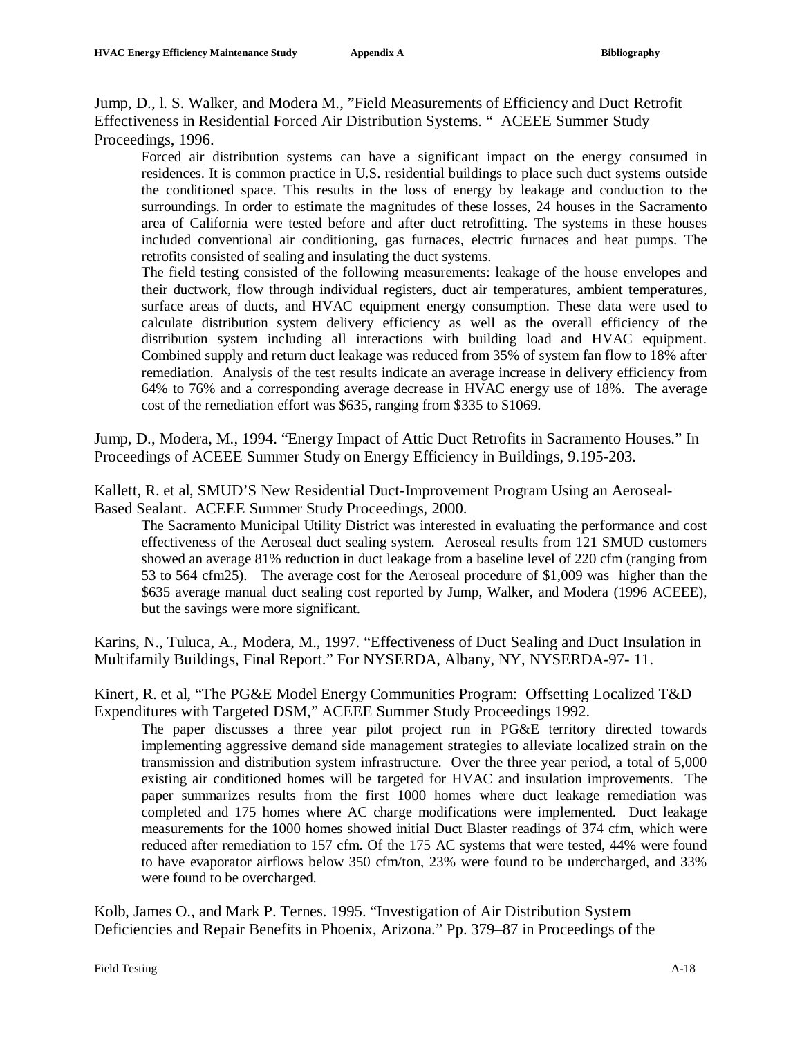Jump, D., l. S. Walker, and Modera M., "Field Measurements of Efficiency and Duct Retrofit Effectiveness in Residential Forced Air Distribution Systems. " ACEEE Summer Study Proceedings, 1996.

> Forced air distribution systems can have a significant impact on the energy consumed in residences. It is common practice in U.S. residential buildings to place such duct systems outside the conditioned space. This results in the loss of energy by leakage and conduction to the surroundings. In order to estimate the magnitudes of these losses, 24 houses in the Sacramento area of California were tested before and after duct retrofitting. The systems in these houses included conventional air conditioning, gas furnaces, electric furnaces and heat pumps. The retrofits consisted of sealing and insulating the duct systems.
>
> The field testing consisted of the following measurements: leakage of the house envelopes and their ductwork, flow through individual registers, duct air temperatures, ambient temperatures, surface areas of ducts, and HVAC equipment energy consumption. These data were used to calculate distribution system delivery efficiency as well as the overall efficiency of the distribution system including all interactions with building load and HVAC equipment. Combined supply and return duct leakage was reduced from 35% of system fan flow to 18% after remediation. Analysis of the test results indicate an average increase in delivery efficiency from 64% to 76% and a corresponding average decrease in HVAC energy use of 18%. The average cost of the remediation effort was $635, ranging from $335 to $1069.

Jump, D., Modera, M., 1994. "Energy Impact of Attic Duct Retrofits in Sacramento Houses." In Proceedings of ACEEE Summer Study on Energy Efficiency in Buildings, 9.195-203.

Kallett, R. et al, SMUD'S New Residential Duct-Improvement Program Using an Aeroseal-Based Sealant. ACEEE Summer Study Proceedings, 2000.

> The Sacramento Municipal Utility District was interested in evaluating the performance and cost effectiveness of the Aeroseal duct sealing system. Aeroseal results from 121 SMUD customers showed an average 81% reduction in duct leakage from a baseline level of 220 cfm (ranging from 53 to 564 cfm25). The average cost for the Aeroseal procedure of $1,009 was higher than the $635 average manual duct sealing cost reported by Jump, Walker, and Modera (1996 ACEEE), but the savings were more significant.

Karins, N., Tuluca, A., Modera, M., 1997. "Effectiveness of Duct Sealing and Duct Insulation in Multifamily Buildings, Final Report." For NYSERDA, Albany, NY, NYSERDA-97- 11.

Kinert, R. et al, "The PG&E Model Energy Communities Program: Offsetting Localized T&D Expenditures with Targeted DSM," ACEEE Summer Study Proceedings 1992.

> The paper discusses a three year pilot project run in PG&E territory directed towards implementing aggressive demand side management strategies to alleviate localized strain on the transmission and distribution system infrastructure. Over the three year period, a total of 5,000 existing air conditioned homes will be targeted for HVAC and insulation improvements. The paper summarizes results from the first 1000 homes where duct leakage remediation was completed and 175 homes where AC charge modifications were implemented. Duct leakage measurements for the 1000 homes showed initial Duct Blaster readings of 374 cfm, which were reduced after remediation to 157 cfm. Of the 175 AC systems that were tested, 44% were found to have evaporator airflows below 350 cfm/ton, 23% were found to be undercharged, and 33% were found to be overcharged.

Kolb, James O., and Mark P. Ternes. 1995. "Investigation of Air Distribution System Deficiencies and Repair Benefits in Phoenix, Arizona." Pp. 379–87 in Proceedings of the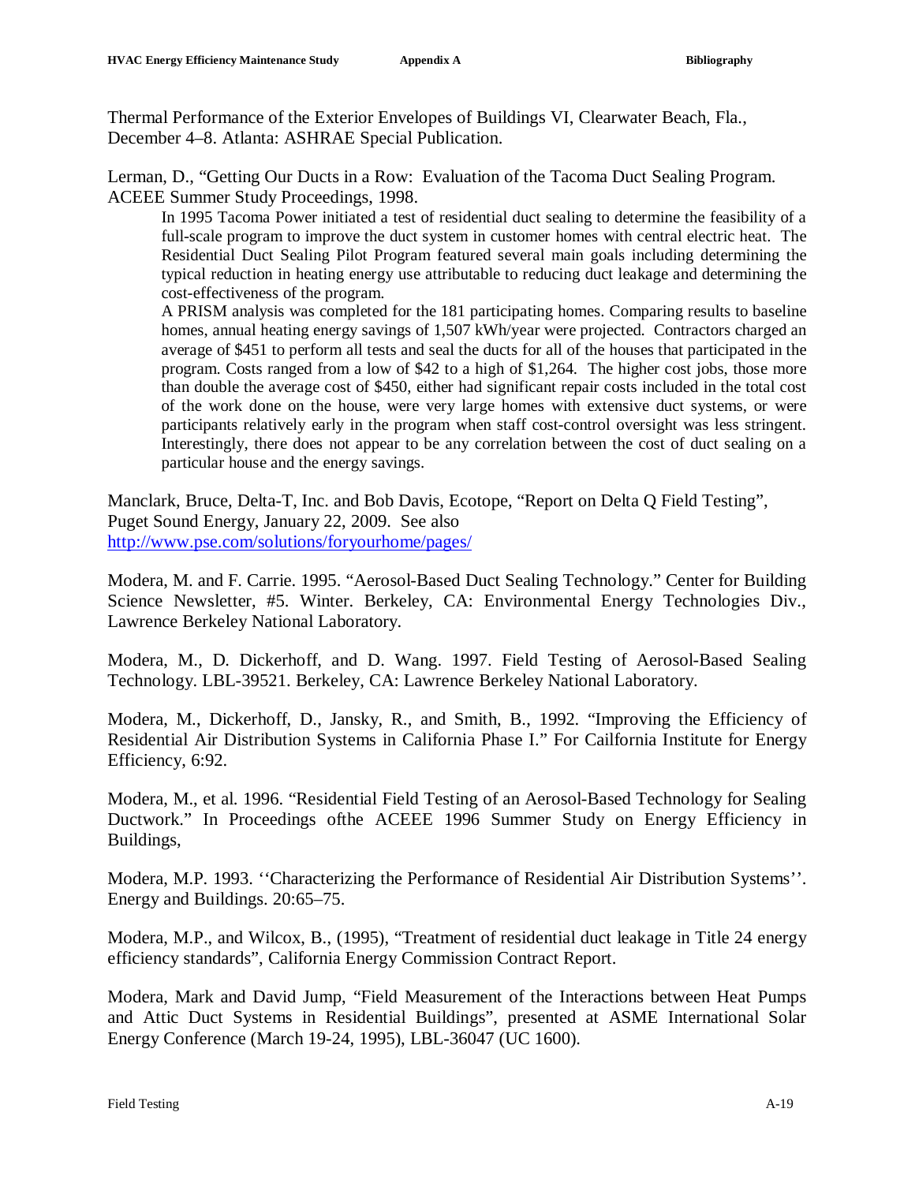Thermal Performance of the Exterior Envelopes of Buildings VI, Clearwater Beach, Fla., December 4–8. Atlanta: ASHRAE Special Publication.

Lerman, D., "Getting Our Ducts in a Row: Evaluation of the Tacoma Duct Sealing Program. ACEEE Summer Study Proceedings, 1998.

> In 1995 Tacoma Power initiated a test of residential duct sealing to determine the feasibility of a full-scale program to improve the duct system in customer homes with central electric heat. The Residential Duct Sealing Pilot Program featured several main goals including determining the typical reduction in heating energy use attributable to reducing duct leakage and determining the cost-effectiveness of the program.
>
> A PRISM analysis was completed for the 181 participating homes. Comparing results to baseline homes, annual heating energy savings of 1,507 kWh/year were projected. Contractors charged an average of $451 to perform all tests and seal the ducts for all of the houses that participated in the program. Costs ranged from a low of $42 to a high of $1,264. The higher cost jobs, those more than double the average cost of $450, either had significant repair costs included in the total cost of the work done on the house, were very large homes with extensive duct systems, or were participants relatively early in the program when staff cost-control oversight was less stringent. Interestingly, there does not appear to be any correlation between the cost of duct sealing on a particular house and the energy savings.

Manclark, Bruce, Delta-T, Inc. and Bob Davis, Ecotope, "Report on Delta Q Field Testing", Puget Sound Energy, January 22, 2009. See also http://www.pse.com/solutions/foryourhome/pages/

Modera, M. and F. Carrie. 1995. "Aerosol-Based Duct Sealing Technology." Center for Building Science Newsletter, #5. Winter. Berkeley, CA: Environmental Energy Technologies Div., Lawrence Berkeley National Laboratory.

Modera, M., D. Dickerhoff, and D. Wang. 1997. Field Testing of Aerosol-Based Sealing Technology. LBL-39521. Berkeley, CA: Lawrence Berkeley National Laboratory.

Modera, M., Dickerhoff, D., Jansky, R., and Smith, B., 1992. "Improving the Efficiency of Residential Air Distribution Systems in California Phase I." For Cailfornia Institute for Energy Efficiency, 6:92.

Modera, M., et al. 1996. "Residential Field Testing of an Aerosol-Based Technology for Sealing Ductwork." In Proceedings ofthe ACEEE 1996 Summer Study on Energy Efficiency in Buildings,

Modera, M.P. 1993. ''Characterizing the Performance of Residential Air Distribution Systems''. Energy and Buildings. 20:65–75.

Modera, M.P., and Wilcox, B., (1995), "Treatment of residential duct leakage in Title 24 energy efficiency standards", California Energy Commission Contract Report.

Modera, Mark and David Jump, "Field Measurement of the Interactions between Heat Pumps and Attic Duct Systems in Residential Buildings", presented at ASME International Solar Energy Conference (March 19-24, 1995), LBL-36047 (UC 1600).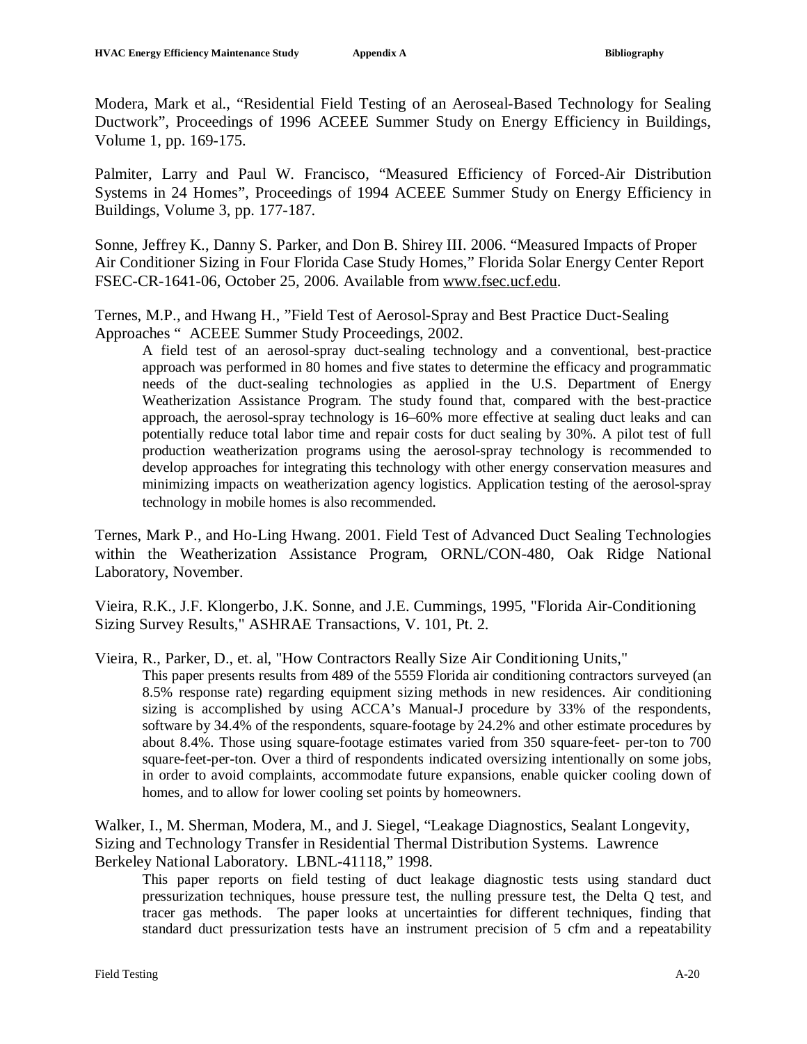Modera, Mark et al., “Residential Field Testing of an Aeroseal-Based Technology for Sealing Ductwork”, Proceedings of 1996 ACEEE Summer Study on Energy Efficiency in Buildings, Volume 1, pp. 169-175.

Palmiter, Larry and Paul W. Francisco, “Measured Efficiency of Forced-Air Distribution Systems in 24 Homes”, Proceedings of 1994 ACEEE Summer Study on Energy Efficiency in Buildings, Volume 3, pp. 177-187.

Sonne, Jeffrey K., Danny S. Parker, and Don B. Shirey III. 2006. “Measured Impacts of Proper Air Conditioner Sizing in Four Florida Case Study Homes,” Florida Solar Energy Center Report FSEC-CR-1641-06, October 25, 2006. Available from www.fsec.ucf.edu.

Ternes, M.P., and Hwang H., ”Field Test of Aerosol-Spray and Best Practice Duct-Sealing Approaches “ ACEEE Summer Study Proceedings, 2002.

> A field test of an aerosol-spray duct-sealing technology and a conventional, best-practice approach was performed in 80 homes and five states to determine the efficacy and programmatic needs of the duct-sealing technologies as applied in the U.S. Department of Energy Weatherization Assistance Program. The study found that, compared with the best-practice approach, the aerosol-spray technology is 16–60% more effective at sealing duct leaks and can potentially reduce total labor time and repair costs for duct sealing by 30%. A pilot test of full production weatherization programs using the aerosol-spray technology is recommended to develop approaches for integrating this technology with other energy conservation measures and minimizing impacts on weatherization agency logistics. Application testing of the aerosol-spray technology in mobile homes is also recommended.

Ternes, Mark P., and Ho-Ling Hwang. 2001. Field Test of Advanced Duct Sealing Technologies within the Weatherization Assistance Program, ORNL/CON-480, Oak Ridge National Laboratory, November.

Vieira, R.K., J.F. Klongerbo, J.K. Sonne, and J.E. Cummings, 1995, "Florida Air-Conditioning Sizing Survey Results," ASHRAE Transactions, V. 101, Pt. 2.

Vieira, R., Parker, D., et. al, "How Contractors Really Size Air Conditioning Units,"

> This paper presents results from 489 of the 5559 Florida air conditioning contractors surveyed (an 8.5% response rate) regarding equipment sizing methods in new residences. Air conditioning sizing is accomplished by using ACCA’s Manual-J procedure by 33% of the respondents, software by 34.4% of the respondents, square-footage by 24.2% and other estimate procedures by about 8.4%. Those using square-footage estimates varied from 350 square-feet- per-ton to 700 square-feet-per-ton. Over a third of respondents indicated oversizing intentionally on some jobs, in order to avoid complaints, accommodate future expansions, enable quicker cooling down of homes, and to allow for lower cooling set points by homeowners.

Walker, I., M. Sherman, Modera, M., and J. Siegel, “Leakage Diagnostics, Sealant Longevity, Sizing and Technology Transfer in Residential Thermal Distribution Systems. Lawrence Berkeley National Laboratory. LBNL-41118,” 1998.

> This paper reports on field testing of duct leakage diagnostic tests using standard duct pressurization techniques, house pressure test, the nulling pressure test, the Delta Q test, and tracer gas methods. The paper looks at uncertainties for different techniques, finding that standard duct pressurization tests have an instrument precision of 5 cfm and a repeatability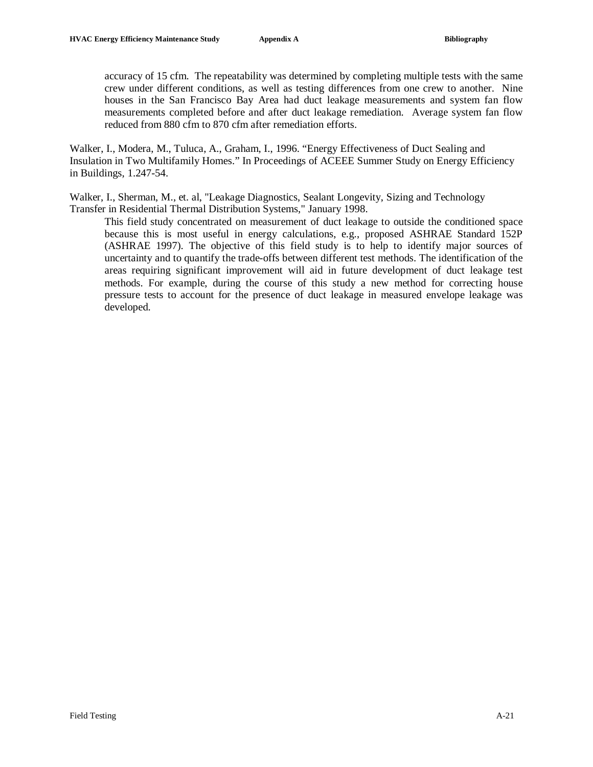accuracy of 15 cfm. The repeatability was determined by completing multiple tests with the same crew under different conditions, as well as testing differences from one crew to another. Nine houses in the San Francisco Bay Area had duct leakage measurements and system fan flow measurements completed before and after duct leakage remediation. Average system fan flow reduced from 880 cfm to 870 cfm after remediation efforts.

Walker, I., Modera, M., Tuluca, A., Graham, I., 1996. “Energy Effectiveness of Duct Sealing and Insulation in Two Multifamily Homes.” In Proceedings of ACEEE Summer Study on Energy Efficiency in Buildings, 1.247-54.

Walker, I., Sherman, M., et. al, "Leakage Diagnostics, Sealant Longevity, Sizing and Technology Transfer in Residential Thermal Distribution Systems," January 1998.

This field study concentrated on measurement of duct leakage to outside the conditioned space because this is most useful in energy calculations, e.g., proposed ASHRAE Standard 152P (ASHRAE 1997). The objective of this field study is to help to identify major sources of uncertainty and to quantify the trade-offs between different test methods. The identification of the areas requiring significant improvement will aid in future development of duct leakage test methods. For example, during the course of this study a new method for correcting house pressure tests to account for the presence of duct leakage in measured envelope leakage was developed.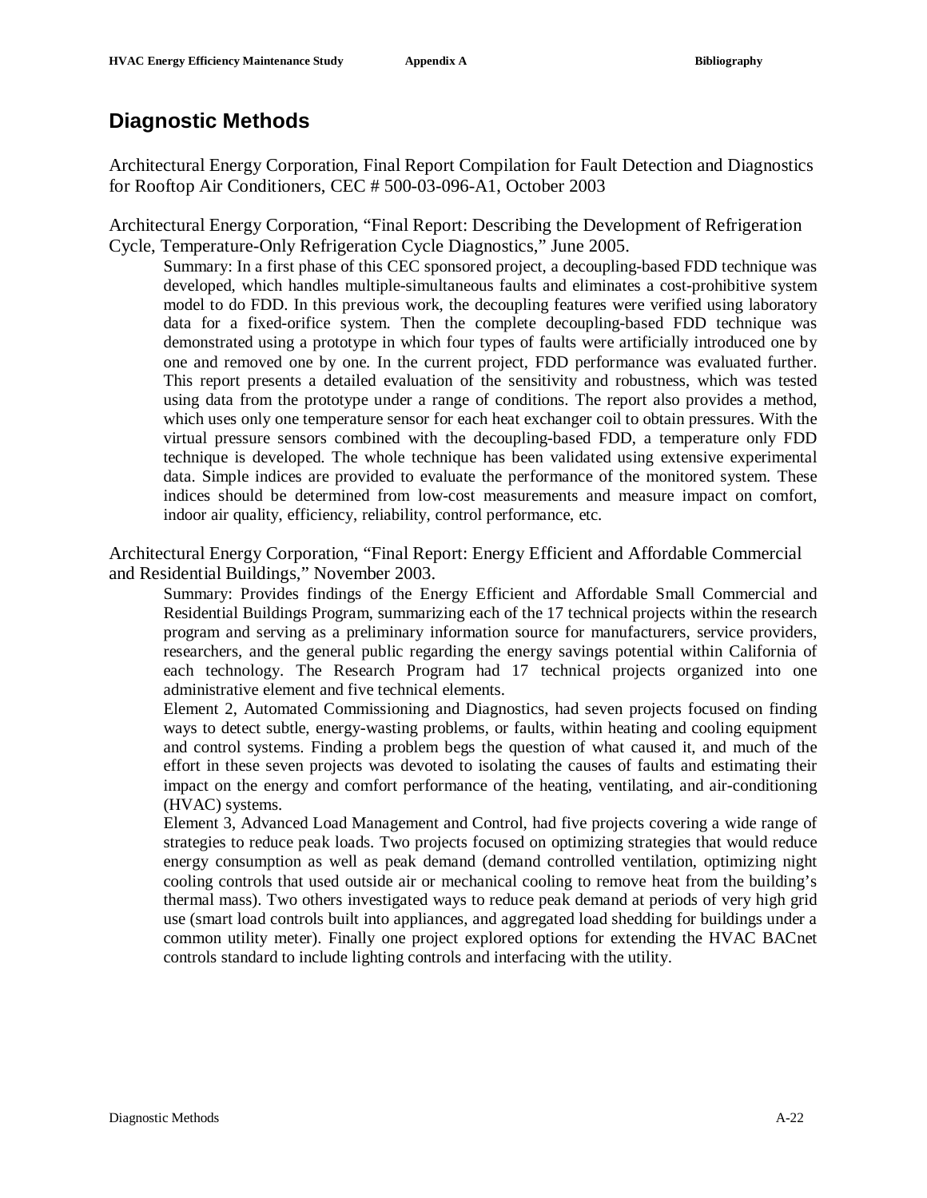## Diagnostic Methods

Architectural Energy Corporation, Final Report Compilation for Fault Detection and Diagnostics for Rooftop Air Conditioners, CEC # 500-03-096-A1, October 2003

Architectural Energy Corporation, "Final Report: Describing the Development of Refrigeration Cycle, Temperature-Only Refrigeration Cycle Diagnostics," June 2005.

> Summary: In a first phase of this CEC sponsored project, a decoupling-based FDD technique was developed, which handles multiple-simultaneous faults and eliminates a cost-prohibitive system model to do FDD. In this previous work, the decoupling features were verified using laboratory data for a fixed-orifice system. Then the complete decoupling-based FDD technique was demonstrated using a prototype in which four types of faults were artificially introduced one by one and removed one by one. In the current project, FDD performance was evaluated further. This report presents a detailed evaluation of the sensitivity and robustness, which was tested using data from the prototype under a range of conditions. The report also provides a method, which uses only one temperature sensor for each heat exchanger coil to obtain pressures. With the virtual pressure sensors combined with the decoupling-based FDD, a temperature only FDD technique is developed. The whole technique has been validated using extensive experimental data. Simple indices are provided to evaluate the performance of the monitored system. These indices should be determined from low-cost measurements and measure impact on comfort, indoor air quality, efficiency, reliability, control performance, etc.

Architectural Energy Corporation, "Final Report: Energy Efficient and Affordable Commercial and Residential Buildings," November 2003.

> Summary: Provides findings of the Energy Efficient and Affordable Small Commercial and Residential Buildings Program, summarizing each of the 17 technical projects within the research program and serving as a preliminary information source for manufacturers, service providers, researchers, and the general public regarding the energy savings potential within California of each technology. The Research Program had 17 technical projects organized into one administrative element and five technical elements.
>
> Element 2, Automated Commissioning and Diagnostics, had seven projects focused on finding ways to detect subtle, energy-wasting problems, or faults, within heating and cooling equipment and control systems. Finding a problem begs the question of what caused it, and much of the effort in these seven projects was devoted to isolating the causes of faults and estimating their impact on the energy and comfort performance of the heating, ventilating, and air-conditioning (HVAC) systems.
>
> Element 3, Advanced Load Management and Control, had five projects covering a wide range of strategies to reduce peak loads. Two projects focused on optimizing strategies that would reduce energy consumption as well as peak demand (demand controlled ventilation, optimizing night cooling controls that used outside air or mechanical cooling to remove heat from the building's thermal mass). Two others investigated ways to reduce peak demand at periods of very high grid use (smart load controls built into appliances, and aggregated load shedding for buildings under a common utility meter). Finally one project explored options for extending the HVAC BACnet controls standard to include lighting controls and interfacing with the utility.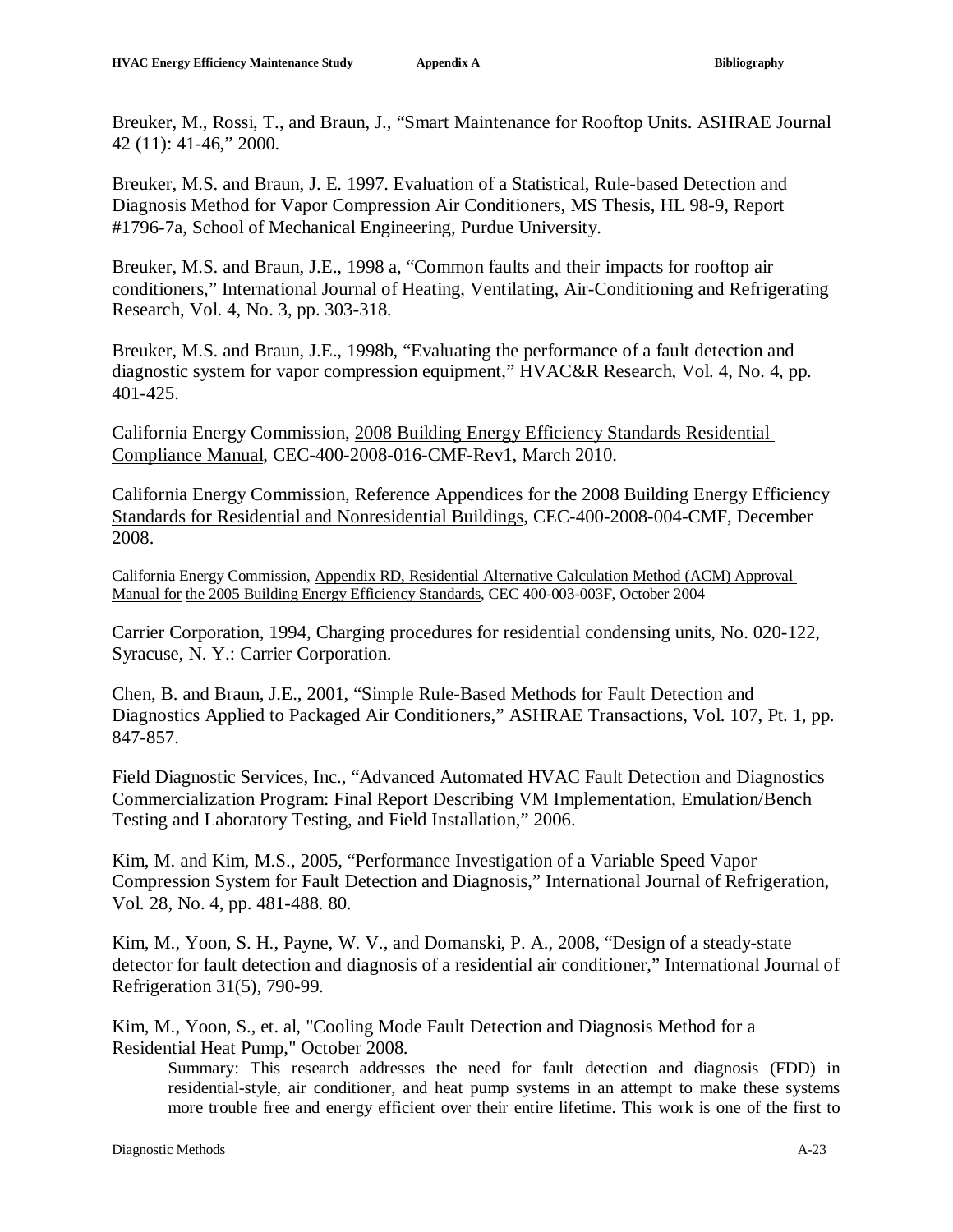Breuker, M., Rossi, T., and Braun, J., “Smart Maintenance for Rooftop Units. ASHRAE Journal 42 (11): 41-46,” 2000.

Breuker, M.S. and Braun, J. E. 1997. Evaluation of a Statistical, Rule-based Detection and Diagnosis Method for Vapor Compression Air Conditioners, MS Thesis, HL 98-9, Report #1796-7a, School of Mechanical Engineering, Purdue University.

Breuker, M.S. and Braun, J.E., 1998 a, “Common faults and their impacts for rooftop air conditioners,” International Journal of Heating, Ventilating, Air-Conditioning and Refrigerating Research, Vol. 4, No. 3, pp. 303-318.

Breuker, M.S. and Braun, J.E., 1998b, “Evaluating the performance of a fault detection and diagnostic system for vapor compression equipment,” HVAC&R Research, Vol. 4, No. 4, pp. 401-425.

California Energy Commission, 2008 Building Energy Efficiency Standards Residential Compliance Manual, CEC-400-2008-016-CMF-Rev1, March 2010.

California Energy Commission, Reference Appendices for the 2008 Building Energy Efficiency Standards for Residential and Nonresidential Buildings, CEC-400-2008-004-CMF, December 2008.

California Energy Commission, Appendix RD, Residential Alternative Calculation Method (ACM) Approval Manual for the 2005 Building Energy Efficiency Standards, CEC 400-003-003F, October 2004

Carrier Corporation, 1994, Charging procedures for residential condensing units, No. 020-122, Syracuse, N. Y.: Carrier Corporation.

Chen, B. and Braun, J.E., 2001, “Simple Rule-Based Methods for Fault Detection and Diagnostics Applied to Packaged Air Conditioners,” ASHRAE Transactions, Vol. 107, Pt. 1, pp. 847-857.

Field Diagnostic Services, Inc., “Advanced Automated HVAC Fault Detection and Diagnostics Commercialization Program: Final Report Describing VM Implementation, Emulation/Bench Testing and Laboratory Testing, and Field Installation,” 2006.

Kim, M. and Kim, M.S., 2005, “Performance Investigation of a Variable Speed Vapor Compression System for Fault Detection and Diagnosis,” International Journal of Refrigeration, Vol. 28, No. 4, pp. 481-488. 80.

Kim, M., Yoon, S. H., Payne, W. V., and Domanski, P. A., 2008, “Design of a steady-state detector for fault detection and diagnosis of a residential air conditioner,” International Journal of Refrigeration 31(5), 790-99.

Kim, M., Yoon, S., et. al, "Cooling Mode Fault Detection and Diagnosis Method for a Residential Heat Pump," October 2008.

> Summary: This research addresses the need for fault detection and diagnosis (FDD) in residential-style, air conditioner, and heat pump systems in an attempt to make these systems more trouble free and energy efficient over their entire lifetime. This work is one of the first to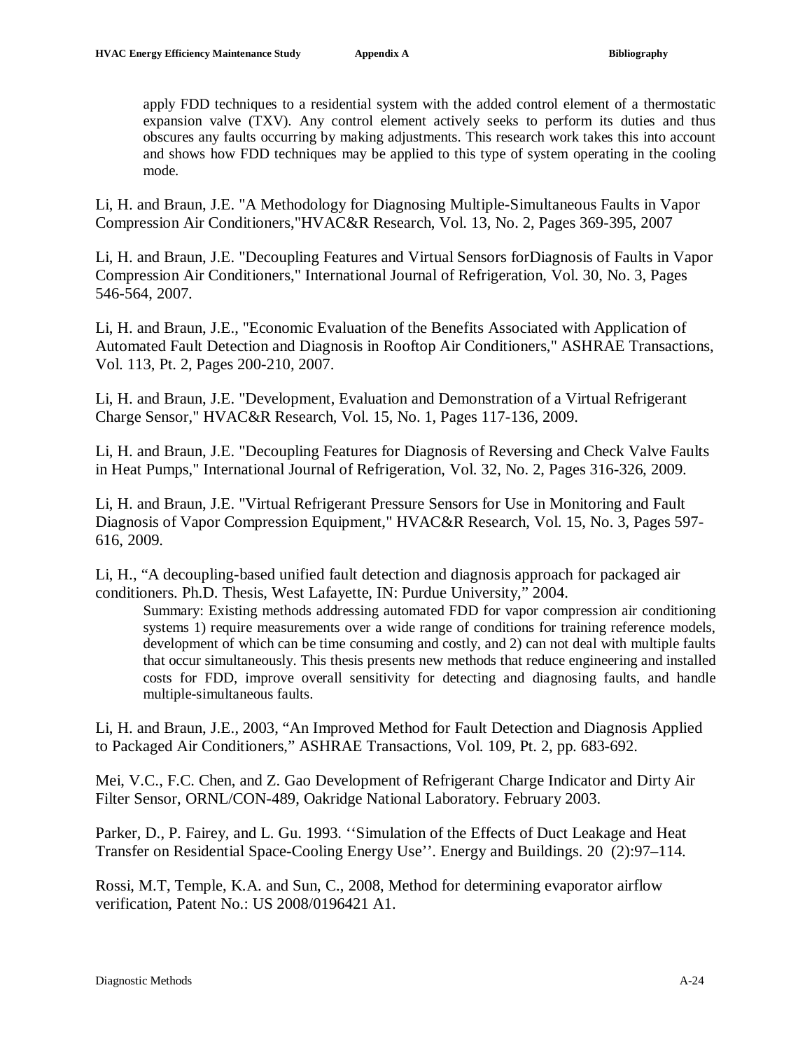apply FDD techniques to a residential system with the added control element of a thermostatic expansion valve (TXV). Any control element actively seeks to perform its duties and thus obscures any faults occurring by making adjustments. This research work takes this into account and shows how FDD techniques may be applied to this type of system operating in the cooling mode.

Li, H. and Braun, J.E. "A Methodology for Diagnosing Multiple-Simultaneous Faults in Vapor Compression Air Conditioners,"HVAC&R Research, Vol. 13, No. 2, Pages 369-395, 2007

Li, H. and Braun, J.E. "Decoupling Features and Virtual Sensors forDiagnosis of Faults in Vapor Compression Air Conditioners," International Journal of Refrigeration, Vol. 30, No. 3, Pages 546-564, 2007.

Li, H. and Braun, J.E., "Economic Evaluation of the Benefits Associated with Application of Automated Fault Detection and Diagnosis in Rooftop Air Conditioners," ASHRAE Transactions, Vol. 113, Pt. 2, Pages 200-210, 2007.

Li, H. and Braun, J.E. "Development, Evaluation and Demonstration of a Virtual Refrigerant Charge Sensor," HVAC&R Research, Vol. 15, No. 1, Pages 117-136, 2009.

Li, H. and Braun, J.E. "Decoupling Features for Diagnosis of Reversing and Check Valve Faults in Heat Pumps," International Journal of Refrigeration, Vol. 32, No. 2, Pages 316-326, 2009.

Li, H. and Braun, J.E. "Virtual Refrigerant Pressure Sensors for Use in Monitoring and Fault Diagnosis of Vapor Compression Equipment," HVAC&R Research, Vol. 15, No. 3, Pages 597-616, 2009.

Li, H., "A decoupling-based unified fault detection and diagnosis approach for packaged air conditioners. Ph.D. Thesis, West Lafayette, IN: Purdue University," 2004.

Summary: Existing methods addressing automated FDD for vapor compression air conditioning systems 1) require measurements over a wide range of conditions for training reference models, development of which can be time consuming and costly, and 2) can not deal with multiple faults that occur simultaneously. This thesis presents new methods that reduce engineering and installed costs for FDD, improve overall sensitivity for detecting and diagnosing faults, and handle multiple-simultaneous faults.

Li, H. and Braun, J.E., 2003, "An Improved Method for Fault Detection and Diagnosis Applied to Packaged Air Conditioners," ASHRAE Transactions, Vol. 109, Pt. 2, pp. 683-692.

Mei, V.C., F.C. Chen, and Z. Gao Development of Refrigerant Charge Indicator and Dirty Air Filter Sensor, ORNL/CON-489, Oakridge National Laboratory. February 2003.

Parker, D., P. Fairey, and L. Gu. 1993. ''Simulation of the Effects of Duct Leakage and Heat Transfer on Residential Space-Cooling Energy Use''. Energy and Buildings. 20 (2):97–114.

Rossi, M.T, Temple, K.A. and Sun, C., 2008, Method for determining evaporator airflow verification, Patent No.: US 2008/0196421 A1.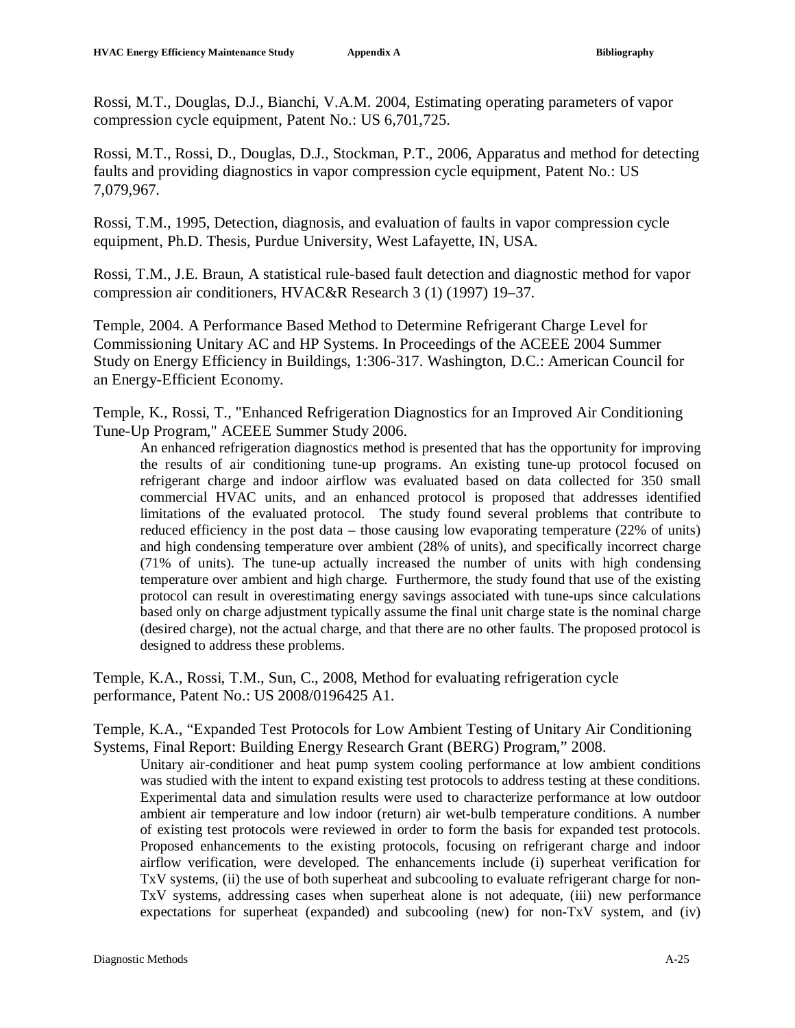Rossi, M.T., Douglas, D.J., Bianchi, V.A.M. 2004, Estimating operating parameters of vapor compression cycle equipment, Patent No.: US 6,701,725.

Rossi, M.T., Rossi, D., Douglas, D.J., Stockman, P.T., 2006, Apparatus and method for detecting faults and providing diagnostics in vapor compression cycle equipment, Patent No.: US 7,079,967.

Rossi, T.M., 1995, Detection, diagnosis, and evaluation of faults in vapor compression cycle equipment, Ph.D. Thesis, Purdue University, West Lafayette, IN, USA.

Rossi, T.M., J.E. Braun, A statistical rule-based fault detection and diagnostic method for vapor compression air conditioners, HVAC&R Research 3 (1) (1997) 19–37.

Temple, 2004. A Performance Based Method to Determine Refrigerant Charge Level for Commissioning Unitary AC and HP Systems. In Proceedings of the ACEEE 2004 Summer Study on Energy Efficiency in Buildings, 1:306-317. Washington, D.C.: American Council for an Energy-Efficient Economy.

Temple, K., Rossi, T., "Enhanced Refrigeration Diagnostics for an Improved Air Conditioning Tune-Up Program," ACEEE Summer Study 2006.

> An enhanced refrigeration diagnostics method is presented that has the opportunity for improving the results of air conditioning tune-up programs. An existing tune-up protocol focused on refrigerant charge and indoor airflow was evaluated based on data collected for 350 small commercial HVAC units, and an enhanced protocol is proposed that addresses identified limitations of the evaluated protocol. The study found several problems that contribute to reduced efficiency in the post data – those causing low evaporating temperature (22% of units) and high condensing temperature over ambient (28% of units), and specifically incorrect charge (71% of units). The tune-up actually increased the number of units with high condensing temperature over ambient and high charge. Furthermore, the study found that use of the existing protocol can result in overestimating energy savings associated with tune-ups since calculations based only on charge adjustment typically assume the final unit charge state is the nominal charge (desired charge), not the actual charge, and that there are no other faults. The proposed protocol is designed to address these problems.

Temple, K.A., Rossi, T.M., Sun, C., 2008, Method for evaluating refrigeration cycle performance, Patent No.: US 2008/0196425 A1.

Temple, K.A., "Expanded Test Protocols for Low Ambient Testing of Unitary Air Conditioning Systems, Final Report: Building Energy Research Grant (BERG) Program," 2008.

> Unitary air-conditioner and heat pump system cooling performance at low ambient conditions was studied with the intent to expand existing test protocols to address testing at these conditions. Experimental data and simulation results were used to characterize performance at low outdoor ambient air temperature and low indoor (return) air wet-bulb temperature conditions. A number of existing test protocols were reviewed in order to form the basis for expanded test protocols. Proposed enhancements to the existing protocols, focusing on refrigerant charge and indoor airflow verification, were developed. The enhancements include (i) superheat verification for TxV systems, (ii) the use of both superheat and subcooling to evaluate refrigerant charge for non-TxV systems, addressing cases when superheat alone is not adequate, (iii) new performance expectations for superheat (expanded) and subcooling (new) for non-TxV system, and (iv)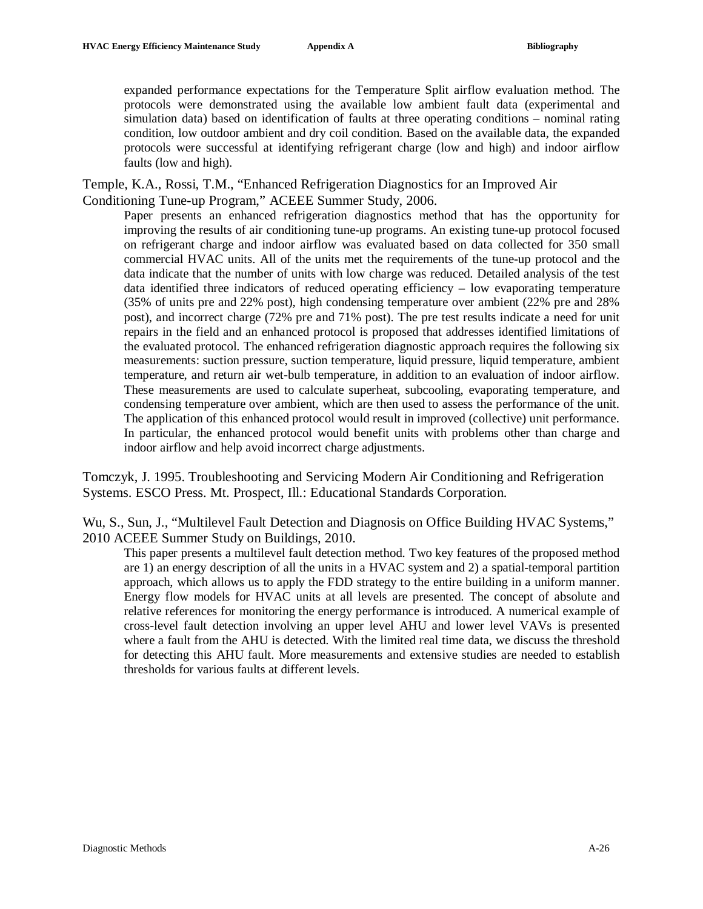expanded performance expectations for the Temperature Split airflow evaluation method. The protocols were demonstrated using the available low ambient fault data (experimental and simulation data) based on identification of faults at three operating conditions – nominal rating condition, low outdoor ambient and dry coil condition. Based on the available data, the expanded protocols were successful at identifying refrigerant charge (low and high) and indoor airflow faults (low and high).

Temple, K.A., Rossi, T.M., "Enhanced Refrigeration Diagnostics for an Improved Air Conditioning Tune-up Program," ACEEE Summer Study, 2006.

> Paper presents an enhanced refrigeration diagnostics method that has the opportunity for improving the results of air conditioning tune-up programs. An existing tune-up protocol focused on refrigerant charge and indoor airflow was evaluated based on data collected for 350 small commercial HVAC units. All of the units met the requirements of the tune-up protocol and the data indicate that the number of units with low charge was reduced. Detailed analysis of the test data identified three indicators of reduced operating efficiency – low evaporating temperature (35% of units pre and 22% post), high condensing temperature over ambient (22% pre and 28% post), and incorrect charge (72% pre and 71% post). The pre test results indicate a need for unit repairs in the field and an enhanced protocol is proposed that addresses identified limitations of the evaluated protocol. The enhanced refrigeration diagnostic approach requires the following six measurements: suction pressure, suction temperature, liquid pressure, liquid temperature, ambient temperature, and return air wet-bulb temperature, in addition to an evaluation of indoor airflow. These measurements are used to calculate superheat, subcooling, evaporating temperature, and condensing temperature over ambient, which are then used to assess the performance of the unit. The application of this enhanced protocol would result in improved (collective) unit performance. In particular, the enhanced protocol would benefit units with problems other than charge and indoor airflow and help avoid incorrect charge adjustments.

Tomczyk, J. 1995. Troubleshooting and Servicing Modern Air Conditioning and Refrigeration Systems. ESCO Press. Mt. Prospect, Ill.: Educational Standards Corporation.

Wu, S., Sun, J., "Multilevel Fault Detection and Diagnosis on Office Building HVAC Systems," 2010 ACEEE Summer Study on Buildings, 2010.

> This paper presents a multilevel fault detection method. Two key features of the proposed method are 1) an energy description of all the units in a HVAC system and 2) a spatial-temporal partition approach, which allows us to apply the FDD strategy to the entire building in a uniform manner. Energy flow models for HVAC units at all levels are presented. The concept of absolute and relative references for monitoring the energy performance is introduced. A numerical example of cross-level fault detection involving an upper level AHU and lower level VAVs is presented where a fault from the AHU is detected. With the limited real time data, we discuss the threshold for detecting this AHU fault. More measurements and extensive studies are needed to establish thresholds for various faults at different levels.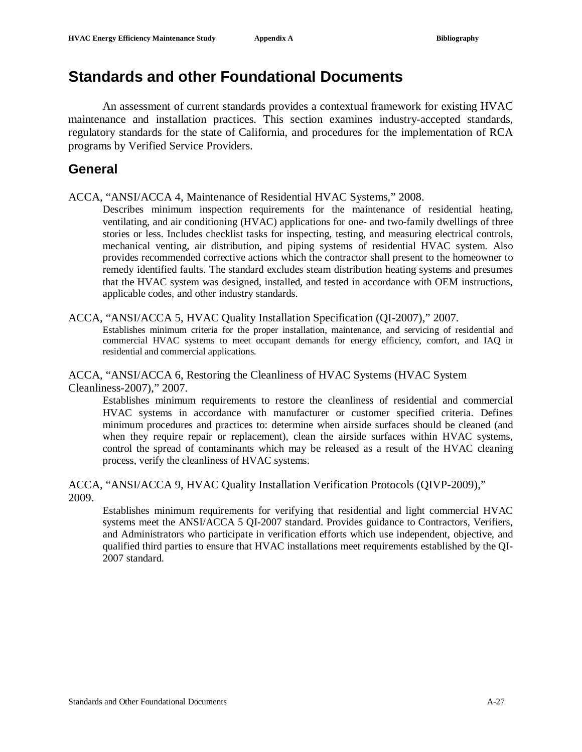# Standards and other Foundational Documents

An assessment of current standards provides a contextual framework for existing HVAC maintenance and installation practices. This section examines industry-accepted standards, regulatory standards for the state of California, and procedures for the implementation of RCA programs by Verified Service Providers.

## General

ACCA, "ANSI/ACCA 4, Maintenance of Residential HVAC Systems," 2008.

> Describes minimum inspection requirements for the maintenance of residential heating, ventilating, and air conditioning (HVAC) applications for one- and two-family dwellings of three stories or less. Includes checklist tasks for inspecting, testing, and measuring electrical controls, mechanical venting, air distribution, and piping systems of residential HVAC system. Also provides recommended corrective actions which the contractor shall present to the homeowner to remedy identified faults. The standard excludes steam distribution heating systems and presumes that the HVAC system was designed, installed, and tested in accordance with OEM instructions, applicable codes, and other industry standards.

ACCA, "ANSI/ACCA 5, HVAC Quality Installation Specification (QI-2007)," 2007.

> Establishes minimum criteria for the proper installation, maintenance, and servicing of residential and commercial HVAC systems to meet occupant demands for energy efficiency, comfort, and IAQ in residential and commercial applications.

ACCA, "ANSI/ACCA 6, Restoring the Cleanliness of HVAC Systems (HVAC System Cleanliness-2007)," 2007.

> Establishes minimum requirements to restore the cleanliness of residential and commercial HVAC systems in accordance with manufacturer or customer specified criteria. Defines minimum procedures and practices to: determine when airside surfaces should be cleaned (and when they require repair or replacement), clean the airside surfaces within HVAC systems, control the spread of contaminants which may be released as a result of the HVAC cleaning process, verify the cleanliness of HVAC systems.

ACCA, "ANSI/ACCA 9, HVAC Quality Installation Verification Protocols (QIVP-2009)," 2009.

> Establishes minimum requirements for verifying that residential and light commercial HVAC systems meet the ANSI/ACCA 5 QI-2007 standard. Provides guidance to Contractors, Verifiers, and Administrators who participate in verification efforts which use independent, objective, and qualified third parties to ensure that HVAC installations meet requirements established by the QI-2007 standard.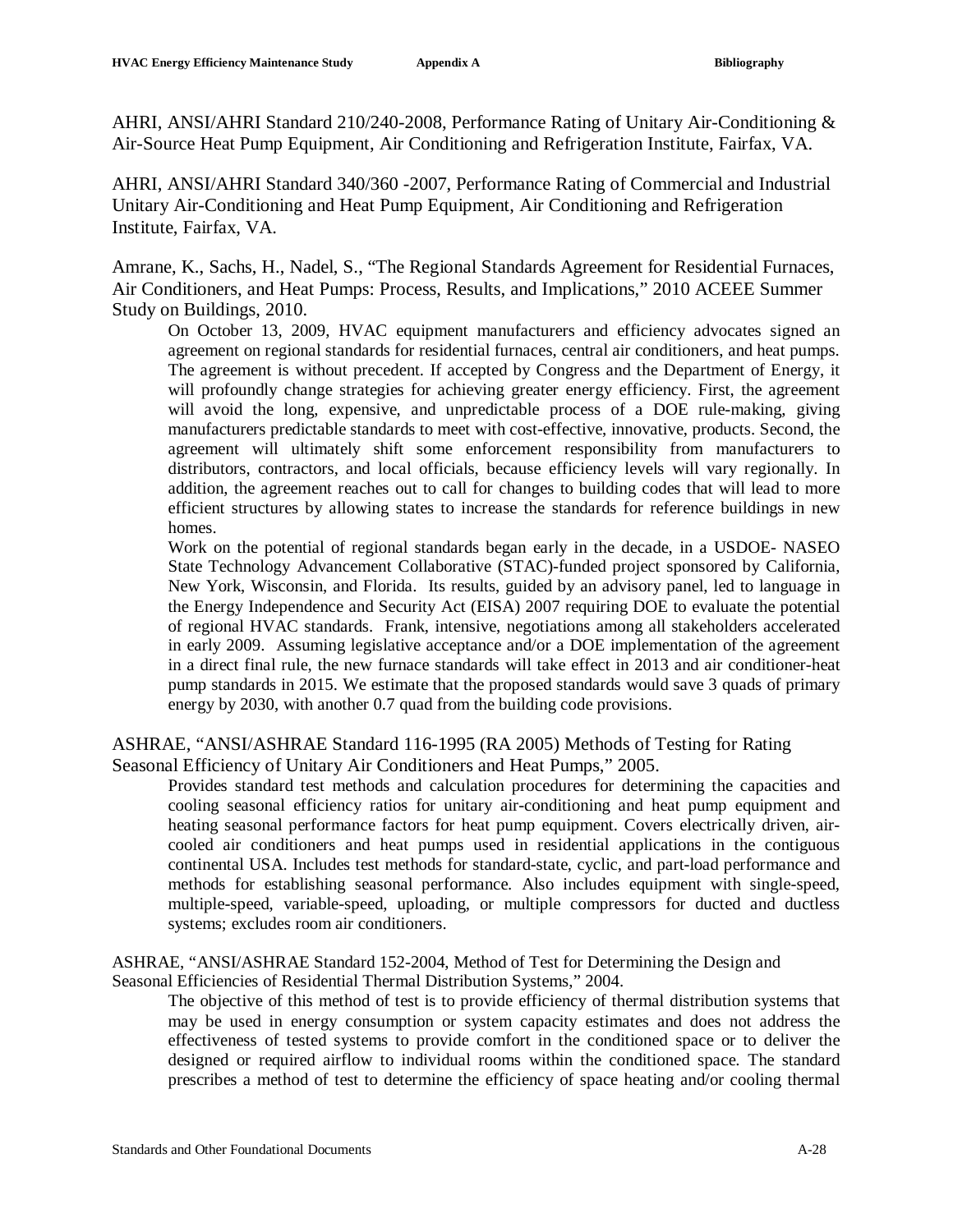AHRI, ANSI/AHRI Standard 210/240-2008, Performance Rating of Unitary Air-Conditioning & Air-Source Heat Pump Equipment, Air Conditioning and Refrigeration Institute, Fairfax, VA.

AHRI, ANSI/AHRI Standard 340/360 -2007, Performance Rating of Commercial and Industrial Unitary Air-Conditioning and Heat Pump Equipment, Air Conditioning and Refrigeration Institute, Fairfax, VA.

Amrane, K., Sachs, H., Nadel, S., "The Regional Standards Agreement for Residential Furnaces, Air Conditioners, and Heat Pumps: Process, Results, and Implications," 2010 ACEEE Summer Study on Buildings, 2010.

> On October 13, 2009, HVAC equipment manufacturers and efficiency advocates signed an agreement on regional standards for residential furnaces, central air conditioners, and heat pumps. The agreement is without precedent. If accepted by Congress and the Department of Energy, it will profoundly change strategies for achieving greater energy efficiency. First, the agreement will avoid the long, expensive, and unpredictable process of a DOE rule-making, giving manufacturers predictable standards to meet with cost-effective, innovative, products. Second, the agreement will ultimately shift some enforcement responsibility from manufacturers to distributors, contractors, and local officials, because efficiency levels will vary regionally. In addition, the agreement reaches out to call for changes to building codes that will lead to more efficient structures by allowing states to increase the standards for reference buildings in new homes.
>
> Work on the potential of regional standards began early in the decade, in a USDOE- NASEO State Technology Advancement Collaborative (STAC)-funded project sponsored by California, New York, Wisconsin, and Florida. Its results, guided by an advisory panel, led to language in the Energy Independence and Security Act (EISA) 2007 requiring DOE to evaluate the potential of regional HVAC standards. Frank, intensive, negotiations among all stakeholders accelerated in early 2009. Assuming legislative acceptance and/or a DOE implementation of the agreement in a direct final rule, the new furnace standards will take effect in 2013 and air conditioner-heat pump standards in 2015. We estimate that the proposed standards would save 3 quads of primary energy by 2030, with another 0.7 quad from the building code provisions.

ASHRAE, "ANSI/ASHRAE Standard 116-1995 (RA 2005) Methods of Testing for Rating Seasonal Efficiency of Unitary Air Conditioners and Heat Pumps," 2005.

> Provides standard test methods and calculation procedures for determining the capacities and cooling seasonal efficiency ratios for unitary air-conditioning and heat pump equipment and heating seasonal performance factors for heat pump equipment. Covers electrically driven, air-cooled air conditioners and heat pumps used in residential applications in the contiguous continental USA. Includes test methods for standard-state, cyclic, and part-load performance and methods for establishing seasonal performance. Also includes equipment with single-speed, multiple-speed, variable-speed, uploading, or multiple compressors for ducted and ductless systems; excludes room air conditioners.

ASHRAE, "ANSI/ASHRAE Standard 152-2004, Method of Test for Determining the Design and Seasonal Efficiencies of Residential Thermal Distribution Systems," 2004.

> The objective of this method of test is to provide efficiency of thermal distribution systems that may be used in energy consumption or system capacity estimates and does not address the effectiveness of tested systems to provide comfort in the conditioned space or to deliver the designed or required airflow to individual rooms within the conditioned space. The standard prescribes a method of test to determine the efficiency of space heating and/or cooling thermal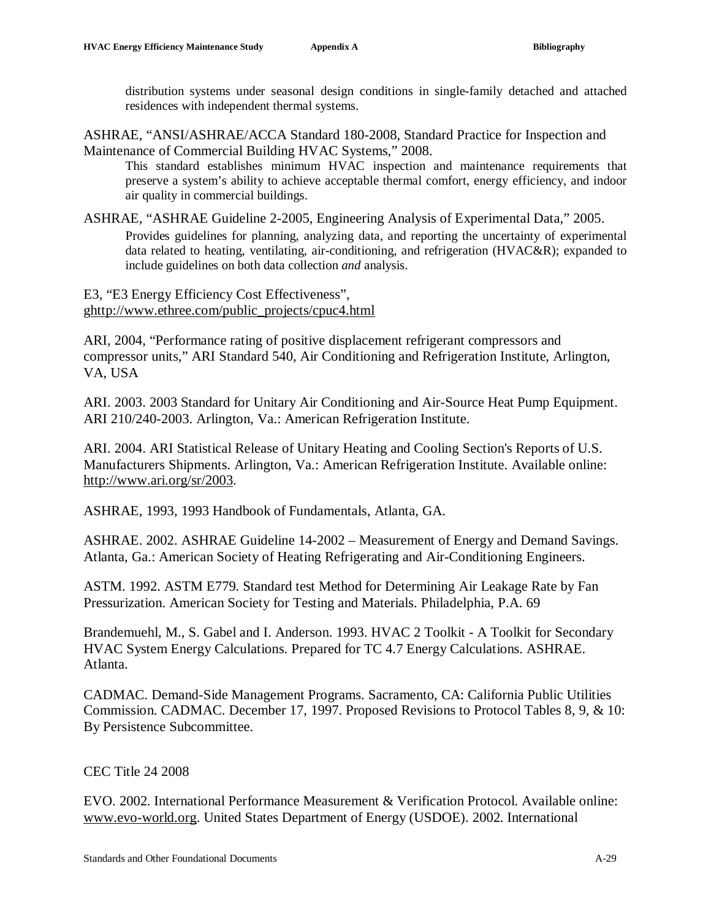distribution systems under seasonal design conditions in single-family detached and attached residences with independent thermal systems.

ASHRAE, "ANSI/ASHRAE/ACCA Standard 180-2008, Standard Practice for Inspection and Maintenance of Commercial Building HVAC Systems," 2008.

> This standard establishes minimum HVAC inspection and maintenance requirements that preserve a system's ability to achieve acceptable thermal comfort, energy efficiency, and indoor air quality in commercial buildings.

ASHRAE, "ASHRAE Guideline 2-2005, Engineering Analysis of Experimental Data," 2005.

> Provides guidelines for planning, analyzing data, and reporting the uncertainty of experimental data related to heating, ventilating, air-conditioning, and refrigeration (HVAC&R); expanded to include guidelines on both data collection *and* analysis.

E3, "E3 Energy Efficiency Cost Effectiveness", ghttp://www.ethree.com/public_projects/cpuc4.html

ARI, 2004, "Performance rating of positive displacement refrigerant compressors and compressor units," ARI Standard 540, Air Conditioning and Refrigeration Institute, Arlington, VA, USA

ARI. 2003. 2003 Standard for Unitary Air Conditioning and Air-Source Heat Pump Equipment. ARI 210/240-2003. Arlington, Va.: American Refrigeration Institute.

ARI. 2004. ARI Statistical Release of Unitary Heating and Cooling Section's Reports of U.S. Manufacturers Shipments. Arlington, Va.: American Refrigeration Institute. Available online: http://www.ari.org/sr/2003.

ASHRAE, 1993, 1993 Handbook of Fundamentals, Atlanta, GA.

ASHRAE. 2002. ASHRAE Guideline 14-2002 – Measurement of Energy and Demand Savings. Atlanta, Ga.: American Society of Heating Refrigerating and Air-Conditioning Engineers.

ASTM. 1992. ASTM E779. Standard test Method for Determining Air Leakage Rate by Fan Pressurization. American Society for Testing and Materials. Philadelphia, P.A. 69

Brandemuehl, M., S. Gabel and I. Anderson. 1993. HVAC 2 Toolkit - A Toolkit for Secondary HVAC System Energy Calculations. Prepared for TC 4.7 Energy Calculations. ASHRAE. Atlanta.

CADMAC. Demand-Side Management Programs. Sacramento, CA: California Public Utilities Commission. CADMAC. December 17, 1997. Proposed Revisions to Protocol Tables 8, 9, & 10: By Persistence Subcommittee.

CEC Title 24 2008

EVO. 2002. International Performance Measurement & Verification Protocol. Available online: www.evo-world.org. United States Department of Energy (USDOE). 2002. International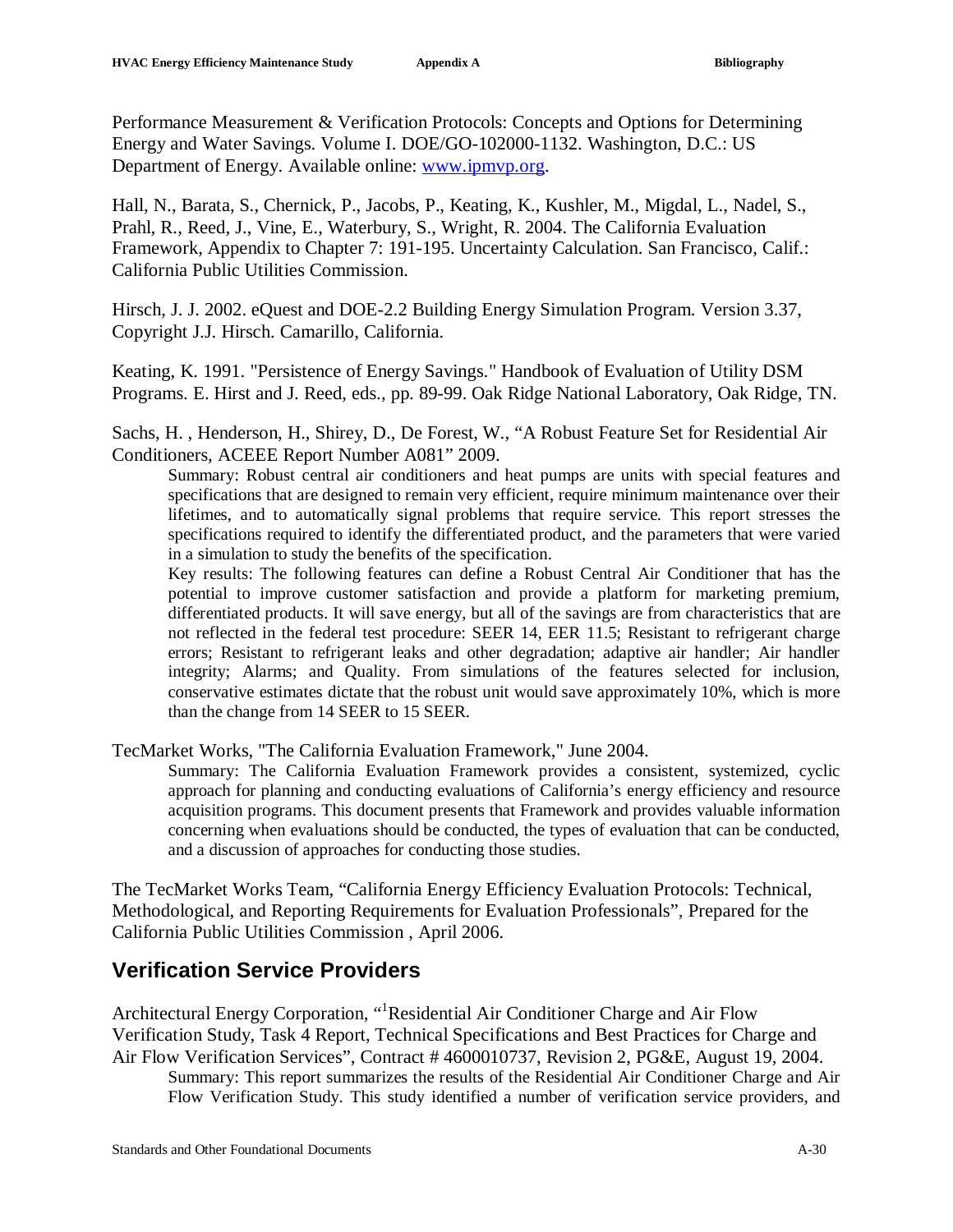Performance Measurement & Verification Protocols: Concepts and Options for Determining Energy and Water Savings. Volume I. DOE/GO-102000-1132. Washington, D.C.: US Department of Energy. Available online: www.ipmvp.org.

Hall, N., Barata, S., Chernick, P., Jacobs, P., Keating, K., Kushler, M., Migdal, L., Nadel, S., Prahl, R., Reed, J., Vine, E., Waterbury, S., Wright, R. 2004. The California Evaluation Framework, Appendix to Chapter 7: 191-195. Uncertainty Calculation. San Francisco, Calif.: California Public Utilities Commission.

Hirsch, J. J. 2002. eQuest and DOE-2.2 Building Energy Simulation Program. Version 3.37, Copyright J.J. Hirsch. Camarillo, California.

Keating, K. 1991. "Persistence of Energy Savings." Handbook of Evaluation of Utility DSM Programs. E. Hirst and J. Reed, eds., pp. 89-99. Oak Ridge National Laboratory, Oak Ridge, TN.

Sachs, H. , Henderson, H., Shirey, D., De Forest, W., "A Robust Feature Set for Residential Air Conditioners, ACEEE Report Number A081" 2009.

> Summary: Robust central air conditioners and heat pumps are units with special features and specifications that are designed to remain very efficient, require minimum maintenance over their lifetimes, and to automatically signal problems that require service. This report stresses the specifications required to identify the differentiated product, and the parameters that were varied in a simulation to study the benefits of the specification.
>
> Key results: The following features can define a Robust Central Air Conditioner that has the potential to improve customer satisfaction and provide a platform for marketing premium, differentiated products. It will save energy, but all of the savings are from characteristics that are not reflected in the federal test procedure: SEER 14, EER 11.5; Resistant to refrigerant charge errors; Resistant to refrigerant leaks and other degradation; adaptive air handler; Air handler integrity; Alarms; and Quality. From simulations of the features selected for inclusion, conservative estimates dictate that the robust unit would save approximately 10%, which is more than the change from 14 SEER to 15 SEER.

TecMarket Works, "The California Evaluation Framework," June 2004.

> Summary: The California Evaluation Framework provides a consistent, systemized, cyclic approach for planning and conducting evaluations of California's energy efficiency and resource acquisition programs. This document presents that Framework and provides valuable information concerning when evaluations should be conducted, the types of evaluation that can be conducted, and a discussion of approaches for conducting those studies.

The TecMarket Works Team, "California Energy Efficiency Evaluation Protocols: Technical, Methodological, and Reporting Requirements for Evaluation Professionals", Prepared for the California Public Utilities Commission , April 2006.

## Verification Service Providers

Architectural Energy Corporation, "[1]Residential Air Conditioner Charge and Air Flow Verification Study, Task 4 Report, Technical Specifications and Best Practices for Charge and Air Flow Verification Services", Contract # 4600010737, Revision 2, PG&E, August 19, 2004.

> Summary: This report summarizes the results of the Residential Air Conditioner Charge and Air Flow Verification Study. This study identified a number of verification service providers, and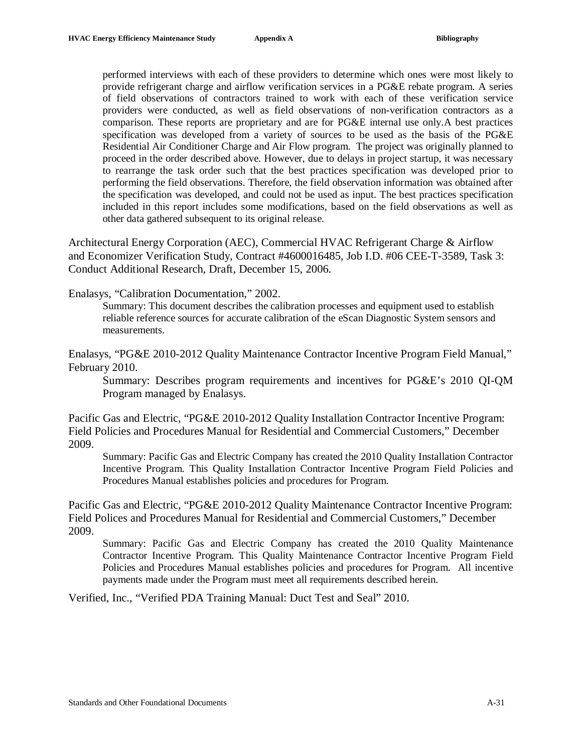performed interviews with each of these providers to determine which ones were most likely to provide refrigerant charge and airflow verification services in a PG&E rebate program. A series of field observations of contractors trained to work with each of these verification service providers were conducted, as well as field observations of non-verification contractors as a comparison. These reports are proprietary and are for PG&E internal use only.A best practices specification was developed from a variety of sources to be used as the basis of the PG&E Residential Air Conditioner Charge and Air Flow program. The project was originally planned to proceed in the order described above. However, due to delays in project startup, it was necessary to rearrange the task order such that the best practices specification was developed prior to performing the field observations. Therefore, the field observation information was obtained after the specification was developed, and could not be used as input. The best practices specification included in this report includes some modifications, based on the field observations as well as other data gathered subsequent to its original release.

Architectural Energy Corporation (AEC), Commercial HVAC Refrigerant Charge & Airflow and Economizer Verification Study, Contract #4600016485, Job I.D. #06 CEE-T-3589, Task 3: Conduct Additional Research, Draft, December 15, 2006.

Enalasys, "Calibration Documentation," 2002.

Summary: This document describes the calibration processes and equipment used to establish reliable reference sources for accurate calibration of the eScan Diagnostic System sensors and measurements.

Enalasys, "PG&E 2010-2012 Quality Maintenance Contractor Incentive Program Field Manual," February 2010.

Summary: Describes program requirements and incentives for PG&E's 2010 QI-QM Program managed by Enalasys.

Pacific Gas and Electric, "PG&E 2010-2012 Quality Installation Contractor Incentive Program: Field Policies and Procedures Manual for Residential and Commercial Customers," December 2009.

Summary: Pacific Gas and Electric Company has created the 2010 Quality Installation Contractor Incentive Program. This Quality Installation Contractor Incentive Program Field Policies and Procedures Manual establishes policies and procedures for Program.

Pacific Gas and Electric, "PG&E 2010-2012 Quality Maintenance Contractor Incentive Program: Field Polices and Procedures Manual for Residential and Commercial Customers," December 2009.

Summary: Pacific Gas and Electric Company has created the 2010 Quality Maintenance Contractor Incentive Program. This Quality Maintenance Contractor Incentive Program Field Policies and Procedures Manual establishes policies and procedures for Program. All incentive payments made under the Program must meet all requirements described herein.

Verified, Inc., "Verified PDA Training Manual: Duct Test and Seal" 2010.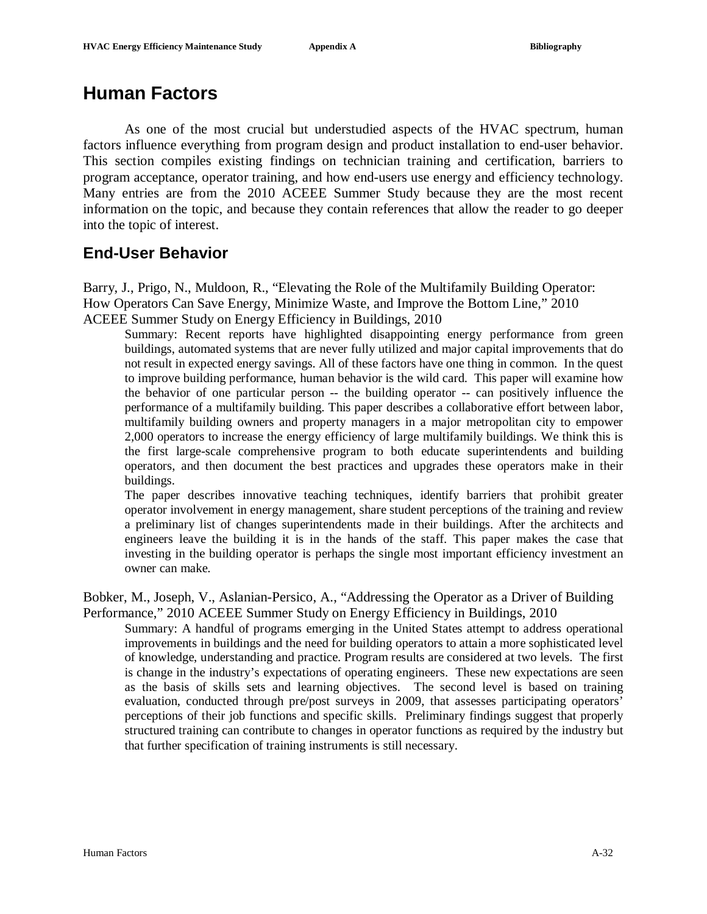# Human Factors

As one of the most crucial but understudied aspects of the HVAC spectrum, human factors influence everything from program design and product installation to end-user behavior. This section compiles existing findings on technician training and certification, barriers to program acceptance, operator training, and how end-users use energy and efficiency technology. Many entries are from the 2010 ACEEE Summer Study because they are the most recent information on the topic, and because they contain references that allow the reader to go deeper into the topic of interest.

## End-User Behavior

Barry, J., Prigo, N., Muldoon, R., "Elevating the Role of the Multifamily Building Operator: How Operators Can Save Energy, Minimize Waste, and Improve the Bottom Line," 2010 ACEEE Summer Study on Energy Efficiency in Buildings, 2010

> Summary: Recent reports have highlighted disappointing energy performance from green buildings, automated systems that are never fully utilized and major capital improvements that do not result in expected energy savings. All of these factors have one thing in common. In the quest to improve building performance, human behavior is the wild card. This paper will examine how the behavior of one particular person -- the building operator -- can positively influence the performance of a multifamily building. This paper describes a collaborative effort between labor, multifamily building owners and property managers in a major metropolitan city to empower 2,000 operators to increase the energy efficiency of large multifamily buildings. We think this is the first large-scale comprehensive program to both educate superintendents and building operators, and then document the best practices and upgrades these operators make in their buildings.
>
> The paper describes innovative teaching techniques, identify barriers that prohibit greater operator involvement in energy management, share student perceptions of the training and review a preliminary list of changes superintendents made in their buildings. After the architects and engineers leave the building it is in the hands of the staff. This paper makes the case that investing in the building operator is perhaps the single most important efficiency investment an owner can make.

Bobker, M., Joseph, V., Aslanian-Persico, A., "Addressing the Operator as a Driver of Building Performance," 2010 ACEEE Summer Study on Energy Efficiency in Buildings, 2010

> Summary: A handful of programs emerging in the United States attempt to address operational improvements in buildings and the need for building operators to attain a more sophisticated level of knowledge, understanding and practice. Program results are considered at two levels. The first is change in the industry's expectations of operating engineers. These new expectations are seen as the basis of skills sets and learning objectives. The second level is based on training evaluation, conducted through pre/post surveys in 2009, that assesses participating operators' perceptions of their job functions and specific skills. Preliminary findings suggest that properly structured training can contribute to changes in operator functions as required by the industry but that further specification of training instruments is still necessary.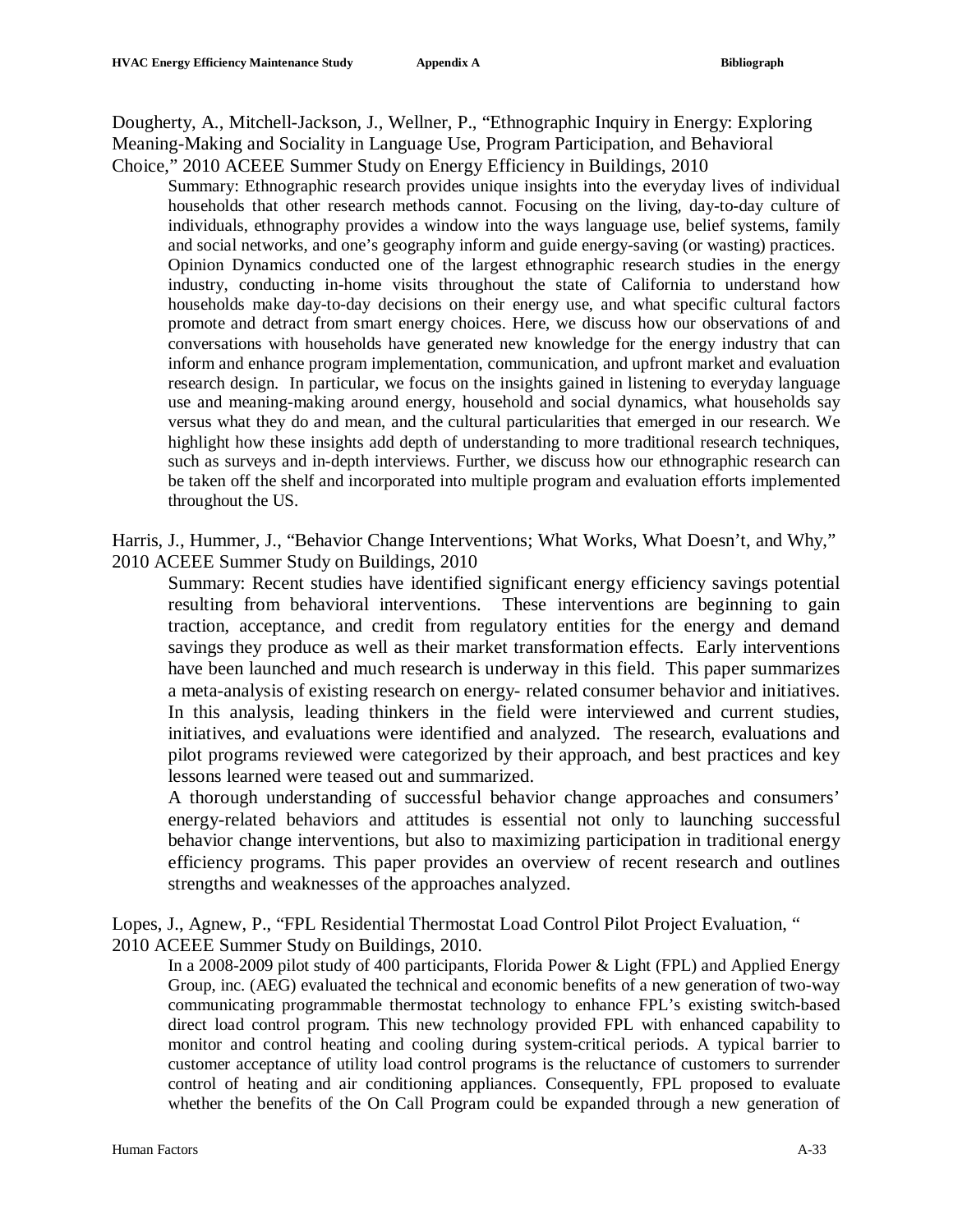Dougherty, A., Mitchell-Jackson, J., Wellner, P., “Ethnographic Inquiry in Energy: Exploring Meaning-Making and Sociality in Language Use, Program Participation, and Behavioral Choice,” 2010 ACEEE Summer Study on Energy Efficiency in Buildings, 2010

> Summary: Ethnographic research provides unique insights into the everyday lives of individual households that other research methods cannot. Focusing on the living, day-to-day culture of individuals, ethnography provides a window into the ways language use, belief systems, family and social networks, and one’s geography inform and guide energy-saving (or wasting) practices. Opinion Dynamics conducted one of the largest ethnographic research studies in the energy industry, conducting in-home visits throughout the state of California to understand how households make day-to-day decisions on their energy use, and what specific cultural factors promote and detract from smart energy choices. Here, we discuss how our observations of and conversations with households have generated new knowledge for the energy industry that can inform and enhance program implementation, communication, and upfront market and evaluation research design. In particular, we focus on the insights gained in listening to everyday language use and meaning-making around energy, household and social dynamics, what households say versus what they do and mean, and the cultural particularities that emerged in our research. We highlight how these insights add depth of understanding to more traditional research techniques, such as surveys and in-depth interviews. Further, we discuss how our ethnographic research can be taken off the shelf and incorporated into multiple program and evaluation efforts implemented throughout the US.

Harris, J., Hummer, J., “Behavior Change Interventions; What Works, What Doesn’t, and Why,” 2010 ACEEE Summer Study on Buildings, 2010

> Summary: Recent studies have identified significant energy efficiency savings potential resulting from behavioral interventions. These interventions are beginning to gain traction, acceptance, and credit from regulatory entities for the energy and demand savings they produce as well as their market transformation effects. Early interventions have been launched and much research is underway in this field. This paper summarizes a meta-analysis of existing research on energy- related consumer behavior and initiatives. In this analysis, leading thinkers in the field were interviewed and current studies, initiatives, and evaluations were identified and analyzed. The research, evaluations and pilot programs reviewed were categorized by their approach, and best practices and key lessons learned were teased out and summarized.
>
> A thorough understanding of successful behavior change approaches and consumers’ energy-related behaviors and attitudes is essential not only to launching successful behavior change interventions, but also to maximizing participation in traditional energy efficiency programs. This paper provides an overview of recent research and outlines strengths and weaknesses of the approaches analyzed.

Lopes, J., Agnew, P., “FPL Residential Thermostat Load Control Pilot Project Evaluation, “ 2010 ACEEE Summer Study on Buildings, 2010.

> In a 2008-2009 pilot study of 400 participants, Florida Power & Light (FPL) and Applied Energy Group, inc. (AEG) evaluated the technical and economic benefits of a new generation of two-way communicating programmable thermostat technology to enhance FPL’s existing switch-based direct load control program. This new technology provided FPL with enhanced capability to monitor and control heating and cooling during system-critical periods. A typical barrier to customer acceptance of utility load control programs is the reluctance of customers to surrender control of heating and air conditioning appliances. Consequently, FPL proposed to evaluate whether the benefits of the On Call Program could be expanded through a new generation of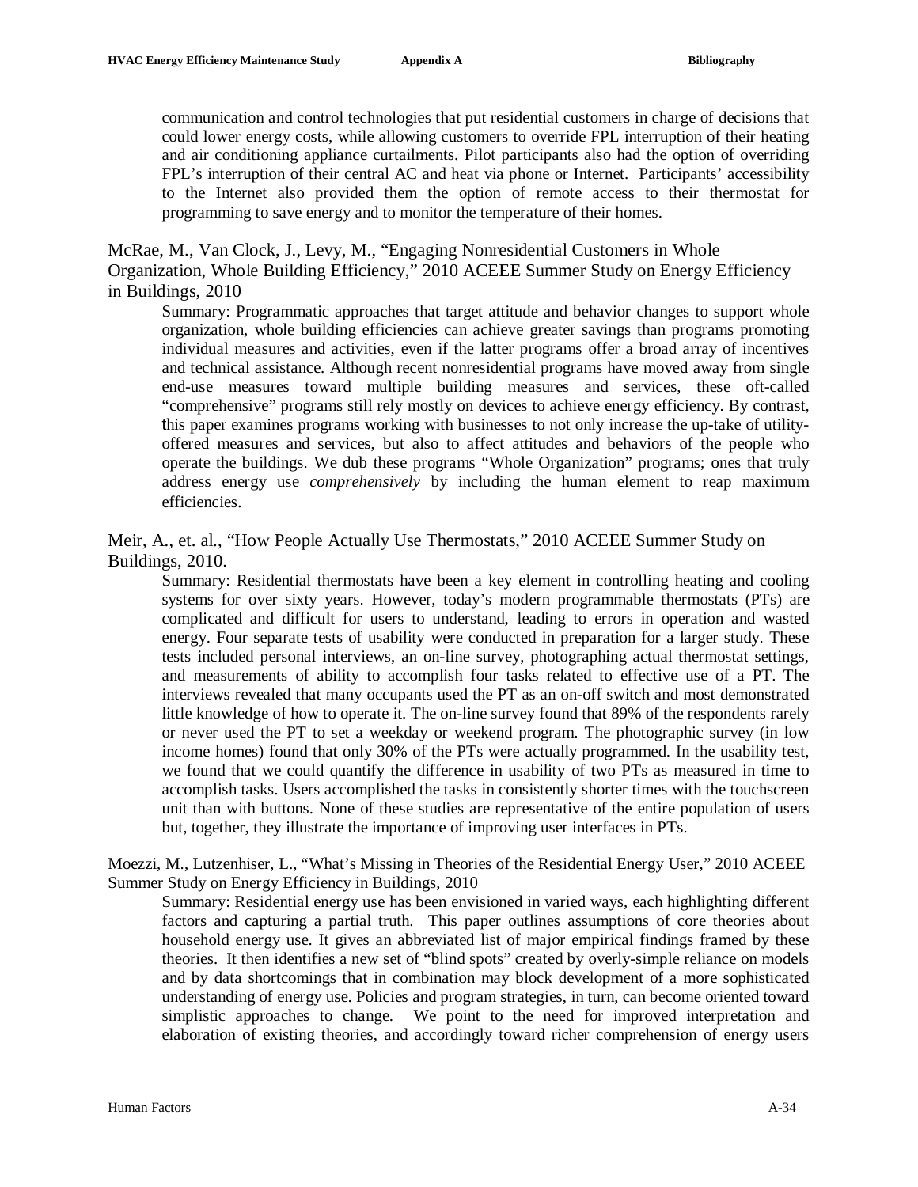communication and control technologies that put residential customers in charge of decisions that could lower energy costs, while allowing customers to override FPL interruption of their heating and air conditioning appliance curtailments. Pilot participants also had the option of overriding FPL's interruption of their central AC and heat via phone or Internet. Participants' accessibility to the Internet also provided them the option of remote access to their thermostat for programming to save energy and to monitor the temperature of their homes.

McRae, M., Van Clock, J., Levy, M., "Engaging Nonresidential Customers in Whole Organization, Whole Building Efficiency," 2010 ACEEE Summer Study on Energy Efficiency in Buildings, 2010

Summary: Programmatic approaches that target attitude and behavior changes to support whole organization, whole building efficiencies can achieve greater savings than programs promoting individual measures and activities, even if the latter programs offer a broad array of incentives and technical assistance. Although recent nonresidential programs have moved away from single end-use measures toward multiple building measures and services, these oft-called "comprehensive" programs still rely mostly on devices to achieve energy efficiency. By contrast, this paper examines programs working with businesses to not only increase the up-take of utility-offered measures and services, but also to affect attitudes and behaviors of the people who operate the buildings. We dub these programs "Whole Organization" programs; ones that truly address energy use *comprehensively* by including the human element to reap maximum efficiencies.

Meir, A., et. al., "How People Actually Use Thermostats," 2010 ACEEE Summer Study on Buildings, 2010.

Summary: Residential thermostats have been a key element in controlling heating and cooling systems for over sixty years. However, today's modern programmable thermostats (PTs) are complicated and difficult for users to understand, leading to errors in operation and wasted energy. Four separate tests of usability were conducted in preparation for a larger study. These tests included personal interviews, an on-line survey, photographing actual thermostat settings, and measurements of ability to accomplish four tasks related to effective use of a PT. The interviews revealed that many occupants used the PT as an on-off switch and most demonstrated little knowledge of how to operate it. The on-line survey found that 89% of the respondents rarely or never used the PT to set a weekday or weekend program. The photographic survey (in low income homes) found that only 30% of the PTs were actually programmed. In the usability test, we found that we could quantify the difference in usability of two PTs as measured in time to accomplish tasks. Users accomplished the tasks in consistently shorter times with the touchscreen unit than with buttons. None of these studies are representative of the entire population of users but, together, they illustrate the importance of improving user interfaces in PTs.

Moezzi, M., Lutzenhiser, L., "What's Missing in Theories of the Residential Energy User," 2010 ACEEE Summer Study on Energy Efficiency in Buildings, 2010

Summary: Residential energy use has been envisioned in varied ways, each highlighting different factors and capturing a partial truth. This paper outlines assumptions of core theories about household energy use. It gives an abbreviated list of major empirical findings framed by these theories. It then identifies a new set of "blind spots" created by overly-simple reliance on models and by data shortcomings that in combination may block development of a more sophisticated understanding of energy use. Policies and program strategies, in turn, can become oriented toward simplistic approaches to change. We point to the need for improved interpretation and elaboration of existing theories, and accordingly toward richer comprehension of energy users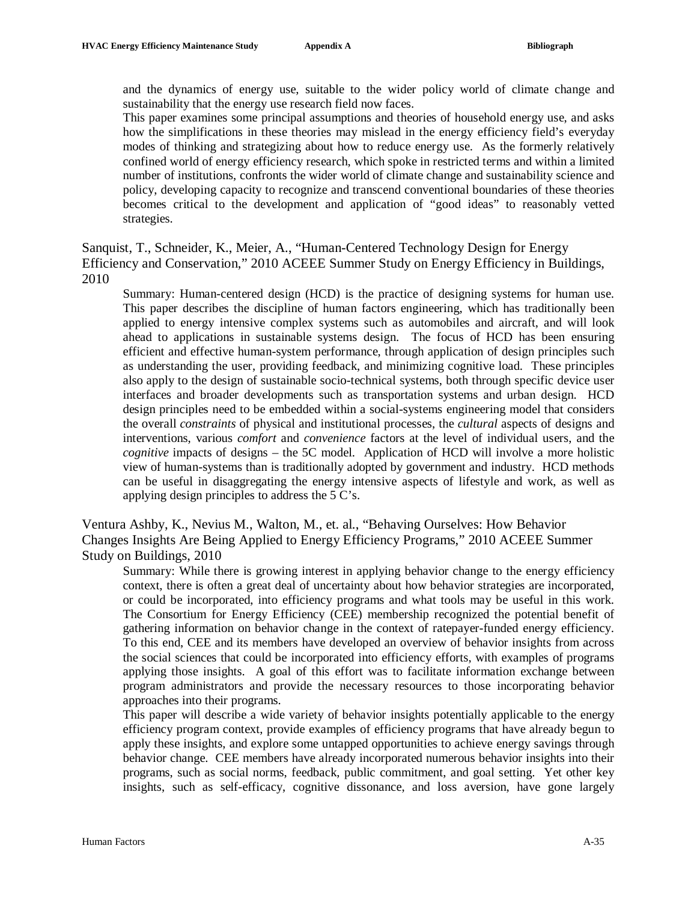and the dynamics of energy use, suitable to the wider policy world of climate change and sustainability that the energy use research field now faces.

This paper examines some principal assumptions and theories of household energy use, and asks how the simplifications in these theories may mislead in the energy efficiency field's everyday modes of thinking and strategizing about how to reduce energy use. As the formerly relatively confined world of energy efficiency research, which spoke in restricted terms and within a limited number of institutions, confronts the wider world of climate change and sustainability science and policy, developing capacity to recognize and transcend conventional boundaries of these theories becomes critical to the development and application of "good ideas" to reasonably vetted strategies.

Sanquist, T., Schneider, K., Meier, A., "Human-Centered Technology Design for Energy Efficiency and Conservation," 2010 ACEEE Summer Study on Energy Efficiency in Buildings, 2010

Summary: Human-centered design (HCD) is the practice of designing systems for human use. This paper describes the discipline of human factors engineering, which has traditionally been applied to energy intensive complex systems such as automobiles and aircraft, and will look ahead to applications in sustainable systems design. The focus of HCD has been ensuring efficient and effective human-system performance, through application of design principles such as understanding the user, providing feedback, and minimizing cognitive load. These principles also apply to the design of sustainable socio-technical systems, both through specific device user interfaces and broader developments such as transportation systems and urban design. HCD design principles need to be embedded within a social-systems engineering model that considers the overall *constraints* of physical and institutional processes, the *cultural* aspects of designs and interventions, various *comfort* and *convenience* factors at the level of individual users, and the *cognitive* impacts of designs – the 5C model. Application of HCD will involve a more holistic view of human-systems than is traditionally adopted by government and industry. HCD methods can be useful in disaggregating the energy intensive aspects of lifestyle and work, as well as applying design principles to address the 5 C's.

Ventura Ashby, K., Nevius M., Walton, M., et. al., "Behaving Ourselves: How Behavior Changes Insights Are Being Applied to Energy Efficiency Programs," 2010 ACEEE Summer Study on Buildings, 2010

Summary: While there is growing interest in applying behavior change to the energy efficiency context, there is often a great deal of uncertainty about how behavior strategies are incorporated, or could be incorporated, into efficiency programs and what tools may be useful in this work. The Consortium for Energy Efficiency (CEE) membership recognized the potential benefit of gathering information on behavior change in the context of ratepayer-funded energy efficiency. To this end, CEE and its members have developed an overview of behavior insights from across the social sciences that could be incorporated into efficiency efforts, with examples of programs applying those insights. A goal of this effort was to facilitate information exchange between program administrators and provide the necessary resources to those incorporating behavior approaches into their programs.

This paper will describe a wide variety of behavior insights potentially applicable to the energy efficiency program context, provide examples of efficiency programs that have already begun to apply these insights, and explore some untapped opportunities to achieve energy savings through behavior change. CEE members have already incorporated numerous behavior insights into their programs, such as social norms, feedback, public commitment, and goal setting. Yet other key insights, such as self-efficacy, cognitive dissonance, and loss aversion, have gone largely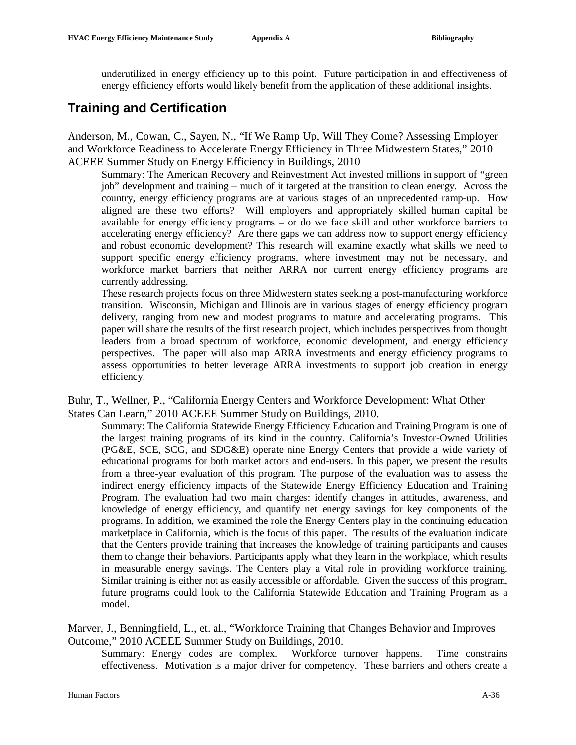underutilized in energy efficiency up to this point. Future participation in and effectiveness of energy efficiency efforts would likely benefit from the application of these additional insights.

## Training and Certification

Anderson, M., Cowan, C., Sayen, N., "If We Ramp Up, Will They Come? Assessing Employer and Workforce Readiness to Accelerate Energy Efficiency in Three Midwestern States," 2010 ACEEE Summer Study on Energy Efficiency in Buildings, 2010

Summary: The American Recovery and Reinvestment Act invested millions in support of "green job" development and training – much of it targeted at the transition to clean energy. Across the country, energy efficiency programs are at various stages of an unprecedented ramp-up. How aligned are these two efforts? Will employers and appropriately skilled human capital be available for energy efficiency programs – or do we face skill and other workforce barriers to accelerating energy efficiency? Are there gaps we can address now to support energy efficiency and robust economic development? This research will examine exactly what skills we need to support specific energy efficiency programs, where investment may not be necessary, and workforce market barriers that neither ARRA nor current energy efficiency programs are currently addressing.

These research projects focus on three Midwestern states seeking a post-manufacturing workforce transition. Wisconsin, Michigan and Illinois are in various stages of energy efficiency program delivery, ranging from new and modest programs to mature and accelerating programs. This paper will share the results of the first research project, which includes perspectives from thought leaders from a broad spectrum of workforce, economic development, and energy efficiency perspectives. The paper will also map ARRA investments and energy efficiency programs to assess opportunities to better leverage ARRA investments to support job creation in energy efficiency.

Buhr, T., Wellner, P., "California Energy Centers and Workforce Development: What Other States Can Learn," 2010 ACEEE Summer Study on Buildings, 2010.

Summary: The California Statewide Energy Efficiency Education and Training Program is one of the largest training programs of its kind in the country. California's Investor-Owned Utilities (PG&E, SCE, SCG, and SDG&E) operate nine Energy Centers that provide a wide variety of educational programs for both market actors and end-users. In this paper, we present the results from a three-year evaluation of this program. The purpose of the evaluation was to assess the indirect energy efficiency impacts of the Statewide Energy Efficiency Education and Training Program. The evaluation had two main charges: identify changes in attitudes, awareness, and knowledge of energy efficiency, and quantify net energy savings for key components of the programs. In addition, we examined the role the Energy Centers play in the continuing education marketplace in California, which is the focus of this paper. The results of the evaluation indicate that the Centers provide training that increases the knowledge of training participants and causes them to change their behaviors. Participants apply what they learn in the workplace, which results in measurable energy savings. The Centers play a vital role in providing workforce training. Similar training is either not as easily accessible or affordable. Given the success of this program, future programs could look to the California Statewide Education and Training Program as a model.

Marver, J., Benningfield, L., et. al., "Workforce Training that Changes Behavior and Improves Outcome," 2010 ACEEE Summer Study on Buildings, 2010.

Summary: Energy codes are complex. Workforce turnover happens. Time constrains effectiveness. Motivation is a major driver for competency. These barriers and others create a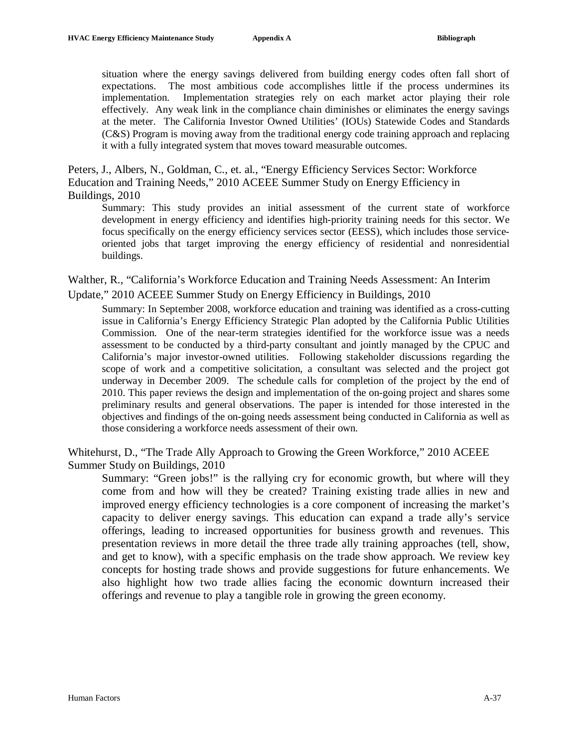situation where the energy savings delivered from building energy codes often fall short of expectations. The most ambitious code accomplishes little if the process undermines its implementation. Implementation strategies rely on each market actor playing their role effectively. Any weak link in the compliance chain diminishes or eliminates the energy savings at the meter. The California Investor Owned Utilities' (IOUs) Statewide Codes and Standards (C&S) Program is moving away from the traditional energy code training approach and replacing it with a fully integrated system that moves toward measurable outcomes.

Peters, J., Albers, N., Goldman, C., et. al., "Energy Efficiency Services Sector: Workforce Education and Training Needs," 2010 ACEEE Summer Study on Energy Efficiency in Buildings, 2010

Summary: This study provides an initial assessment of the current state of workforce development in energy efficiency and identifies high-priority training needs for this sector. We focus specifically on the energy efficiency services sector (EESS), which includes those service-oriented jobs that target improving the energy efficiency of residential and nonresidential buildings.

Walther, R., "California's Workforce Education and Training Needs Assessment: An Interim Update," 2010 ACEEE Summer Study on Energy Efficiency in Buildings, 2010

Summary: In September 2008, workforce education and training was identified as a cross-cutting issue in California's Energy Efficiency Strategic Plan adopted by the California Public Utilities Commission. One of the near-term strategies identified for the workforce issue was a needs assessment to be conducted by a third-party consultant and jointly managed by the CPUC and California's major investor-owned utilities. Following stakeholder discussions regarding the scope of work and a competitive solicitation, a consultant was selected and the project got underway in December 2009. The schedule calls for completion of the project by the end of 2010. This paper reviews the design and implementation of the on-going project and shares some preliminary results and general observations. The paper is intended for those interested in the objectives and findings of the on-going needs assessment being conducted in California as well as those considering a workforce needs assessment of their own.

Whitehurst, D., "The Trade Ally Approach to Growing the Green Workforce," 2010 ACEEE Summer Study on Buildings, 2010

Summary: "Green jobs!" is the rallying cry for economic growth, but where will they come from and how will they be created? Training existing trade allies in new and improved energy efficiency technologies is a core component of increasing the market's capacity to deliver energy savings. This education can expand a trade ally's service offerings, leading to increased opportunities for business growth and revenues. This presentation reviews in more detail the three trade ally training approaches (tell, show, and get to know), with a specific emphasis on the trade show approach. We review key concepts for hosting trade shows and provide suggestions for future enhancements. We also highlight how two trade allies facing the economic downturn increased their offerings and revenue to play a tangible role in growing the green economy.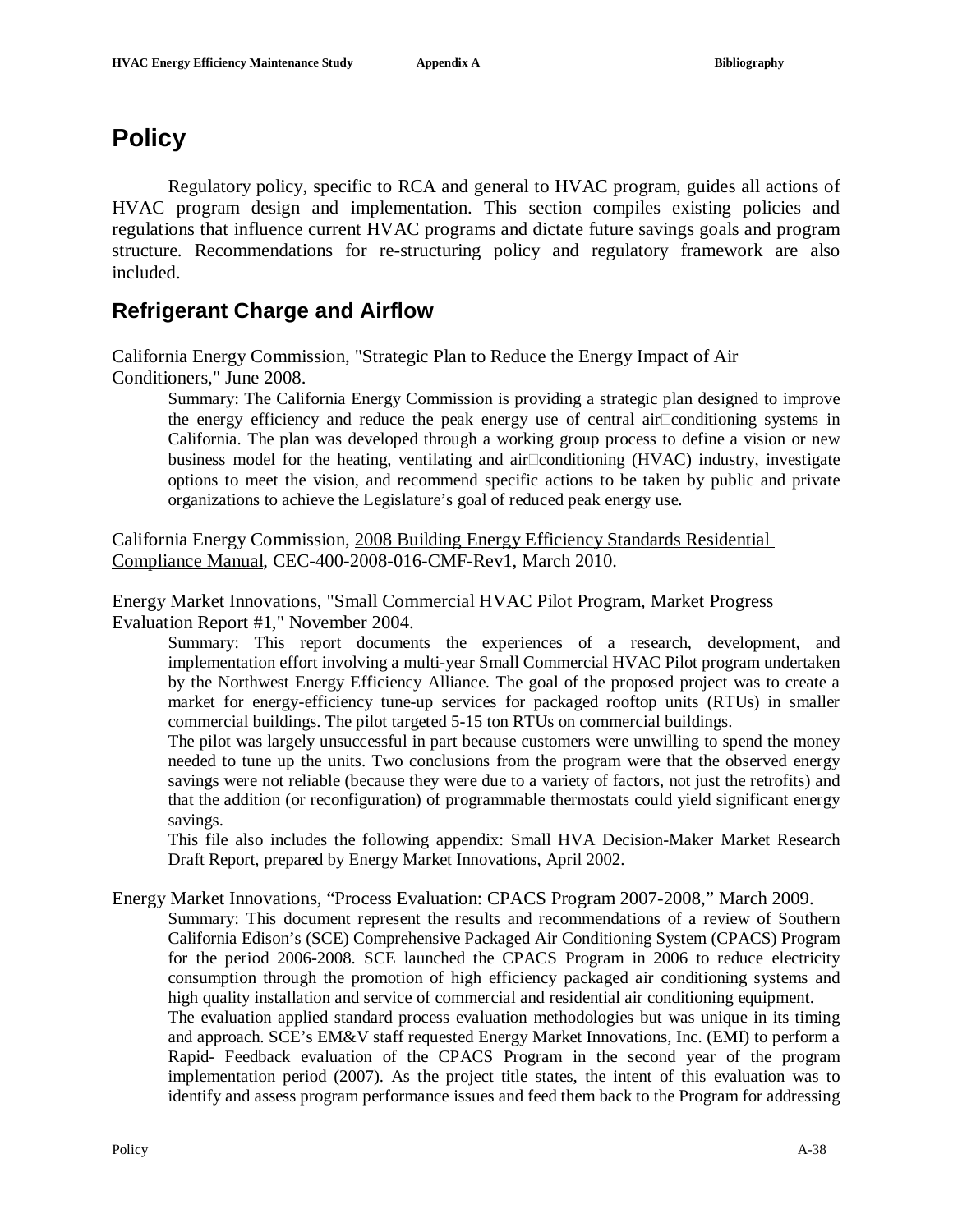# Policy

Regulatory policy, specific to RCA and general to HVAC program, guides all actions of HVAC program design and implementation. This section compiles existing policies and regulations that influence current HVAC programs and dictate future savings goals and program structure. Recommendations for re-structuring policy and regulatory framework are also included.

## Refrigerant Charge and Airflow

California Energy Commission, "Strategic Plan to Reduce the Energy Impact of Air Conditioners," June 2008.

> Summary: The California Energy Commission is providing a strategic plan designed to improve the energy efficiency and reduce the peak energy use of central air conditioning systems in California. The plan was developed through a working group process to define a vision or new business model for the heating, ventilating and air conditioning (HVAC) industry, investigate options to meet the vision, and recommend specific actions to be taken by public and private organizations to achieve the Legislature's goal of reduced peak energy use.

California Energy Commission, <u>2008 Building Energy Efficiency Standards Residential Compliance Manual</u>, CEC-400-2008-016-CMF-Rev1, March 2010.

Energy Market Innovations, "Small Commercial HVAC Pilot Program, Market Progress Evaluation Report #1," November 2004.

> Summary: This report documents the experiences of a research, development, and implementation effort involving a multi-year Small Commercial HVAC Pilot program undertaken by the Northwest Energy Efficiency Alliance. The goal of the proposed project was to create a market for energy-efficiency tune-up services for packaged rooftop units (RTUs) in smaller commercial buildings. The pilot targeted 5-15 ton RTUs on commercial buildings.
>
> The pilot was largely unsuccessful in part because customers were unwilling to spend the money needed to tune up the units. Two conclusions from the program were that the observed energy savings were not reliable (because they were due to a variety of factors, not just the retrofits) and that the addition (or reconfiguration) of programmable thermostats could yield significant energy savings.
>
> This file also includes the following appendix: Small HVA Decision-Maker Market Research Draft Report, prepared by Energy Market Innovations, April 2002.

Energy Market Innovations, "Process Evaluation: CPACS Program 2007-2008," March 2009.

> Summary: This document represent the results and recommendations of a review of Southern California Edison's (SCE) Comprehensive Packaged Air Conditioning System (CPACS) Program for the period 2006-2008. SCE launched the CPACS Program in 2006 to reduce electricity consumption through the promotion of high efficiency packaged air conditioning systems and high quality installation and service of commercial and residential air conditioning equipment.
>
> The evaluation applied standard process evaluation methodologies but was unique in its timing and approach. SCE's EM&V staff requested Energy Market Innovations, Inc. (EMI) to perform a Rapid- Feedback evaluation of the CPACS Program in the second year of the program implementation period (2007). As the project title states, the intent of this evaluation was to identify and assess program performance issues and feed them back to the Program for addressing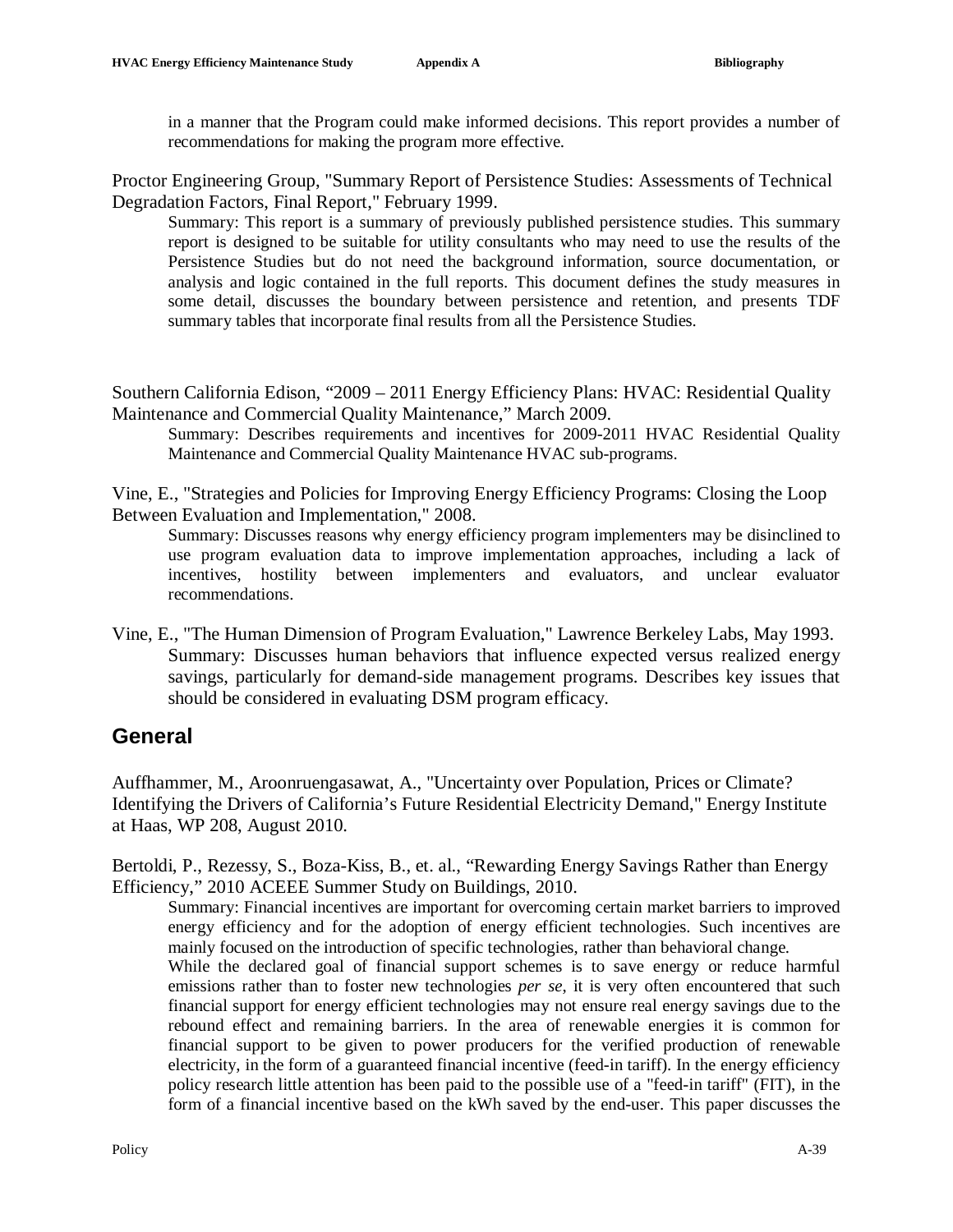in a manner that the Program could make informed decisions. This report provides a number of recommendations for making the program more effective.

Proctor Engineering Group, "Summary Report of Persistence Studies: Assessments of Technical Degradation Factors, Final Report," February 1999.

Summary: This report is a summary of previously published persistence studies. This summary report is designed to be suitable for utility consultants who may need to use the results of the Persistence Studies but do not need the background information, source documentation, or analysis and logic contained in the full reports. This document defines the study measures in some detail, discusses the boundary between persistence and retention, and presents TDF summary tables that incorporate final results from all the Persistence Studies.

Southern California Edison, "2009 – 2011 Energy Efficiency Plans: HVAC: Residential Quality Maintenance and Commercial Quality Maintenance," March 2009.

Summary: Describes requirements and incentives for 2009-2011 HVAC Residential Quality Maintenance and Commercial Quality Maintenance HVAC sub-programs.

Vine, E., "Strategies and Policies for Improving Energy Efficiency Programs: Closing the Loop Between Evaluation and Implementation," 2008.

Summary: Discusses reasons why energy efficiency program implementers may be disinclined to use program evaluation data to improve implementation approaches, including a lack of incentives, hostility between implementers and evaluators, and unclear evaluator recommendations.

Vine, E., "The Human Dimension of Program Evaluation," Lawrence Berkeley Labs, May 1993.

Summary: Discusses human behaviors that influence expected versus realized energy savings, particularly for demand-side management programs. Describes key issues that should be considered in evaluating DSM program efficacy.

## General

Auffhammer, M., Aroonruengasawat, A., "Uncertainty over Population, Prices or Climate? Identifying the Drivers of California's Future Residential Electricity Demand," Energy Institute at Haas, WP 208, August 2010.

Bertoldi, P., Rezessy, S., Boza-Kiss, B., et. al., "Rewarding Energy Savings Rather than Energy Efficiency," 2010 ACEEE Summer Study on Buildings, 2010.

Summary: Financial incentives are important for overcoming certain market barriers to improved energy efficiency and for the adoption of energy efficient technologies. Such incentives are mainly focused on the introduction of specific technologies, rather than behavioral change.

While the declared goal of financial support schemes is to save energy or reduce harmful emissions rather than to foster new technologies *per se*, it is very often encountered that such financial support for energy efficient technologies may not ensure real energy savings due to the rebound effect and remaining barriers. In the area of renewable energies it is common for financial support to be given to power producers for the verified production of renewable electricity, in the form of a guaranteed financial incentive (feed-in tariff). In the energy efficiency policy research little attention has been paid to the possible use of a "feed-in tariff" (FIT), in the form of a financial incentive based on the kWh saved by the end-user. This paper discusses the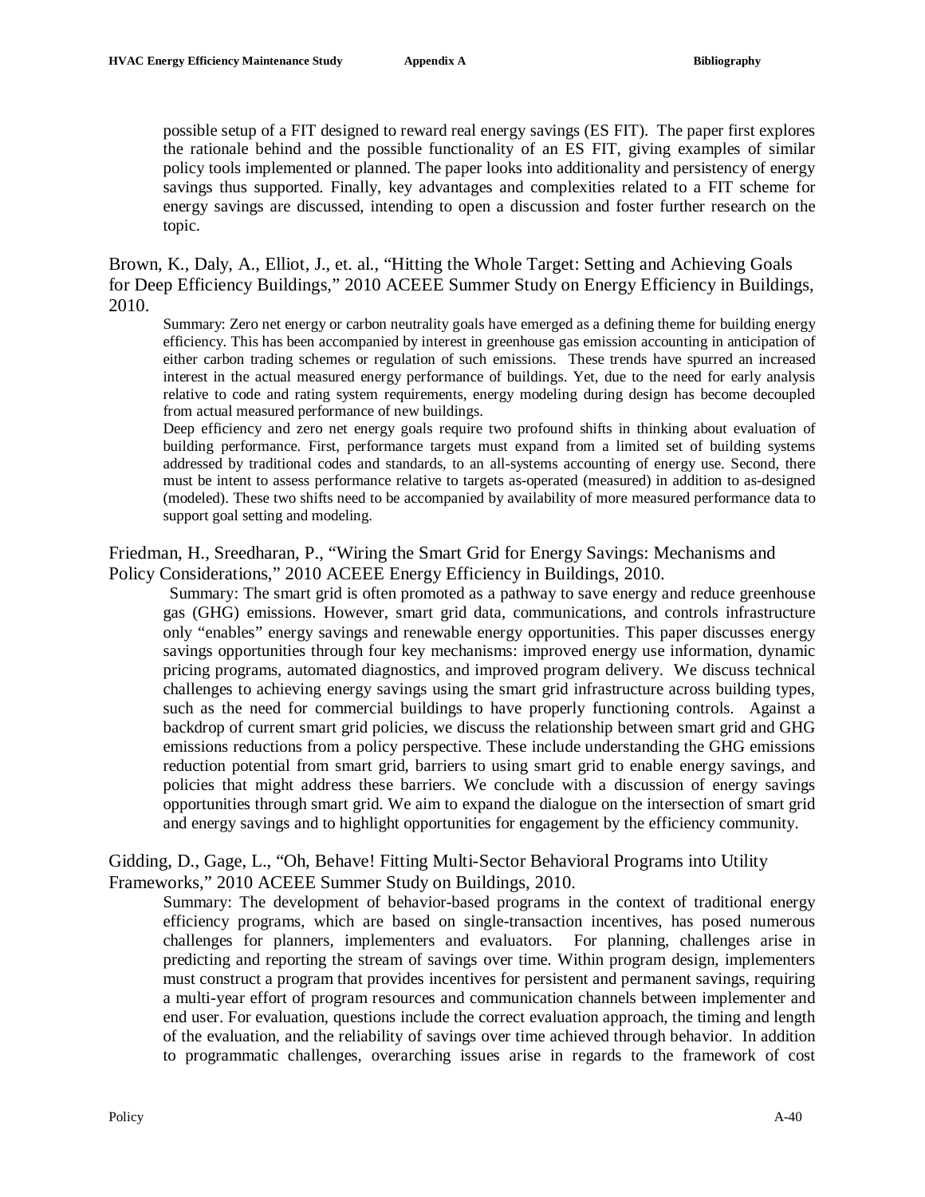possible setup of a FIT designed to reward real energy savings (ES FIT). The paper first explores the rationale behind and the possible functionality of an ES FIT, giving examples of similar policy tools implemented or planned. The paper looks into additionality and persistency of energy savings thus supported. Finally, key advantages and complexities related to a FIT scheme for energy savings are discussed, intending to open a discussion and foster further research on the topic.

Brown, K., Daly, A., Elliot, J., et. al., "Hitting the Whole Target: Setting and Achieving Goals for Deep Efficiency Buildings," 2010 ACEEE Summer Study on Energy Efficiency in Buildings, 2010.

Summary: Zero net energy or carbon neutrality goals have emerged as a defining theme for building energy efficiency. This has been accompanied by interest in greenhouse gas emission accounting in anticipation of either carbon trading schemes or regulation of such emissions. These trends have spurred an increased interest in the actual measured energy performance of buildings. Yet, due to the need for early analysis relative to code and rating system requirements, energy modeling during design has become decoupled from actual measured performance of new buildings.

Deep efficiency and zero net energy goals require two profound shifts in thinking about evaluation of building performance. First, performance targets must expand from a limited set of building systems addressed by traditional codes and standards, to an all-systems accounting of energy use. Second, there must be intent to assess performance relative to targets as-operated (measured) in addition to as-designed (modeled). These two shifts need to be accompanied by availability of more measured performance data to support goal setting and modeling.

Friedman, H., Sreedharan, P., "Wiring the Smart Grid for Energy Savings: Mechanisms and Policy Considerations," 2010 ACEEE Energy Efficiency in Buildings, 2010.

Summary: The smart grid is often promoted as a pathway to save energy and reduce greenhouse gas (GHG) emissions. However, smart grid data, communications, and controls infrastructure only "enables" energy savings and renewable energy opportunities. This paper discusses energy savings opportunities through four key mechanisms: improved energy use information, dynamic pricing programs, automated diagnostics, and improved program delivery. We discuss technical challenges to achieving energy savings using the smart grid infrastructure across building types, such as the need for commercial buildings to have properly functioning controls. Against a backdrop of current smart grid policies, we discuss the relationship between smart grid and GHG emissions reductions from a policy perspective. These include understanding the GHG emissions reduction potential from smart grid, barriers to using smart grid to enable energy savings, and policies that might address these barriers. We conclude with a discussion of energy savings opportunities through smart grid. We aim to expand the dialogue on the intersection of smart grid and energy savings and to highlight opportunities for engagement by the efficiency community.

Gidding, D., Gage, L., "Oh, Behave! Fitting Multi-Sector Behavioral Programs into Utility Frameworks," 2010 ACEEE Summer Study on Buildings, 2010.

Summary: The development of behavior-based programs in the context of traditional energy efficiency programs, which are based on single-transaction incentives, has posed numerous challenges for planners, implementers and evaluators. For planning, challenges arise in predicting and reporting the stream of savings over time. Within program design, implementers must construct a program that provides incentives for persistent and permanent savings, requiring a multi-year effort of program resources and communication channels between implementer and end user. For evaluation, questions include the correct evaluation approach, the timing and length of the evaluation, and the reliability of savings over time achieved through behavior. In addition to programmatic challenges, overarching issues arise in regards to the framework of cost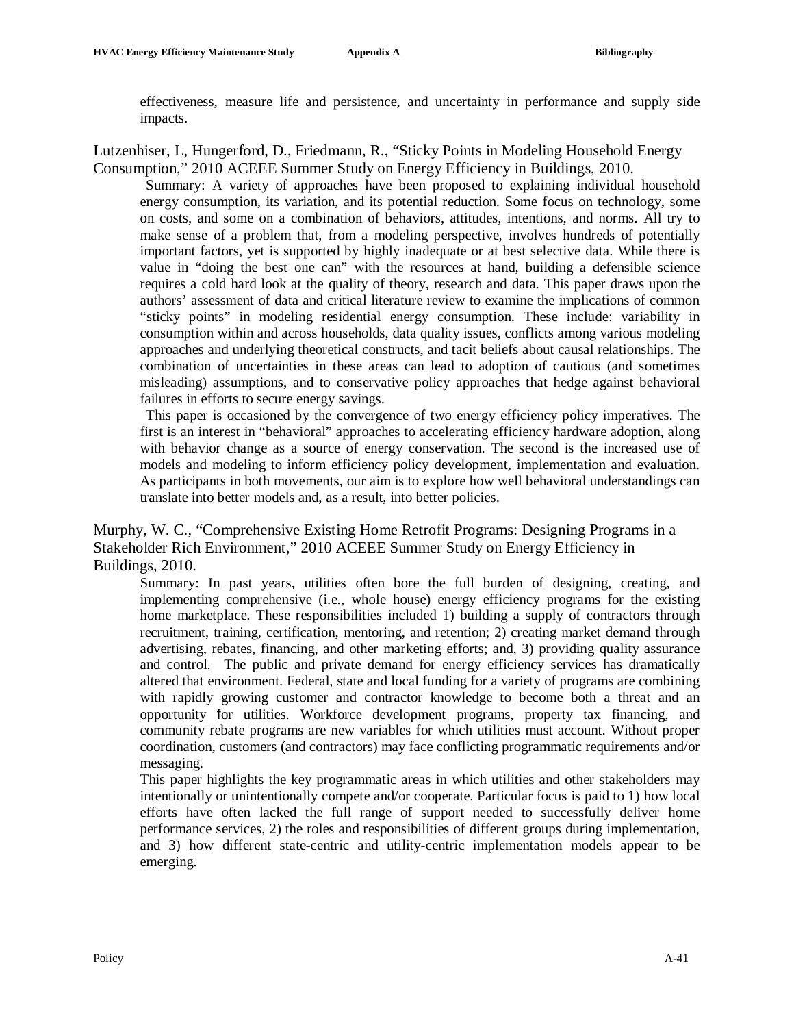effectiveness, measure life and persistence, and uncertainty in performance and supply side impacts.

Lutzenhiser, L, Hungerford, D., Friedmann, R., “Sticky Points in Modeling Household Energy Consumption,” 2010 ACEEE Summer Study on Energy Efficiency in Buildings, 2010.

Summary: A variety of approaches have been proposed to explaining individual household energy consumption, its variation, and its potential reduction. Some focus on technology, some on costs, and some on a combination of behaviors, attitudes, intentions, and norms. All try to make sense of a problem that, from a modeling perspective, involves hundreds of potentially important factors, yet is supported by highly inadequate or at best selective data. While there is value in “doing the best one can” with the resources at hand, building a defensible science requires a cold hard look at the quality of theory, research and data. This paper draws upon the authors’ assessment of data and critical literature review to examine the implications of common “sticky points” in modeling residential energy consumption. These include: variability in consumption within and across households, data quality issues, conflicts among various modeling approaches and underlying theoretical constructs, and tacit beliefs about causal relationships. The combination of uncertainties in these areas can lead to adoption of cautious (and sometimes misleading) assumptions, and to conservative policy approaches that hedge against behavioral failures in efforts to secure energy savings.

This paper is occasioned by the convergence of two energy efficiency policy imperatives. The first is an interest in “behavioral” approaches to accelerating efficiency hardware adoption, along with behavior change as a source of energy conservation. The second is the increased use of models and modeling to inform efficiency policy development, implementation and evaluation. As participants in both movements, our aim is to explore how well behavioral understandings can translate into better models and, as a result, into better policies.

Murphy, W. C., “Comprehensive Existing Home Retrofit Programs: Designing Programs in a Stakeholder Rich Environment,” 2010 ACEEE Summer Study on Energy Efficiency in Buildings, 2010.

Summary: In past years, utilities often bore the full burden of designing, creating, and implementing comprehensive (i.e., whole house) energy efficiency programs for the existing home marketplace. These responsibilities included 1) building a supply of contractors through recruitment, training, certification, mentoring, and retention; 2) creating market demand through advertising, rebates, financing, and other marketing efforts; and, 3) providing quality assurance and control. The public and private demand for energy efficiency services has dramatically altered that environment. Federal, state and local funding for a variety of programs are combining with rapidly growing customer and contractor knowledge to become both a threat and an opportunity for utilities. Workforce development programs, property tax financing, and community rebate programs are new variables for which utilities must account. Without proper coordination, customers (and contractors) may face conflicting programmatic requirements and/or messaging.

This paper highlights the key programmatic areas in which utilities and other stakeholders may intentionally or unintentionally compete and/or cooperate. Particular focus is paid to 1) how local efforts have often lacked the full range of support needed to successfully deliver home performance services, 2) the roles and responsibilities of different groups during implementation, and 3) how different state-centric and utility-centric implementation models appear to be emerging.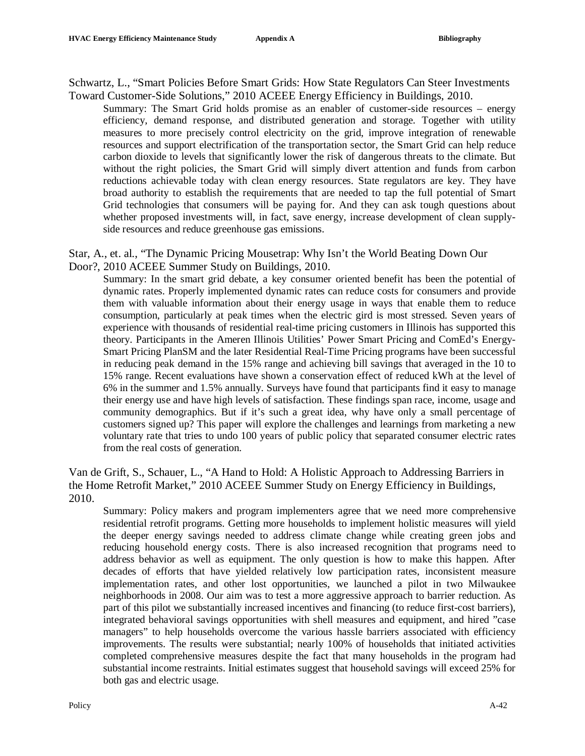Schwartz, L., "Smart Policies Before Smart Grids: How State Regulators Can Steer Investments Toward Customer-Side Solutions," 2010 ACEEE Energy Efficiency in Buildings, 2010.

> Summary: The Smart Grid holds promise as an enabler of customer-side resources – energy efficiency, demand response, and distributed generation and storage. Together with utility measures to more precisely control electricity on the grid, improve integration of renewable resources and support electrification of the transportation sector, the Smart Grid can help reduce carbon dioxide to levels that significantly lower the risk of dangerous threats to the climate. But without the right policies, the Smart Grid will simply divert attention and funds from carbon reductions achievable today with clean energy resources. State regulators are key. They have broad authority to establish the requirements that are needed to tap the full potential of Smart Grid technologies that consumers will be paying for. And they can ask tough questions about whether proposed investments will, in fact, save energy, increase development of clean supply-side resources and reduce greenhouse gas emissions.

Star, A., et. al., "The Dynamic Pricing Mousetrap: Why Isn't the World Beating Down Our Door?, 2010 ACEEE Summer Study on Buildings, 2010.

> Summary: In the smart grid debate, a key consumer oriented benefit has been the potential of dynamic rates. Properly implemented dynamic rates can reduce costs for consumers and provide them with valuable information about their energy usage in ways that enable them to reduce consumption, particularly at peak times when the electric gird is most stressed. Seven years of experience with thousands of residential real-time pricing customers in Illinois has supported this theory. Participants in the Ameren Illinois Utilities' Power Smart Pricing and ComEd's Energy-Smart Pricing PlanSM and the later Residential Real-Time Pricing programs have been successful in reducing peak demand in the 15% range and achieving bill savings that averaged in the 10 to 15% range. Recent evaluations have shown a conservation effect of reduced kWh at the level of 6% in the summer and 1.5% annually. Surveys have found that participants find it easy to manage their energy use and have high levels of satisfaction. These findings span race, income, usage and community demographics. But if it's such a great idea, why have only a small percentage of customers signed up? This paper will explore the challenges and learnings from marketing a new voluntary rate that tries to undo 100 years of public policy that separated consumer electric rates from the real costs of generation.

Van de Grift, S., Schauer, L., "A Hand to Hold: A Holistic Approach to Addressing Barriers in the Home Retrofit Market," 2010 ACEEE Summer Study on Energy Efficiency in Buildings, 2010.

> Summary: Policy makers and program implementers agree that we need more comprehensive residential retrofit programs. Getting more households to implement holistic measures will yield the deeper energy savings needed to address climate change while creating green jobs and reducing household energy costs. There is also increased recognition that programs need to address behavior as well as equipment. The only question is how to make this happen. After decades of efforts that have yielded relatively low participation rates, inconsistent measure implementation rates, and other lost opportunities, we launched a pilot in two Milwaukee neighborhoods in 2008. Our aim was to test a more aggressive approach to barrier reduction. As part of this pilot we substantially increased incentives and financing (to reduce first-cost barriers), integrated behavioral savings opportunities with shell measures and equipment, and hired "case managers" to help households overcome the various hassle barriers associated with efficiency improvements. The results were substantial; nearly 100% of households that initiated activities completed comprehensive measures despite the fact that many households in the program had substantial income restraints. Initial estimates suggest that household savings will exceed 25% for both gas and electric usage.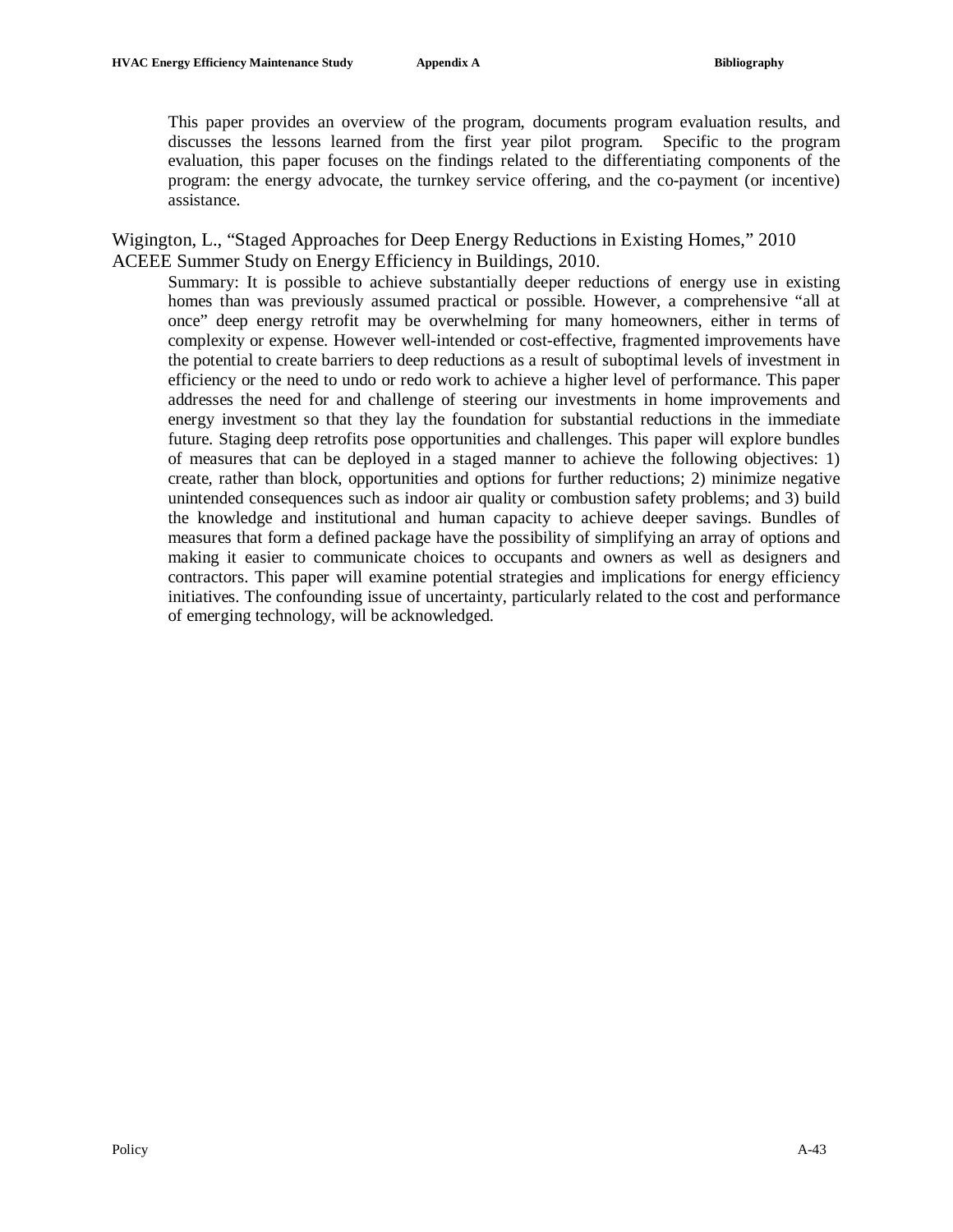This paper provides an overview of the program, documents program evaluation results, and discusses the lessons learned from the first year pilot program. Specific to the program evaluation, this paper focuses on the findings related to the differentiating components of the program: the energy advocate, the turnkey service offering, and the co-payment (or incentive) assistance.

Wigington, L., "Staged Approaches for Deep Energy Reductions in Existing Homes," 2010 ACEEE Summer Study on Energy Efficiency in Buildings, 2010.

Summary: It is possible to achieve substantially deeper reductions of energy use in existing homes than was previously assumed practical or possible. However, a comprehensive "all at once" deep energy retrofit may be overwhelming for many homeowners, either in terms of complexity or expense. However well-intended or cost-effective, fragmented improvements have the potential to create barriers to deep reductions as a result of suboptimal levels of investment in efficiency or the need to undo or redo work to achieve a higher level of performance. This paper addresses the need for and challenge of steering our investments in home improvements and energy investment so that they lay the foundation for substantial reductions in the immediate future. Staging deep retrofits pose opportunities and challenges. This paper will explore bundles of measures that can be deployed in a staged manner to achieve the following objectives: 1) create, rather than block, opportunities and options for further reductions; 2) minimize negative unintended consequences such as indoor air quality or combustion safety problems; and 3) build the knowledge and institutional and human capacity to achieve deeper savings. Bundles of measures that form a defined package have the possibility of simplifying an array of options and making it easier to communicate choices to occupants and owners as well as designers and contractors. This paper will examine potential strategies and implications for energy efficiency initiatives. The confounding issue of uncertainty, particularly related to the cost and performance of emerging technology, will be acknowledged.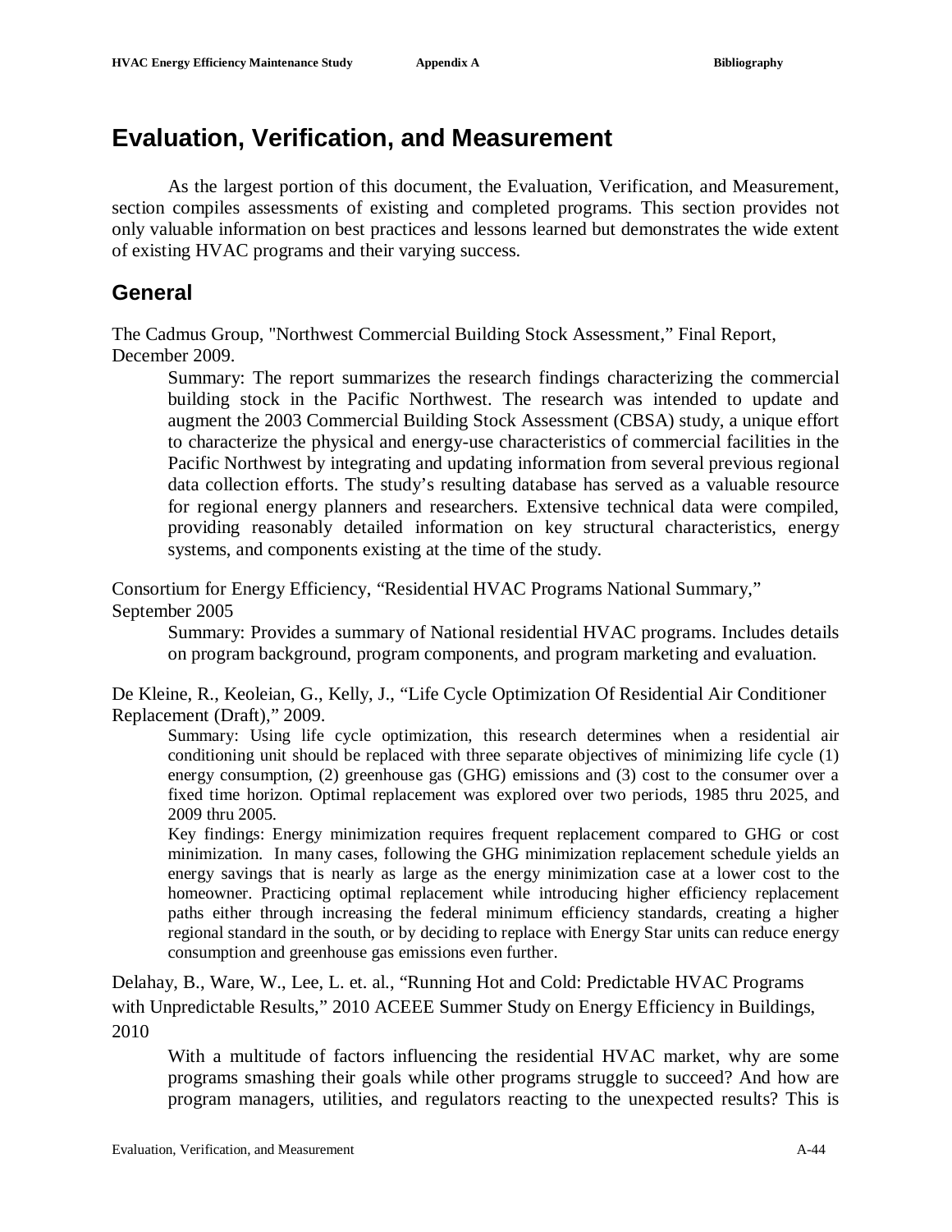# Evaluation, Verification, and Measurement

As the largest portion of this document, the Evaluation, Verification, and Measurement, section compiles assessments of existing and completed programs. This section provides not only valuable information on best practices and lessons learned but demonstrates the wide extent of existing HVAC programs and their varying success.

## General

The Cadmus Group, "Northwest Commercial Building Stock Assessment," Final Report, December 2009.

> Summary: The report summarizes the research findings characterizing the commercial building stock in the Pacific Northwest. The research was intended to update and augment the 2003 Commercial Building Stock Assessment (CBSA) study, a unique effort to characterize the physical and energy-use characteristics of commercial facilities in the Pacific Northwest by integrating and updating information from several previous regional data collection efforts. The study's resulting database has served as a valuable resource for regional energy planners and researchers. Extensive technical data were compiled, providing reasonably detailed information on key structural characteristics, energy systems, and components existing at the time of the study.

Consortium for Energy Efficiency, "Residential HVAC Programs National Summary," September 2005

> Summary: Provides a summary of National residential HVAC programs. Includes details on program background, program components, and program marketing and evaluation.

De Kleine, R., Keoleian, G., Kelly, J., "Life Cycle Optimization Of Residential Air Conditioner Replacement (Draft)," 2009.

> Summary: Using life cycle optimization, this research determines when a residential air conditioning unit should be replaced with three separate objectives of minimizing life cycle (1) energy consumption, (2) greenhouse gas (GHG) emissions and (3) cost to the consumer over a fixed time horizon. Optimal replacement was explored over two periods, 1985 thru 2025, and 2009 thru 2005.
>
> Key findings: Energy minimization requires frequent replacement compared to GHG or cost minimization. In many cases, following the GHG minimization replacement schedule yields an energy savings that is nearly as large as the energy minimization case at a lower cost to the homeowner. Practicing optimal replacement while introducing higher efficiency replacement paths either through increasing the federal minimum efficiency standards, creating a higher regional standard in the south, or by deciding to replace with Energy Star units can reduce energy consumption and greenhouse gas emissions even further.

Delahay, B., Ware, W., Lee, L. et. al., "Running Hot and Cold: Predictable HVAC Programs with Unpredictable Results," 2010 ACEEE Summer Study on Energy Efficiency in Buildings, 2010

> With a multitude of factors influencing the residential HVAC market, why are some programs smashing their goals while other programs struggle to succeed? And how are program managers, utilities, and regulators reacting to the unexpected results? This is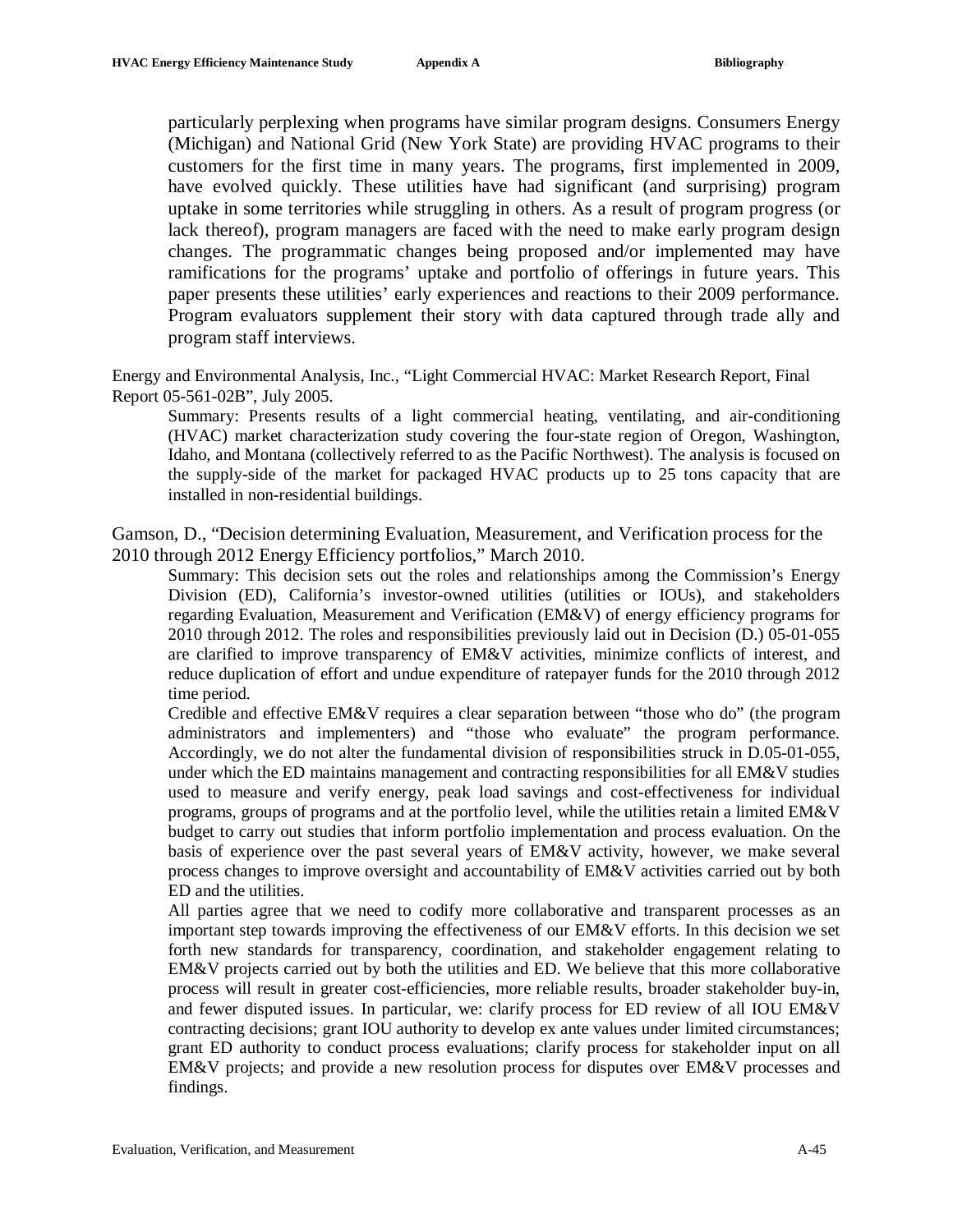particularly perplexing when programs have similar program designs. Consumers Energy (Michigan) and National Grid (New York State) are providing HVAC programs to their customers for the first time in many years. The programs, first implemented in 2009, have evolved quickly. These utilities have had significant (and surprising) program uptake in some territories while struggling in others. As a result of program progress (or lack thereof), program managers are faced with the need to make early program design changes. The programmatic changes being proposed and/or implemented may have ramifications for the programs' uptake and portfolio of offerings in future years. This paper presents these utilities' early experiences and reactions to their 2009 performance. Program evaluators supplement their story with data captured through trade ally and program staff interviews.

Energy and Environmental Analysis, Inc., "Light Commercial HVAC: Market Research Report, Final Report 05-561-02B", July 2005.

> Summary: Presents results of a light commercial heating, ventilating, and air-conditioning (HVAC) market characterization study covering the four-state region of Oregon, Washington, Idaho, and Montana (collectively referred to as the Pacific Northwest). The analysis is focused on the supply-side of the market for packaged HVAC products up to 25 tons capacity that are installed in non-residential buildings.

Gamson, D., "Decision determining Evaluation, Measurement, and Verification process for the 2010 through 2012 Energy Efficiency portfolios," March 2010.

> Summary: This decision sets out the roles and relationships among the Commission's Energy Division (ED), California's investor-owned utilities (utilities or IOUs), and stakeholders regarding Evaluation, Measurement and Verification (EM&V) of energy efficiency programs for 2010 through 2012. The roles and responsibilities previously laid out in Decision (D.) 05-01-055 are clarified to improve transparency of EM&V activities, minimize conflicts of interest, and reduce duplication of effort and undue expenditure of ratepayer funds for the 2010 through 2012 time period.
>
> Credible and effective EM&V requires a clear separation between "those who do" (the program administrators and implementers) and "those who evaluate" the program performance. Accordingly, we do not alter the fundamental division of responsibilities struck in D.05-01-055, under which the ED maintains management and contracting responsibilities for all EM&V studies used to measure and verify energy, peak load savings and cost-effectiveness for individual programs, groups of programs and at the portfolio level, while the utilities retain a limited EM&V budget to carry out studies that inform portfolio implementation and process evaluation. On the basis of experience over the past several years of EM&V activity, however, we make several process changes to improve oversight and accountability of EM&V activities carried out by both ED and the utilities.
>
> All parties agree that we need to codify more collaborative and transparent processes as an important step towards improving the effectiveness of our EM&V efforts. In this decision we set forth new standards for transparency, coordination, and stakeholder engagement relating to EM&V projects carried out by both the utilities and ED. We believe that this more collaborative process will result in greater cost-efficiencies, more reliable results, broader stakeholder buy-in, and fewer disputed issues. In particular, we: clarify process for ED review of all IOU EM&V contracting decisions; grant IOU authority to develop ex ante values under limited circumstances; grant ED authority to conduct process evaluations; clarify process for stakeholder input on all EM&V projects; and provide a new resolution process for disputes over EM&V processes and findings.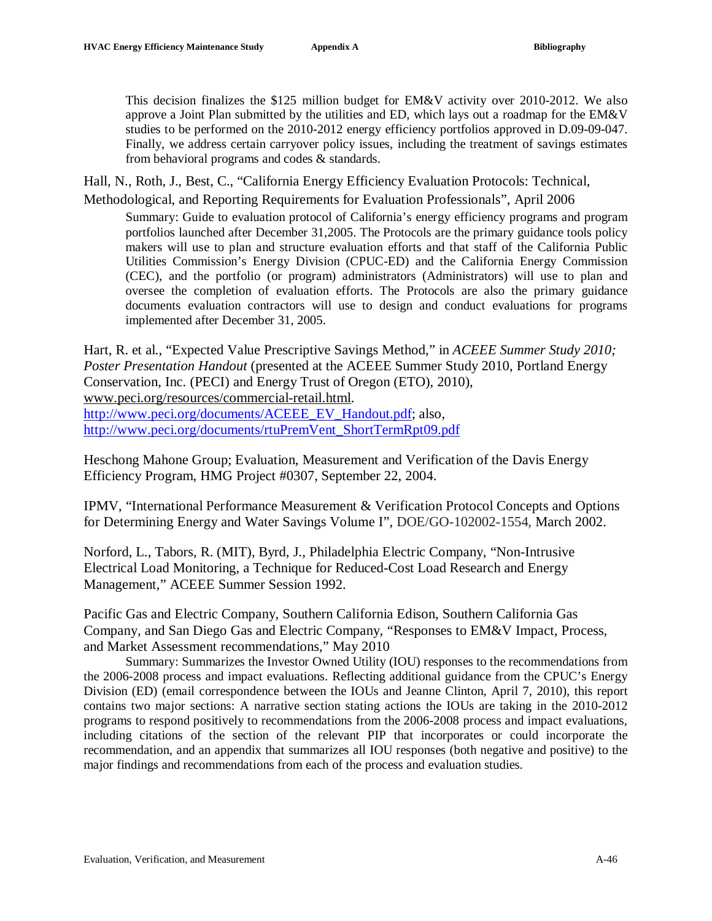This decision finalizes the $125 million budget for EM&V activity over 2010-2012. We also approve a Joint Plan submitted by the utilities and ED, which lays out a roadmap for the EM&V studies to be performed on the 2010-2012 energy efficiency portfolios approved in D.09-09-047. Finally, we address certain carryover policy issues, including the treatment of savings estimates from behavioral programs and codes & standards.

Hall, N., Roth, J., Best, C., "California Energy Efficiency Evaluation Protocols: Technical, Methodological, and Reporting Requirements for Evaluation Professionals", April 2006

Summary: Guide to evaluation protocol of California's energy efficiency programs and program portfolios launched after December 31,2005. The Protocols are the primary guidance tools policy makers will use to plan and structure evaluation efforts and that staff of the California Public Utilities Commission's Energy Division (CPUC-ED) and the California Energy Commission (CEC), and the portfolio (or program) administrators (Administrators) will use to plan and oversee the completion of evaluation efforts. The Protocols are also the primary guidance documents evaluation contractors will use to design and conduct evaluations for programs implemented after December 31, 2005.

Hart, R. et al., "Expected Value Prescriptive Savings Method," in *ACEEE Summer Study 2010; Poster Presentation Handout* (presented at the ACEEE Summer Study 2010, Portland Energy Conservation, Inc. (PECI) and Energy Trust of Oregon (ETO), 2010), www.peci.org/resources/commercial-retail.html. http://www.peci.org/documents/ACEEE_EV_Handout.pdf; also, http://www.peci.org/documents/rtuPremVent_ShortTermRpt09.pdf

Heschong Mahone Group; Evaluation, Measurement and Verification of the Davis Energy Efficiency Program, HMG Project #0307, September 22, 2004.

IPMV, "International Performance Measurement & Verification Protocol Concepts and Options for Determining Energy and Water Savings Volume I", DOE/GO-102002-1554, March 2002.

Norford, L., Tabors, R. (MIT), Byrd, J., Philadelphia Electric Company, "Non-Intrusive Electrical Load Monitoring, a Technique for Reduced-Cost Load Research and Energy Management," ACEEE Summer Session 1992.

Pacific Gas and Electric Company, Southern California Edison, Southern California Gas Company, and San Diego Gas and Electric Company, "Responses to EM&V Impact, Process, and Market Assessment recommendations," May 2010

Summary: Summarizes the Investor Owned Utility (IOU) responses to the recommendations from the 2006-2008 process and impact evaluations. Reflecting additional guidance from the CPUC's Energy Division (ED) (email correspondence between the IOUs and Jeanne Clinton, April 7, 2010), this report contains two major sections: A narrative section stating actions the IOUs are taking in the 2010-2012 programs to respond positively to recommendations from the 2006-2008 process and impact evaluations, including citations of the section of the relevant PIP that incorporates or could incorporate the recommendation, and an appendix that summarizes all IOU responses (both negative and positive) to the major findings and recommendations from each of the process and evaluation studies.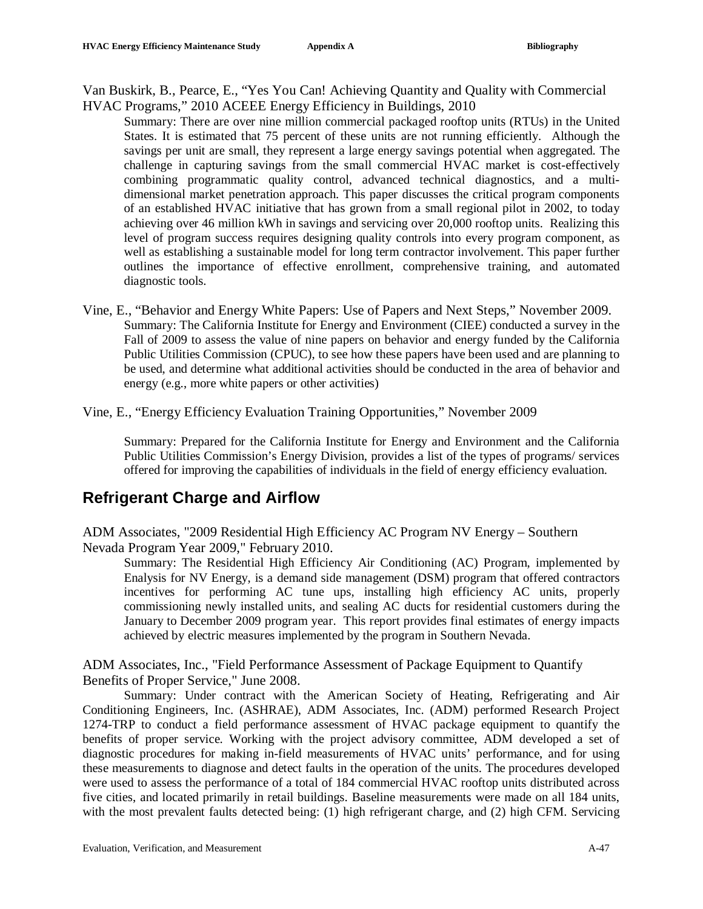Van Buskirk, B., Pearce, E., "Yes You Can! Achieving Quantity and Quality with Commercial HVAC Programs," 2010 ACEEE Energy Efficiency in Buildings, 2010

Summary: There are over nine million commercial packaged rooftop units (RTUs) in the United States. It is estimated that 75 percent of these units are not running efficiently. Although the savings per unit are small, they represent a large energy savings potential when aggregated. The challenge in capturing savings from the small commercial HVAC market is cost-effectively combining programmatic quality control, advanced technical diagnostics, and a multi-dimensional market penetration approach. This paper discusses the critical program components of an established HVAC initiative that has grown from a small regional pilot in 2002, to today achieving over 46 million kWh in savings and servicing over 20,000 rooftop units. Realizing this level of program success requires designing quality controls into every program component, as well as establishing a sustainable model for long term contractor involvement. This paper further outlines the importance of effective enrollment, comprehensive training, and automated diagnostic tools.

Vine, E., "Behavior and Energy White Papers: Use of Papers and Next Steps," November 2009.

Summary: The California Institute for Energy and Environment (CIEE) conducted a survey in the Fall of 2009 to assess the value of nine papers on behavior and energy funded by the California Public Utilities Commission (CPUC), to see how these papers have been used and are planning to be used, and determine what additional activities should be conducted in the area of behavior and energy (e.g., more white papers or other activities)

Vine, E., "Energy Efficiency Evaluation Training Opportunities," November 2009

Summary: Prepared for the California Institute for Energy and Environment and the California Public Utilities Commission's Energy Division, provides a list of the types of programs/ services offered for improving the capabilities of individuals in the field of energy efficiency evaluation.

## Refrigerant Charge and Airflow

ADM Associates, "2009 Residential High Efficiency AC Program NV Energy – Southern Nevada Program Year 2009," February 2010.

Summary: The Residential High Efficiency Air Conditioning (AC) Program, implemented by Analysis for NV Energy, is a demand side management (DSM) program that offered contractors incentives for performing AC tune ups, installing high efficiency AC units, properly commissioning newly installed units, and sealing AC ducts for residential customers during the January to December 2009 program year. This report provides final estimates of energy impacts achieved by electric measures implemented by the program in Southern Nevada.

ADM Associates, Inc., "Field Performance Assessment of Package Equipment to Quantify Benefits of Proper Service," June 2008.

Summary: Under contract with the American Society of Heating, Refrigerating and Air Conditioning Engineers, Inc. (ASHRAE), ADM Associates, Inc. (ADM) performed Research Project 1274-TRP to conduct a field performance assessment of HVAC package equipment to quantify the benefits of proper service. Working with the project advisory committee, ADM developed a set of diagnostic procedures for making in-field measurements of HVAC units' performance, and for using these measurements to diagnose and detect faults in the operation of the units. The procedures developed were used to assess the performance of a total of 184 commercial HVAC rooftop units distributed across five cities, and located primarily in retail buildings. Baseline measurements were made on all 184 units, with the most prevalent faults detected being: (1) high refrigerant charge, and (2) high CFM. Servicing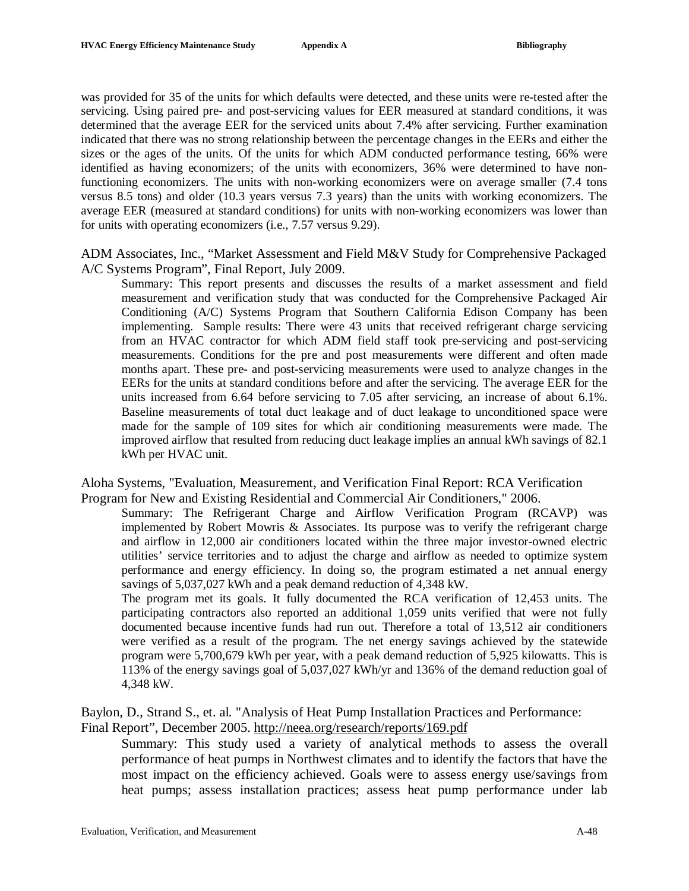was provided for 35 of the units for which defaults were detected, and these units were re-tested after the servicing. Using paired pre- and post-servicing values for EER measured at standard conditions, it was determined that the average EER for the serviced units about 7.4% after servicing. Further examination indicated that there was no strong relationship between the percentage changes in the EERs and either the sizes or the ages of the units. Of the units for which ADM conducted performance testing, 66% were identified as having economizers; of the units with economizers, 36% were determined to have non-functioning economizers. The units with non-working economizers were on average smaller (7.4 tons versus 8.5 tons) and older (10.3 years versus 7.3 years) than the units with working economizers. The average EER (measured at standard conditions) for units with non-working economizers was lower than for units with operating economizers (i.e., 7.57 versus 9.29).

ADM Associates, Inc., "Market Assessment and Field M&V Study for Comprehensive Packaged A/C Systems Program", Final Report, July 2009.

> Summary: This report presents and discusses the results of a market assessment and field measurement and verification study that was conducted for the Comprehensive Packaged Air Conditioning (A/C) Systems Program that Southern California Edison Company has been implementing. Sample results: There were 43 units that received refrigerant charge servicing from an HVAC contractor for which ADM field staff took pre-servicing and post-servicing measurements. Conditions for the pre and post measurements were different and often made months apart. These pre- and post-servicing measurements were used to analyze changes in the EERs for the units at standard conditions before and after the servicing. The average EER for the units increased from 6.64 before servicing to 7.05 after servicing, an increase of about 6.1%. Baseline measurements of total duct leakage and of duct leakage to unconditioned space were made for the sample of 109 sites for which air conditioning measurements were made. The improved airflow that resulted from reducing duct leakage implies an annual kWh savings of 82.1 kWh per HVAC unit.

Aloha Systems, "Evaluation, Measurement, and Verification Final Report: RCA Verification Program for New and Existing Residential and Commercial Air Conditioners," 2006.

> Summary: The Refrigerant Charge and Airflow Verification Program (RCAVP) was implemented by Robert Mowris & Associates. Its purpose was to verify the refrigerant charge and airflow in 12,000 air conditioners located within the three major investor-owned electric utilities' service territories and to adjust the charge and airflow as needed to optimize system performance and energy efficiency. In doing so, the program estimated a net annual energy savings of 5,037,027 kWh and a peak demand reduction of 4,348 kW.
>
> The program met its goals. It fully documented the RCA verification of 12,453 units. The participating contractors also reported an additional 1,059 units verified that were not fully documented because incentive funds had run out. Therefore a total of 13,512 air conditioners were verified as a result of the program. The net energy savings achieved by the statewide program were 5,700,679 kWh per year, with a peak demand reduction of 5,925 kilowatts. This is 113% of the energy savings goal of 5,037,027 kWh/yr and 136% of the demand reduction goal of 4,348 kW.

Baylon, D., Strand S., et. al. "Analysis of Heat Pump Installation Practices and Performance: Final Report", December 2005. http://neea.org/research/reports/169.pdf

> Summary: This study used a variety of analytical methods to assess the overall performance of heat pumps in Northwest climates and to identify the factors that have the most impact on the efficiency achieved. Goals were to assess energy use/savings from heat pumps; assess installation practices; assess heat pump performance under lab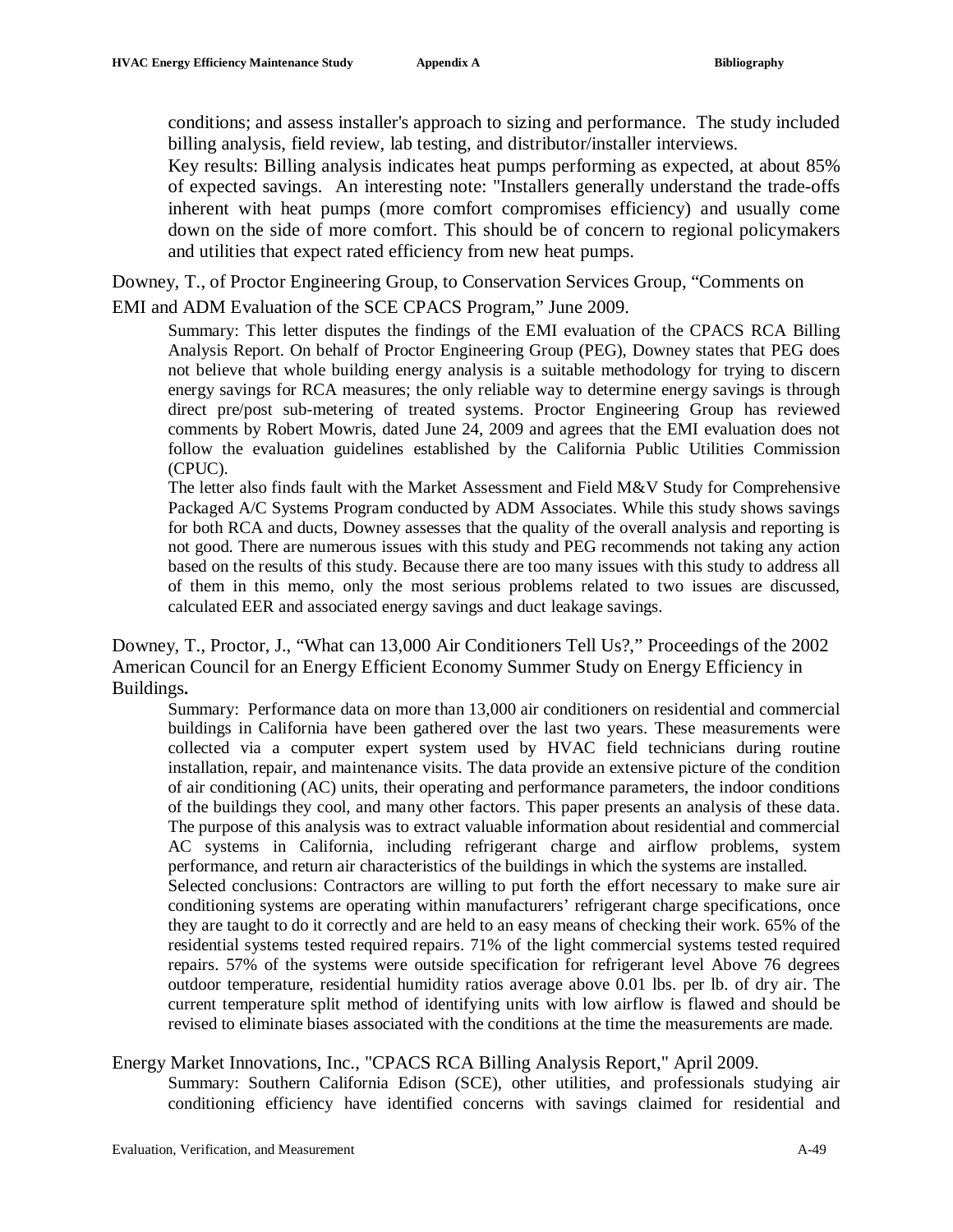conditions; and assess installer's approach to sizing and performance. The study included billing analysis, field review, lab testing, and distributor/installer interviews.

Key results: Billing analysis indicates heat pumps performing as expected, at about 85% of expected savings. An interesting note: "Installers generally understand the trade-offs inherent with heat pumps (more comfort compromises efficiency) and usually come down on the side of more comfort. This should be of concern to regional policymakers and utilities that expect rated efficiency from new heat pumps.

Downey, T., of Proctor Engineering Group, to Conservation Services Group, "Comments on EMI and ADM Evaluation of the SCE CPACS Program," June 2009.

Summary: This letter disputes the findings of the EMI evaluation of the CPACS RCA Billing Analysis Report. On behalf of Proctor Engineering Group (PEG), Downey states that PEG does not believe that whole building energy analysis is a suitable methodology for trying to discern energy savings for RCA measures; the only reliable way to determine energy savings is through direct pre/post sub-metering of treated systems. Proctor Engineering Group has reviewed comments by Robert Mowris, dated June 24, 2009 and agrees that the EMI evaluation does not follow the evaluation guidelines established by the California Public Utilities Commission (CPUC).

The letter also finds fault with the Market Assessment and Field M&V Study for Comprehensive Packaged A/C Systems Program conducted by ADM Associates. While this study shows savings for both RCA and ducts, Downey assesses that the quality of the overall analysis and reporting is not good. There are numerous issues with this study and PEG recommends not taking any action based on the results of this study. Because there are too many issues with this study to address all of them in this memo, only the most serious problems related to two issues are discussed, calculated EER and associated energy savings and duct leakage savings.

Downey, T., Proctor, J., "What can 13,000 Air Conditioners Tell Us?," Proceedings of the 2002 American Council for an Energy Efficient Economy Summer Study on Energy Efficiency in Buildings**.**

Summary: Performance data on more than 13,000 air conditioners on residential and commercial buildings in California have been gathered over the last two years. These measurements were collected via a computer expert system used by HVAC field technicians during routine installation, repair, and maintenance visits. The data provide an extensive picture of the condition of air conditioning (AC) units, their operating and performance parameters, the indoor conditions of the buildings they cool, and many other factors. This paper presents an analysis of these data. The purpose of this analysis was to extract valuable information about residential and commercial AC systems in California, including refrigerant charge and airflow problems, system performance, and return air characteristics of the buildings in which the systems are installed.

Selected conclusions: Contractors are willing to put forth the effort necessary to make sure air conditioning systems are operating within manufacturers' refrigerant charge specifications, once they are taught to do it correctly and are held to an easy means of checking their work. 65% of the residential systems tested required repairs. 71% of the light commercial systems tested required repairs. 57% of the systems were outside specification for refrigerant level Above 76 degrees outdoor temperature, residential humidity ratios average above 0.01 lbs. per lb. of dry air. The current temperature split method of identifying units with low airflow is flawed and should be revised to eliminate biases associated with the conditions at the time the measurements are made.

Energy Market Innovations, Inc., "CPACS RCA Billing Analysis Report," April 2009.

Summary: Southern California Edison (SCE), other utilities, and professionals studying air conditioning efficiency have identified concerns with savings claimed for residential and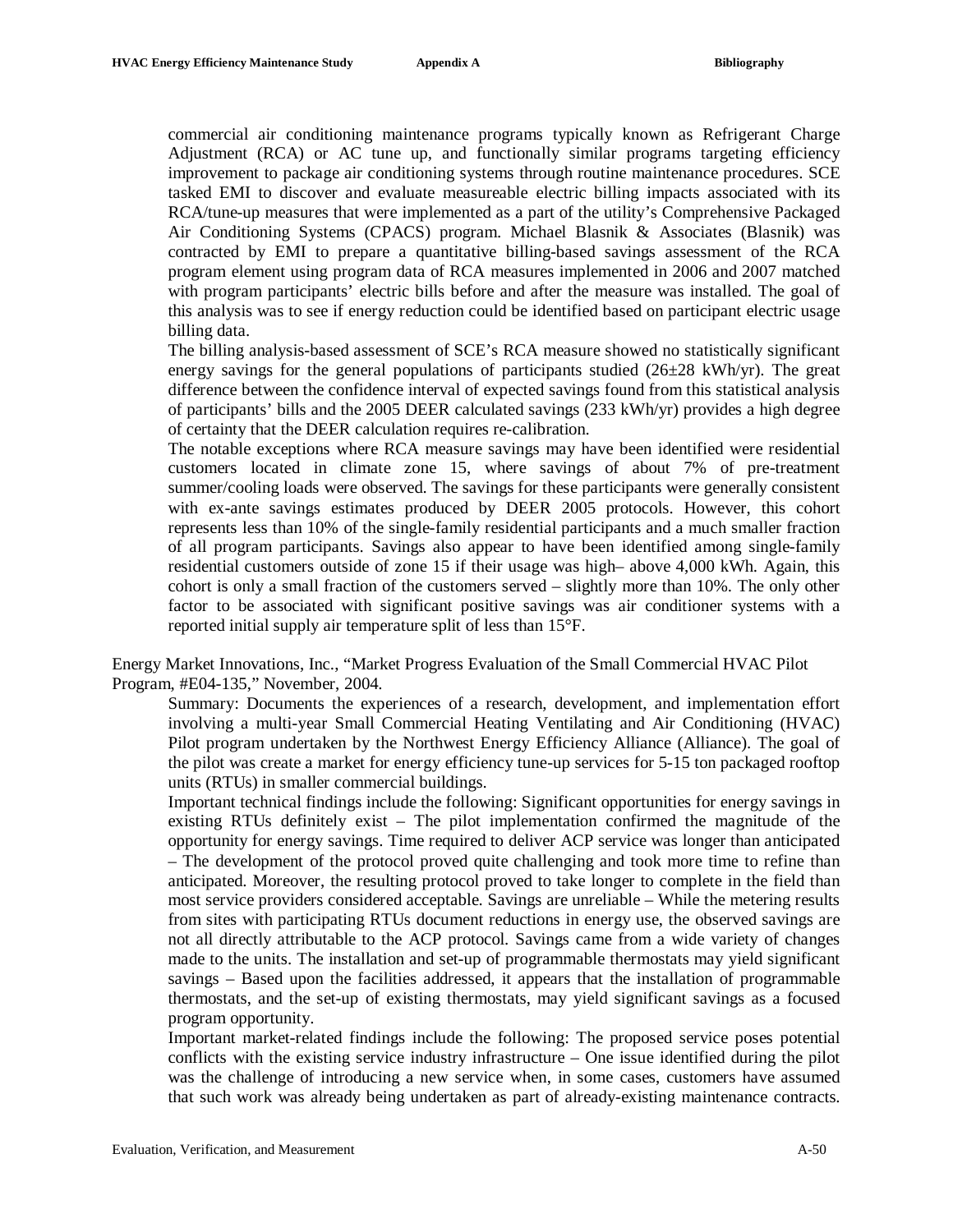commercial air conditioning maintenance programs typically known as Refrigerant Charge Adjustment (RCA) or AC tune up, and functionally similar programs targeting efficiency improvement to package air conditioning systems through routine maintenance procedures. SCE tasked EMI to discover and evaluate measureable electric billing impacts associated with its RCA/tune-up measures that were implemented as a part of the utility's Comprehensive Packaged Air Conditioning Systems (CPACS) program. Michael Blasnik & Associates (Blasnik) was contracted by EMI to prepare a quantitative billing-based savings assessment of the RCA program element using program data of RCA measures implemented in 2006 and 2007 matched with program participants' electric bills before and after the measure was installed. The goal of this analysis was to see if energy reduction could be identified based on participant electric usage billing data.

The billing analysis-based assessment of SCE's RCA measure showed no statistically significant energy savings for the general populations of participants studied (26±28 kWh/yr). The great difference between the confidence interval of expected savings found from this statistical analysis of participants' bills and the 2005 DEER calculated savings (233 kWh/yr) provides a high degree of certainty that the DEER calculation requires re-calibration.

The notable exceptions where RCA measure savings may have been identified were residential customers located in climate zone 15, where savings of about 7% of pre-treatment summer/cooling loads were observed. The savings for these participants were generally consistent with ex-ante savings estimates produced by DEER 2005 protocols. However, this cohort represents less than 10% of the single-family residential participants and a much smaller fraction of all program participants. Savings also appear to have been identified among single-family residential customers outside of zone 15 if their usage was high– above 4,000 kWh. Again, this cohort is only a small fraction of the customers served – slightly more than 10%. The only other factor to be associated with significant positive savings was air conditioner systems with a reported initial supply air temperature split of less than 15°F.

Energy Market Innovations, Inc., "Market Progress Evaluation of the Small Commercial HVAC Pilot Program, #E04-135," November, 2004.

Summary: Documents the experiences of a research, development, and implementation effort involving a multi-year Small Commercial Heating Ventilating and Air Conditioning (HVAC) Pilot program undertaken by the Northwest Energy Efficiency Alliance (Alliance). The goal of the pilot was create a market for energy efficiency tune-up services for 5-15 ton packaged rooftop units (RTUs) in smaller commercial buildings.

Important technical findings include the following: Significant opportunities for energy savings in existing RTUs definitely exist – The pilot implementation confirmed the magnitude of the opportunity for energy savings. Time required to deliver ACP service was longer than anticipated – The development of the protocol proved quite challenging and took more time to refine than anticipated. Moreover, the resulting protocol proved to take longer to complete in the field than most service providers considered acceptable. Savings are unreliable – While the metering results from sites with participating RTUs document reductions in energy use, the observed savings are not all directly attributable to the ACP protocol. Savings came from a wide variety of changes made to the units. The installation and set-up of programmable thermostats may yield significant savings – Based upon the facilities addressed, it appears that the installation of programmable thermostats, and the set-up of existing thermostats, may yield significant savings as a focused program opportunity.

Important market-related findings include the following: The proposed service poses potential conflicts with the existing service industry infrastructure – One issue identified during the pilot was the challenge of introducing a new service when, in some cases, customers have assumed that such work was already being undertaken as part of already-existing maintenance contracts.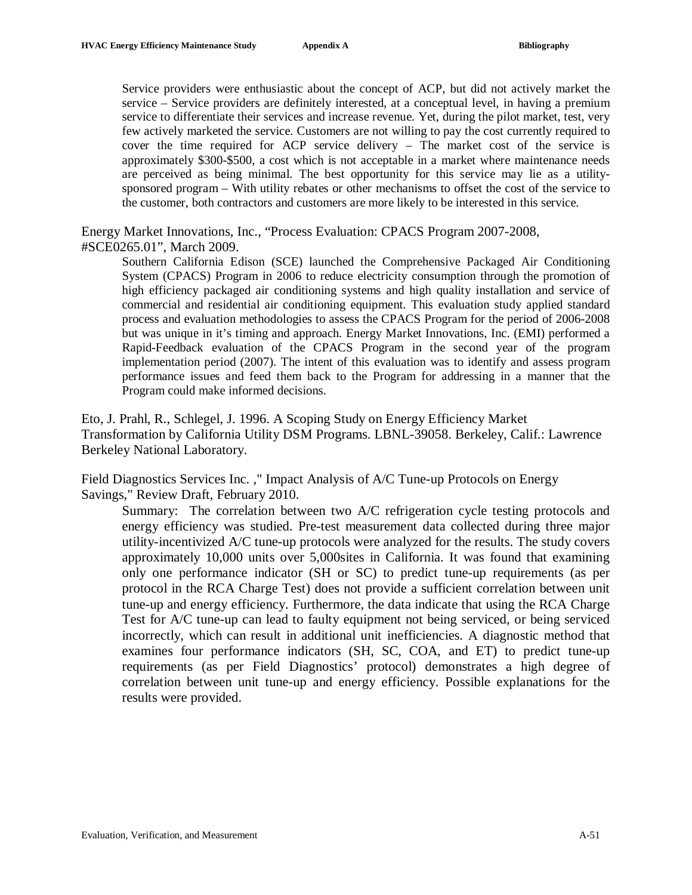Service providers were enthusiastic about the concept of ACP, but did not actively market the service – Service providers are definitely interested, at a conceptual level, in having a premium service to differentiate their services and increase revenue. Yet, during the pilot market, test, very few actively marketed the service. Customers are not willing to pay the cost currently required to cover the time required for ACP service delivery – The market cost of the service is approximately $300-$500, a cost which is not acceptable in a market where maintenance needs are perceived as being minimal. The best opportunity for this service may lie as a utility-sponsored program – With utility rebates or other mechanisms to offset the cost of the service to the customer, both contractors and customers are more likely to be interested in this service.

Energy Market Innovations, Inc., "Process Evaluation: CPACS Program 2007-2008, #SCE0265.01", March 2009.

Southern California Edison (SCE) launched the Comprehensive Packaged Air Conditioning System (CPACS) Program in 2006 to reduce electricity consumption through the promotion of high efficiency packaged air conditioning systems and high quality installation and service of commercial and residential air conditioning equipment. This evaluation study applied standard process and evaluation methodologies to assess the CPACS Program for the period of 2006-2008 but was unique in it's timing and approach. Energy Market Innovations, Inc. (EMI) performed a Rapid-Feedback evaluation of the CPACS Program in the second year of the program implementation period (2007). The intent of this evaluation was to identify and assess program performance issues and feed them back to the Program for addressing in a manner that the Program could make informed decisions.

Eto, J. Prahl, R., Schlegel, J. 1996. A Scoping Study on Energy Efficiency Market Transformation by California Utility DSM Programs. LBNL-39058. Berkeley, Calif.: Lawrence Berkeley National Laboratory.

Field Diagnostics Services Inc. ," Impact Analysis of A/C Tune-up Protocols on Energy Savings," Review Draft, February 2010.

Summary: The correlation between two A/C refrigeration cycle testing protocols and energy efficiency was studied. Pre-test measurement data collected during three major utility-incentivized A/C tune-up protocols were analyzed for the results. The study covers approximately 10,000 units over 5,000sites in California. It was found that examining only one performance indicator (SH or SC) to predict tune-up requirements (as per protocol in the RCA Charge Test) does not provide a sufficient correlation between unit tune-up and energy efficiency. Furthermore, the data indicate that using the RCA Charge Test for A/C tune-up can lead to faulty equipment not being serviced, or being serviced incorrectly, which can result in additional unit inefficiencies. A diagnostic method that examines four performance indicators (SH, SC, COA, and ET) to predict tune-up requirements (as per Field Diagnostics' protocol) demonstrates a high degree of correlation between unit tune-up and energy efficiency. Possible explanations for the results were provided.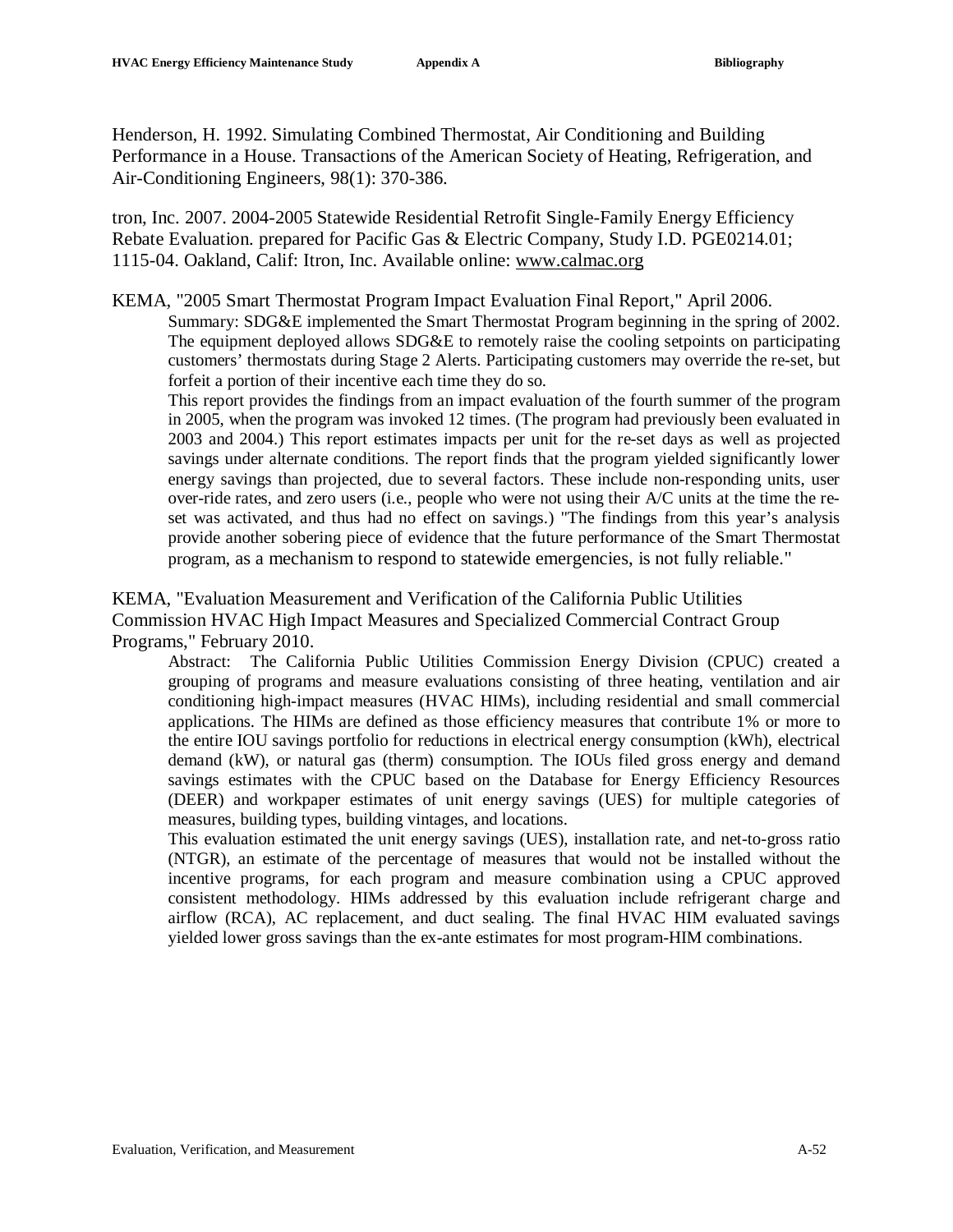Henderson, H. 1992. Simulating Combined Thermostat, Air Conditioning and Building Performance in a House. Transactions of the American Society of Heating, Refrigeration, and Air-Conditioning Engineers, 98(1): 370-386.

tron, Inc. 2007. 2004-2005 Statewide Residential Retrofit Single-Family Energy Efficiency Rebate Evaluation. prepared for Pacific Gas & Electric Company, Study I.D. PGE0214.01; 1115-04. Oakland, Calif: Itron, Inc. Available online: www.calmac.org

KEMA, "2005 Smart Thermostat Program Impact Evaluation Final Report," April 2006.

> Summary: SDG&E implemented the Smart Thermostat Program beginning in the spring of 2002. The equipment deployed allows SDG&E to remotely raise the cooling setpoints on participating customers' thermostats during Stage 2 Alerts. Participating customers may override the re-set, but forfeit a portion of their incentive each time they do so.
>
> This report provides the findings from an impact evaluation of the fourth summer of the program in 2005, when the program was invoked 12 times. (The program had previously been evaluated in 2003 and 2004.) This report estimates impacts per unit for the re-set days as well as projected savings under alternate conditions. The report finds that the program yielded significantly lower energy savings than projected, due to several factors. These include non-responding units, user over-ride rates, and zero users (i.e., people who were not using their A/C units at the time the re-set was activated, and thus had no effect on savings.) "The findings from this year's analysis provide another sobering piece of evidence that the future performance of the Smart Thermostat program, as a mechanism to respond to statewide emergencies, is not fully reliable."

KEMA, "Evaluation Measurement and Verification of the California Public Utilities Commission HVAC High Impact Measures and Specialized Commercial Contract Group Programs," February 2010.

> Abstract: The California Public Utilities Commission Energy Division (CPUC) created a grouping of programs and measure evaluations consisting of three heating, ventilation and air conditioning high-impact measures (HVAC HIMs), including residential and small commercial applications. The HIMs are defined as those efficiency measures that contribute 1% or more to the entire IOU savings portfolio for reductions in electrical energy consumption (kWh), electrical demand (kW), or natural gas (therm) consumption. The IOUs filed gross energy and demand savings estimates with the CPUC based on the Database for Energy Efficiency Resources (DEER) and workpaper estimates of unit energy savings (UES) for multiple categories of measures, building types, building vintages, and locations.
>
> This evaluation estimated the unit energy savings (UES), installation rate, and net-to-gross ratio (NTGR), an estimate of the percentage of measures that would not be installed without the incentive programs, for each program and measure combination using a CPUC approved consistent methodology. HIMs addressed by this evaluation include refrigerant charge and airflow (RCA), AC replacement, and duct sealing. The final HVAC HIM evaluated savings yielded lower gross savings than the ex-ante estimates for most program-HIM combinations.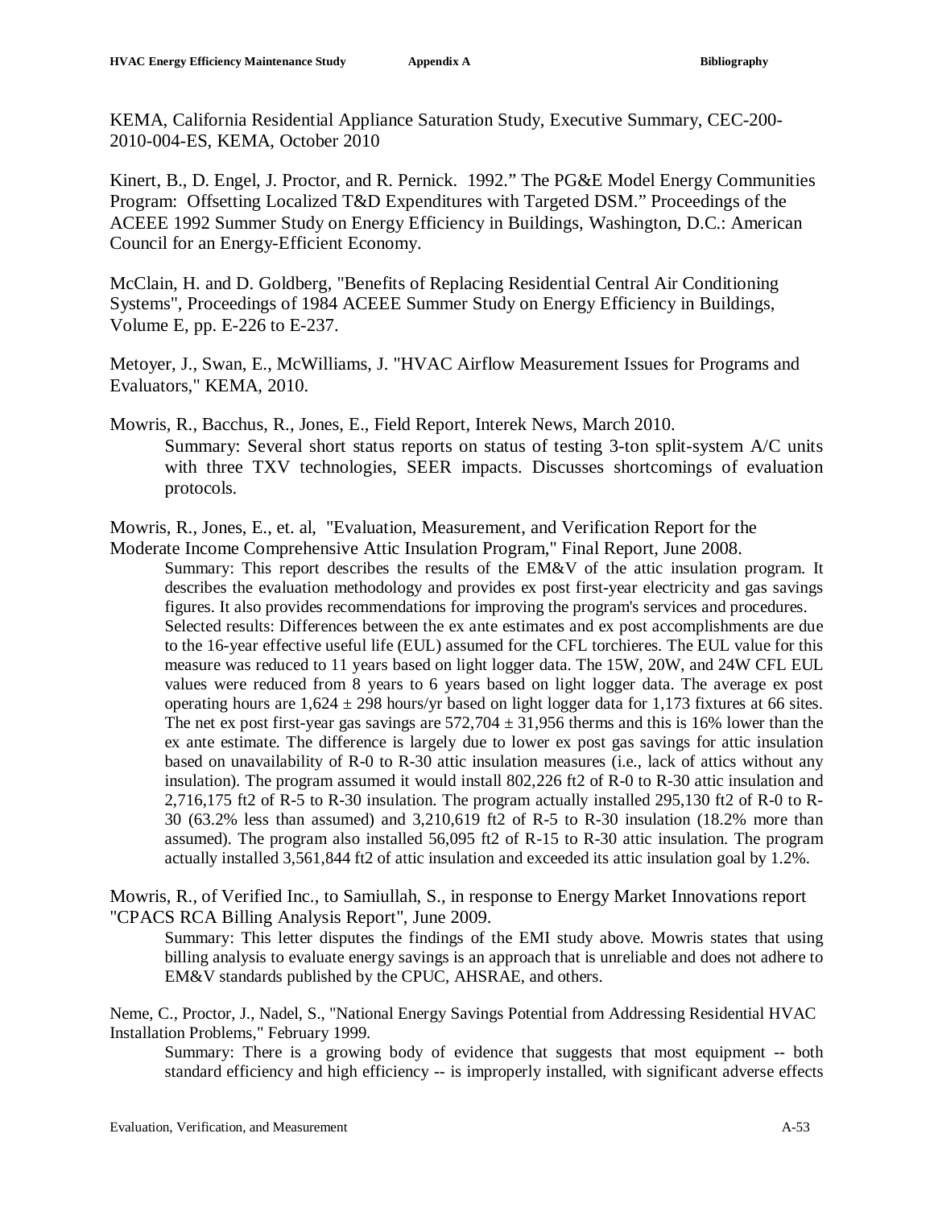KEMA, California Residential Appliance Saturation Study, Executive Summary, CEC-200-2010-004-ES, KEMA, October 2010

Kinert, B., D. Engel, J. Proctor, and R. Pernick. 1992." The PG&E Model Energy Communities Program: Offsetting Localized T&D Expenditures with Targeted DSM." Proceedings of the ACEEE 1992 Summer Study on Energy Efficiency in Buildings, Washington, D.C.: American Council for an Energy-Efficient Economy.

McClain, H. and D. Goldberg, "Benefits of Replacing Residential Central Air Conditioning Systems", Proceedings of 1984 ACEEE Summer Study on Energy Efficiency in Buildings, Volume E, pp. E-226 to E-237.

Metoyer, J., Swan, E., McWilliams, J. "HVAC Airflow Measurement Issues for Programs and Evaluators," KEMA, 2010.

Mowris, R., Bacchus, R., Jones, E., Field Report, Interek News, March 2010.

> Summary: Several short status reports on status of testing 3-ton split-system A/C units with three TXV technologies, SEER impacts. Discusses shortcomings of evaluation protocols.

Mowris, R., Jones, E., et. al, "Evaluation, Measurement, and Verification Report for the Moderate Income Comprehensive Attic Insulation Program," Final Report, June 2008.

> Summary: This report describes the results of the EM&V of the attic insulation program. It describes the evaluation methodology and provides ex post first-year electricity and gas savings figures. It also provides recommendations for improving the program's services and procedures.
> Selected results: Differences between the ex ante estimates and ex post accomplishments are due to the 16-year effective useful life (EUL) assumed for the CFL torchieres. The EUL value for this measure was reduced to 11 years based on light logger data. The 15W, 20W, and 24W CFL EUL values were reduced from 8 years to 6 years based on light logger data. The average ex post operating hours are 1,624 ± 298 hours/yr based on light logger data for 1,173 fixtures at 66 sites. The net ex post first-year gas savings are 572,704 ± 31,956 therms and this is 16% lower than the ex ante estimate. The difference is largely due to lower ex post gas savings for attic insulation based on unavailability of R-0 to R-30 attic insulation measures (i.e., lack of attics without any insulation). The program assumed it would install 802,226 ft2 of R-0 to R-30 attic insulation and 2,716,175 ft2 of R-5 to R-30 insulation. The program actually installed 295,130 ft2 of R-0 to R-30 (63.2% less than assumed) and 3,210,619 ft2 of R-5 to R-30 insulation (18.2% more than assumed). The program also installed 56,095 ft2 of R-15 to R-30 attic insulation. The program actually installed 3,561,844 ft2 of attic insulation and exceeded its attic insulation goal by 1.2%.

Mowris, R., of Verified Inc., to Samiullah, S., in response to Energy Market Innovations report "CPACS RCA Billing Analysis Report", June 2009.

> Summary: This letter disputes the findings of the EMI study above. Mowris states that using billing analysis to evaluate energy savings is an approach that is unreliable and does not adhere to EM&V standards published by the CPUC, AHSRAE, and others.

Neme, C., Proctor, J., Nadel, S., "National Energy Savings Potential from Addressing Residential HVAC Installation Problems," February 1999.

> Summary: There is a growing body of evidence that suggests that most equipment -- both standard efficiency and high efficiency -- is improperly installed, with significant adverse effects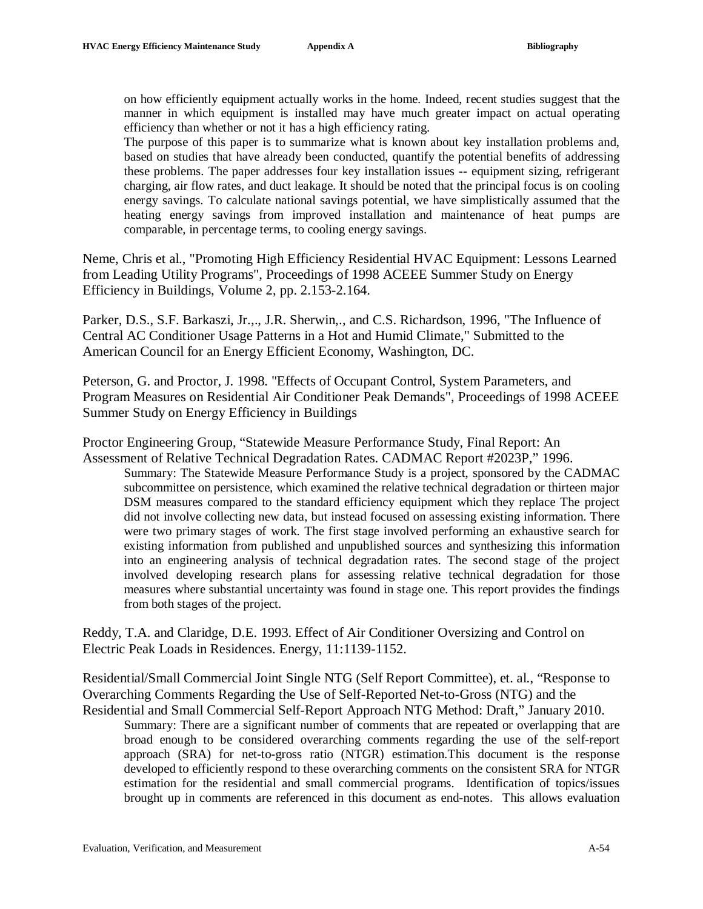on how efficiently equipment actually works in the home. Indeed, recent studies suggest that the manner in which equipment is installed may have much greater impact on actual operating efficiency than whether or not it has a high efficiency rating.

The purpose of this paper is to summarize what is known about key installation problems and, based on studies that have already been conducted, quantify the potential benefits of addressing these problems. The paper addresses four key installation issues -- equipment sizing, refrigerant charging, air flow rates, and duct leakage. It should be noted that the principal focus is on cooling energy savings. To calculate national savings potential, we have simplistically assumed that the heating energy savings from improved installation and maintenance of heat pumps are comparable, in percentage terms, to cooling energy savings.

Neme, Chris et al., "Promoting High Efficiency Residential HVAC Equipment: Lessons Learned from Leading Utility Programs", Proceedings of 1998 ACEEE Summer Study on Energy Efficiency in Buildings, Volume 2, pp. 2.153-2.164.

Parker, D.S., S.F. Barkaszi, Jr.,., J.R. Sherwin,., and C.S. Richardson, 1996, "The Influence of Central AC Conditioner Usage Patterns in a Hot and Humid Climate," Submitted to the American Council for an Energy Efficient Economy, Washington, DC.

Peterson, G. and Proctor, J. 1998. "Effects of Occupant Control, System Parameters, and Program Measures on Residential Air Conditioner Peak Demands", Proceedings of 1998 ACEEE Summer Study on Energy Efficiency in Buildings

Proctor Engineering Group, "Statewide Measure Performance Study, Final Report: An Assessment of Relative Technical Degradation Rates. CADMAC Report #2023P," 1996.

Summary: The Statewide Measure Performance Study is a project, sponsored by the CADMAC subcommittee on persistence, which examined the relative technical degradation or thirteen major DSM measures compared to the standard efficiency equipment which they replace The project did not involve collecting new data, but instead focused on assessing existing information. There were two primary stages of work. The first stage involved performing an exhaustive search for existing information from published and unpublished sources and synthesizing this information into an engineering analysis of technical degradation rates. The second stage of the project involved developing research plans for assessing relative technical degradation for those measures where substantial uncertainty was found in stage one. This report provides the findings from both stages of the project.

Reddy, T.A. and Claridge, D.E. 1993. Effect of Air Conditioner Oversizing and Control on Electric Peak Loads in Residences. Energy, 11:1139-1152.

Residential/Small Commercial Joint Single NTG (Self Report Committee), et. al., "Response to Overarching Comments Regarding the Use of Self-Reported Net-to-Gross (NTG) and the Residential and Small Commercial Self-Report Approach NTG Method: Draft," January 2010.

Summary: There are a significant number of comments that are repeated or overlapping that are broad enough to be considered overarching comments regarding the use of the self-report approach (SRA) for net-to-gross ratio (NTGR) estimation.This document is the response developed to efficiently respond to these overarching comments on the consistent SRA for NTGR estimation for the residential and small commercial programs. Identification of topics/issues brought up in comments are referenced in this document as end-notes. This allows evaluation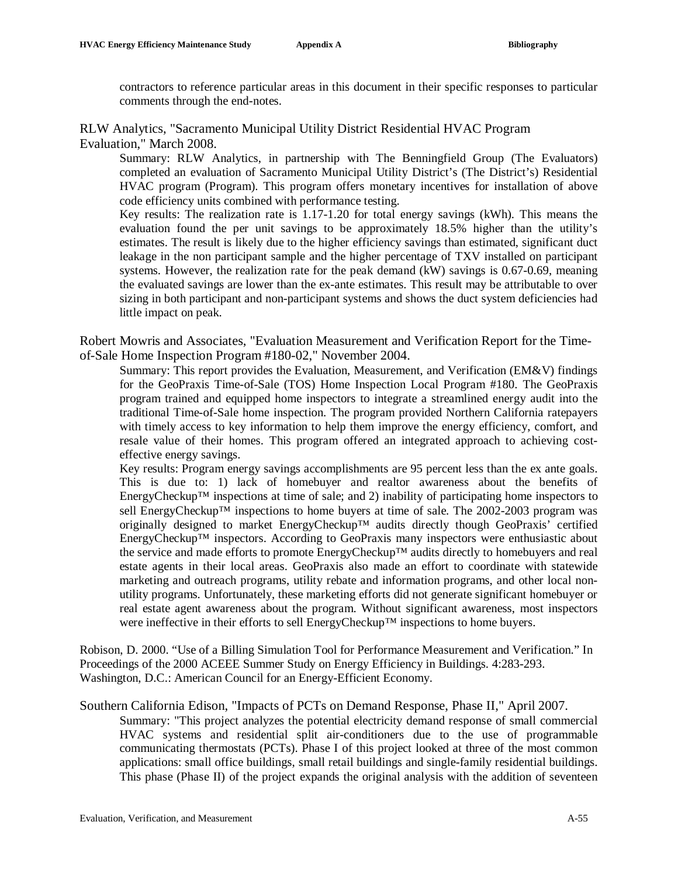contractors to reference particular areas in this document in their specific responses to particular comments through the end-notes.

RLW Analytics, "Sacramento Municipal Utility District Residential HVAC Program Evaluation," March 2008.

Summary: RLW Analytics, in partnership with The Benningfield Group (The Evaluators) completed an evaluation of Sacramento Municipal Utility District's (The District's) Residential HVAC program (Program). This program offers monetary incentives for installation of above code efficiency units combined with performance testing.

Key results: The realization rate is 1.17-1.20 for total energy savings (kWh). This means the evaluation found the per unit savings to be approximately 18.5% higher than the utility's estimates. The result is likely due to the higher efficiency savings than estimated, significant duct leakage in the non participant sample and the higher percentage of TXV installed on participant systems. However, the realization rate for the peak demand (kW) savings is 0.67-0.69, meaning the evaluated savings are lower than the ex-ante estimates. This result may be attributable to over sizing in both participant and non-participant systems and shows the duct system deficiencies had little impact on peak.

Robert Mowris and Associates, "Evaluation Measurement and Verification Report for the Time-of-Sale Home Inspection Program #180-02," November 2004.

Summary: This report provides the Evaluation, Measurement, and Verification (EM&V) findings for the GeoPraxis Time-of-Sale (TOS) Home Inspection Local Program #180. The GeoPraxis program trained and equipped home inspectors to integrate a streamlined energy audit into the traditional Time-of-Sale home inspection. The program provided Northern California ratepayers with timely access to key information to help them improve the energy efficiency, comfort, and resale value of their homes. This program offered an integrated approach to achieving cost-effective energy savings.

Key results: Program energy savings accomplishments are 95 percent less than the ex ante goals. This is due to: 1) lack of homebuyer and realtor awareness about the benefits of EnergyCheckup™ inspections at time of sale; and 2) inability of participating home inspectors to sell EnergyCheckup™ inspections to home buyers at time of sale. The 2002-2003 program was originally designed to market EnergyCheckup™ audits directly though GeoPraxis' certified EnergyCheckup™ inspectors. According to GeoPraxis many inspectors were enthusiastic about the service and made efforts to promote EnergyCheckup™ audits directly to homebuyers and real estate agents in their local areas. GeoPraxis also made an effort to coordinate with statewide marketing and outreach programs, utility rebate and information programs, and other local non-utility programs. Unfortunately, these marketing efforts did not generate significant homebuyer or real estate agent awareness about the program. Without significant awareness, most inspectors were ineffective in their efforts to sell EnergyCheckup™ inspections to home buyers.

Robison, D. 2000. "Use of a Billing Simulation Tool for Performance Measurement and Verification." In Proceedings of the 2000 ACEEE Summer Study on Energy Efficiency in Buildings. 4:283-293. Washington, D.C.: American Council for an Energy-Efficient Economy.

Southern California Edison, "Impacts of PCTs on Demand Response, Phase II," April 2007.

Summary: "This project analyzes the potential electricity demand response of small commercial HVAC systems and residential split air-conditioners due to the use of programmable communicating thermostats (PCTs). Phase I of this project looked at three of the most common applications: small office buildings, small retail buildings and single-family residential buildings. This phase (Phase II) of the project expands the original analysis with the addition of seventeen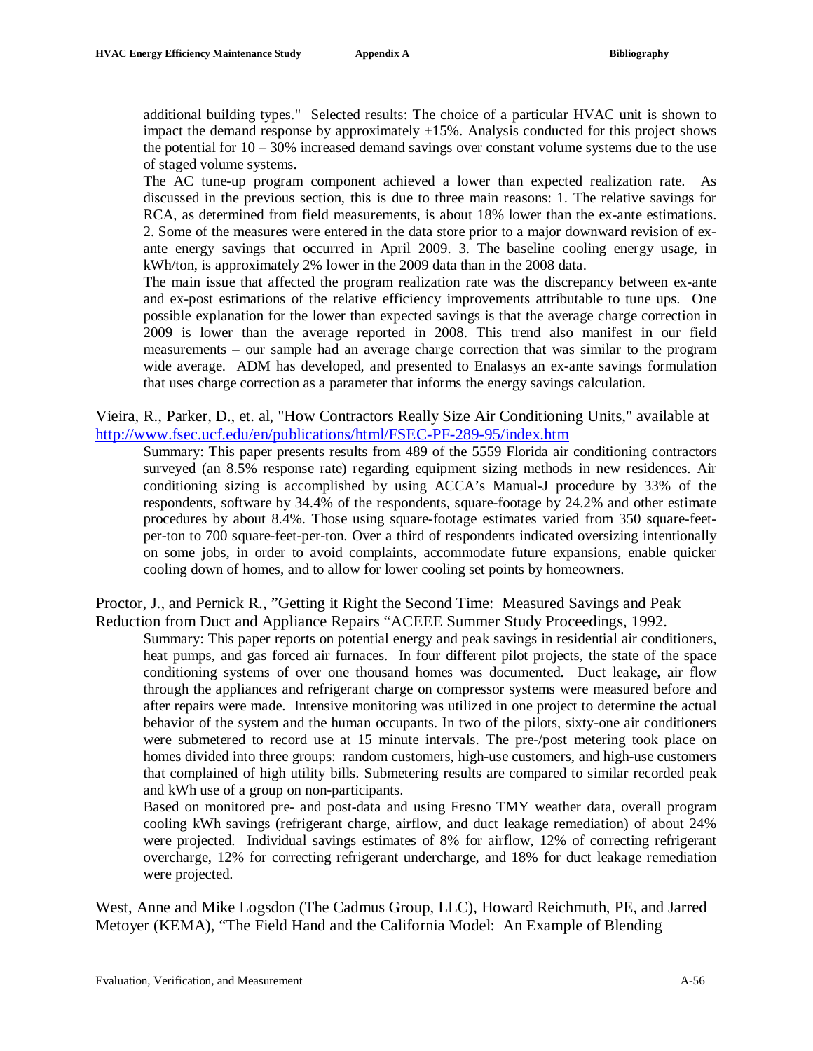additional building types." Selected results: The choice of a particular HVAC unit is shown to impact the demand response by approximately ±15%. Analysis conducted for this project shows the potential for 10 – 30% increased demand savings over constant volume systems due to the use of staged volume systems.

The AC tune-up program component achieved a lower than expected realization rate. As discussed in the previous section, this is due to three main reasons: 1. The relative savings for RCA, as determined from field measurements, is about 18% lower than the ex-ante estimations. 2. Some of the measures were entered in the data store prior to a major downward revision of ex-ante energy savings that occurred in April 2009. 3. The baseline cooling energy usage, in kWh/ton, is approximately 2% lower in the 2009 data than in the 2008 data.

The main issue that affected the program realization rate was the discrepancy between ex-ante and ex-post estimations of the relative efficiency improvements attributable to tune ups. One possible explanation for the lower than expected savings is that the average charge correction in 2009 is lower than the average reported in 2008. This trend also manifest in our field measurements – our sample had an average charge correction that was similar to the program wide average. ADM has developed, and presented to Enalasys an ex-ante savings formulation that uses charge correction as a parameter that informs the energy savings calculation.

Vieira, R., Parker, D., et. al, "How Contractors Really Size Air Conditioning Units," available at http://www.fsec.ucf.edu/en/publications/html/FSEC-PF-289-95/index.htm

Summary: This paper presents results from 489 of the 5559 Florida air conditioning contractors surveyed (an 8.5% response rate) regarding equipment sizing methods in new residences. Air conditioning sizing is accomplished by using ACCA's Manual-J procedure by 33% of the respondents, software by 34.4% of the respondents, square-footage by 24.2% and other estimate procedures by about 8.4%. Those using square-footage estimates varied from 350 square-feet-per-ton to 700 square-feet-per-ton. Over a third of respondents indicated oversizing intentionally on some jobs, in order to avoid complaints, accommodate future expansions, enable quicker cooling down of homes, and to allow for lower cooling set points by homeowners.

Proctor, J., and Pernick R., "Getting it Right the Second Time: Measured Savings and Peak Reduction from Duct and Appliance Repairs "ACEEE Summer Study Proceedings, 1992.

Summary: This paper reports on potential energy and peak savings in residential air conditioners, heat pumps, and gas forced air furnaces. In four different pilot projects, the state of the space conditioning systems of over one thousand homes was documented. Duct leakage, air flow through the appliances and refrigerant charge on compressor systems were measured before and after repairs were made. Intensive monitoring was utilized in one project to determine the actual behavior of the system and the human occupants. In two of the pilots, sixty-one air conditioners were submetered to record use at 15 minute intervals. The pre-/post metering took place on homes divided into three groups: random customers, high-use customers, and high-use customers that complained of high utility bills. Submetering results are compared to similar recorded peak and kWh use of a group on non-participants.

Based on monitored pre- and post-data and using Fresno TMY weather data, overall program cooling kWh savings (refrigerant charge, airflow, and duct leakage remediation) of about 24% were projected. Individual savings estimates of 8% for airflow, 12% of correcting refrigerant overcharge, 12% for correcting refrigerant undercharge, and 18% for duct leakage remediation were projected.

West, Anne and Mike Logsdon (The Cadmus Group, LLC), Howard Reichmuth, PE, and Jarred Metoyer (KEMA), "The Field Hand and the California Model: An Example of Blending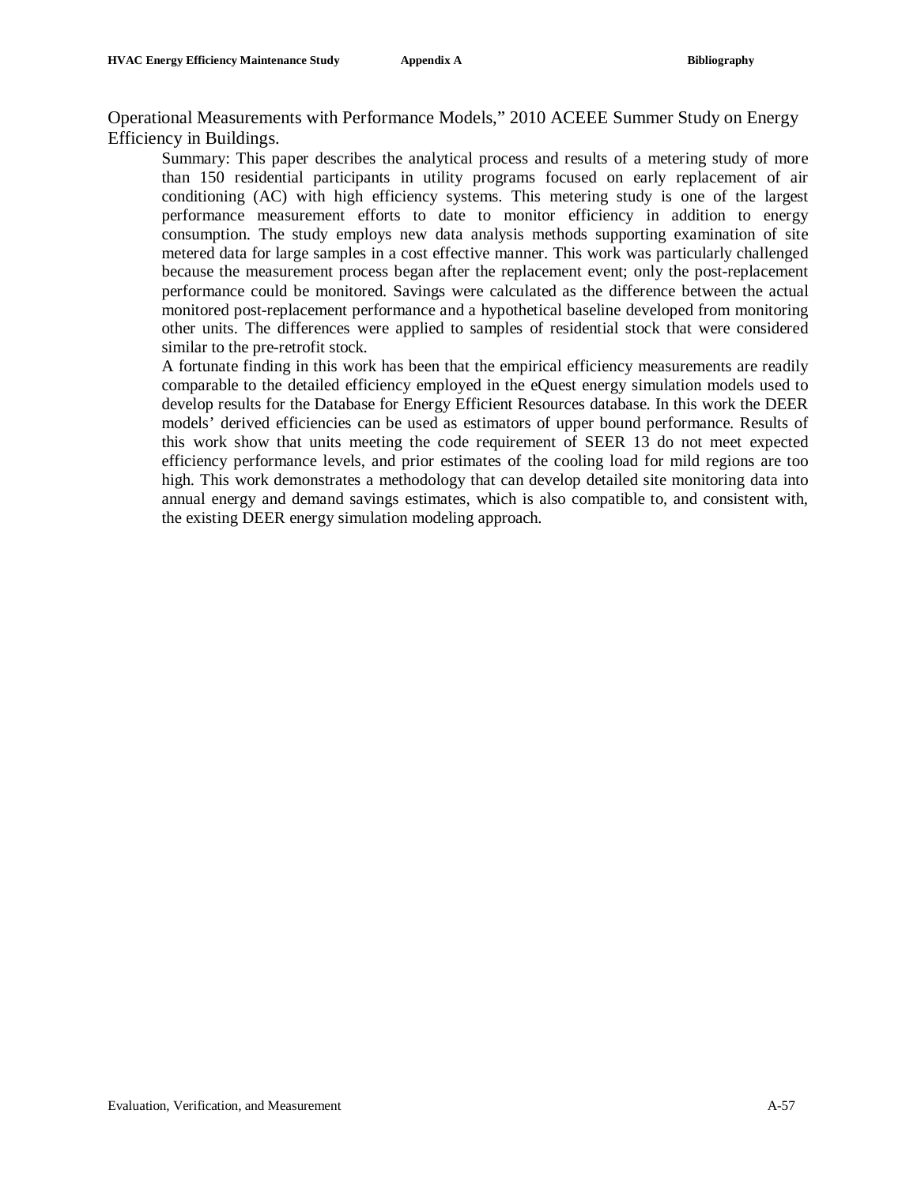Operational Measurements with Performance Models," 2010 ACEEE Summer Study on Energy Efficiency in Buildings.

Summary: This paper describes the analytical process and results of a metering study of more than 150 residential participants in utility programs focused on early replacement of air conditioning (AC) with high efficiency systems. This metering study is one of the largest performance measurement efforts to date to monitor efficiency in addition to energy consumption. The study employs new data analysis methods supporting examination of site metered data for large samples in a cost effective manner. This work was particularly challenged because the measurement process began after the replacement event; only the post-replacement performance could be monitored. Savings were calculated as the difference between the actual monitored post-replacement performance and a hypothetical baseline developed from monitoring other units. The differences were applied to samples of residential stock that were considered similar to the pre-retrofit stock.

A fortunate finding in this work has been that the empirical efficiency measurements are readily comparable to the detailed efficiency employed in the eQuest energy simulation models used to develop results for the Database for Energy Efficient Resources database. In this work the DEER models' derived efficiencies can be used as estimators of upper bound performance. Results of this work show that units meeting the code requirement of SEER 13 do not meet expected efficiency performance levels, and prior estimates of the cooling load for mild regions are too high. This work demonstrates a methodology that can develop detailed site monitoring data into annual energy and demand savings estimates, which is also compatible to, and consistent with, the existing DEER energy simulation modeling approach.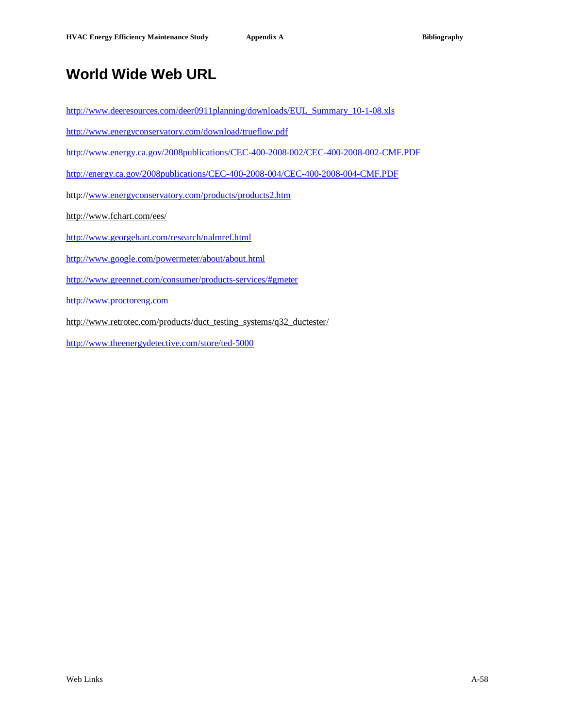# World Wide Web URL

http://www.deeresources.com/deer0911planning/downloads/EUL_Summary_10-1-08.xls

http://www.energyconservatory.com/download/trueflow.pdf

http://www.energy.ca.gov/2008publications/CEC-400-2008-002/CEC-400-2008-002-CMF.PDF

http://energy.ca.gov/2008publications/CEC-400-2008-004/CEC-400-2008-004-CMF.PDF

http://www.energyconservatory.com/products/products2.htm

http://www.fchart.com/ees/

http://www.georgehart.com/research/nalmref.html

http://www.google.com/powermeter/about/about.html

http://www.greennet.com/consumer/products-services/#gmeter

http://www.proctoreng.com

http://www.retrotec.com/products/duct_testing_systems/q32_ductester/

http://www.theenergydetective.com/store/ted-5000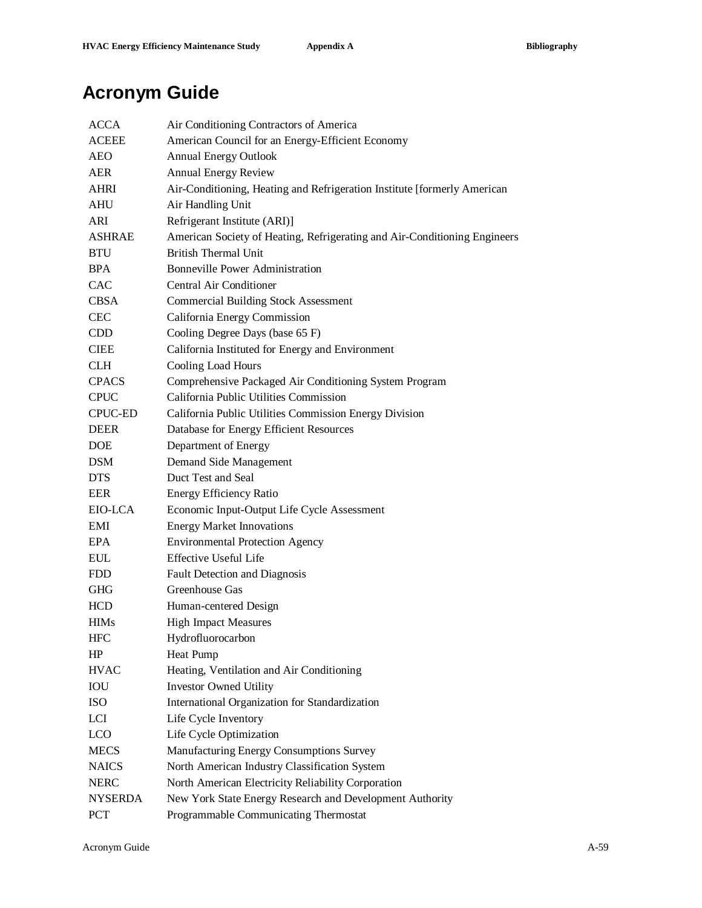# Acronym Guide

| | |
|---|---|
| ACCA | Air Conditioning Contractors of America |
| ACEEE | American Council for an Energy-Efficient Economy |
| AEO | Annual Energy Outlook |
| AER | Annual Energy Review |
| AHRI | Air-Conditioning, Heating and Refrigeration Institute [formerly American |
| AHU | Air Handling Unit |
| ARI | Refrigerant Institute (ARI)] |
| ASHRAE | American Society of Heating, Refrigerating and Air-Conditioning Engineers |
| BTU | British Thermal Unit |
| BPA | Bonneville Power Administration |
| CAC | Central Air Conditioner |
| CBSA | Commercial Building Stock Assessment |
| CEC | California Energy Commission |
| CDD | Cooling Degree Days (base 65 F) |
| CIEE | California Instituted for Energy and Environment |
| CLH | Cooling Load Hours |
| CPACS | Comprehensive Packaged Air Conditioning System Program |
| CPUC | California Public Utilities Commission |
| CPUC-ED | California Public Utilities Commission Energy Division |
| DEER | Database for Energy Efficient Resources |
| DOE | Department of Energy |
| DSM | Demand Side Management |
| DTS | Duct Test and Seal |
| EER | Energy Efficiency Ratio |
| EIO-LCA | Economic Input-Output Life Cycle Assessment |
| EMI | Energy Market Innovations |
| EPA | Environmental Protection Agency |
| EUL | Effective Useful Life |
| FDD | Fault Detection and Diagnosis |
| GHG | Greenhouse Gas |
| HCD | Human-centered Design |
| HIMs | High Impact Measures |
| HFC | Hydrofluorocarbon |
| HP | Heat Pump |
| HVAC | Heating, Ventilation and Air Conditioning |
| IOU | Investor Owned Utility |
| ISO | International Organization for Standardization |
| LCI | Life Cycle Inventory |
| LCO | Life Cycle Optimization |
| MECS | Manufacturing Energy Consumptions Survey |
| NAICS | North American Industry Classification System |
| NERC | North American Electricity Reliability Corporation |
| NYSERDA | New York State Energy Research and Development Authority |
| PCT | Programmable Communicating Thermostat |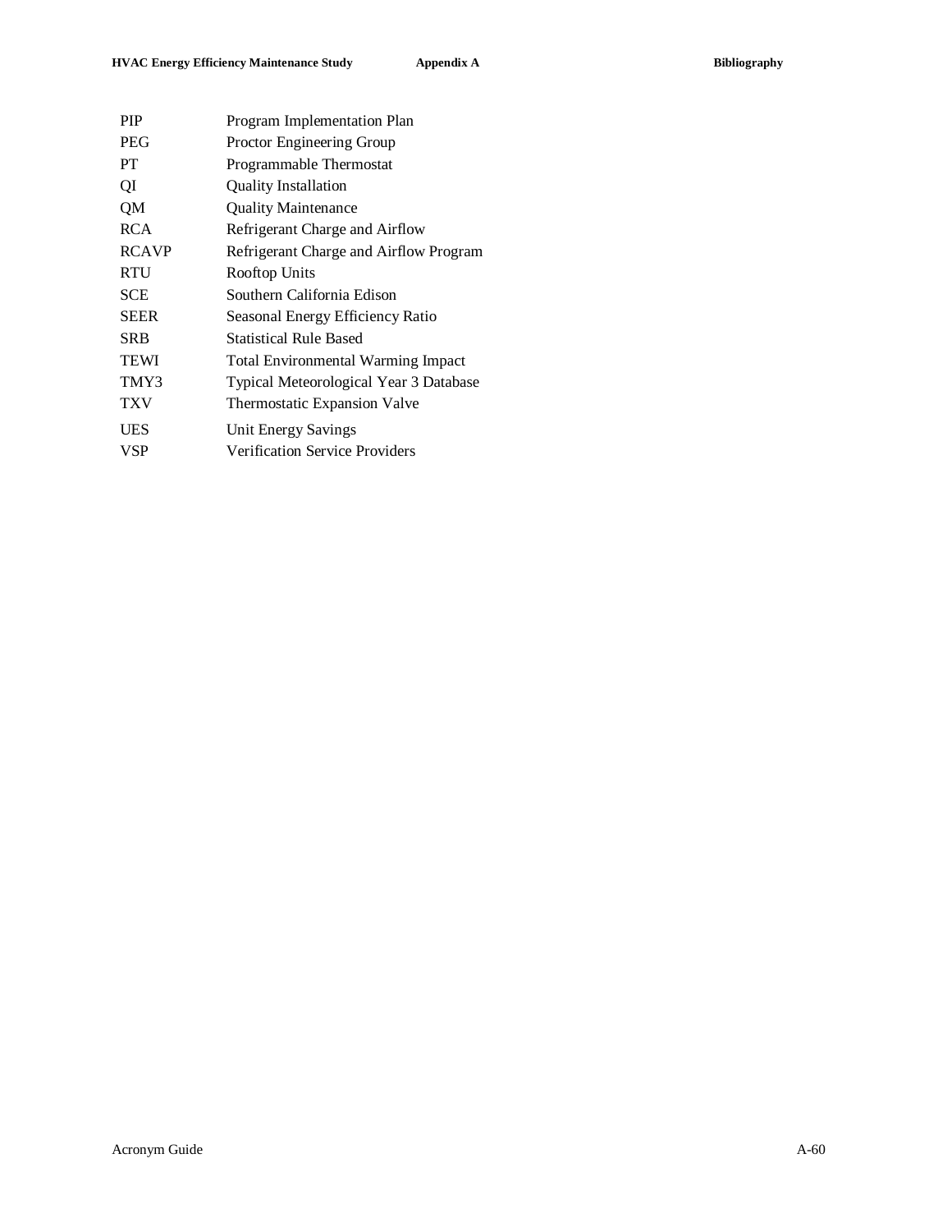| | |
|---|---|
| PIP | Program Implementation Plan |
| PEG | Proctor Engineering Group |
| PT | Programmable Thermostat |
| QI | Quality Installation |
| QM | Quality Maintenance |
| RCA | Refrigerant Charge and Airflow |
| RCAVP | Refrigerant Charge and Airflow Program |
| RTU | Rooftop Units |
| SCE | Southern California Edison |
| SEER | Seasonal Energy Efficiency Ratio |
| SRB | Statistical Rule Based |
| TEWI | Total Environmental Warming Impact |
| TMY3 | Typical Meteorological Year 3 Database |
| TXV | Thermostatic Expansion Valve |
| UES | Unit Energy Savings |
| VSP | Verification Service Providers |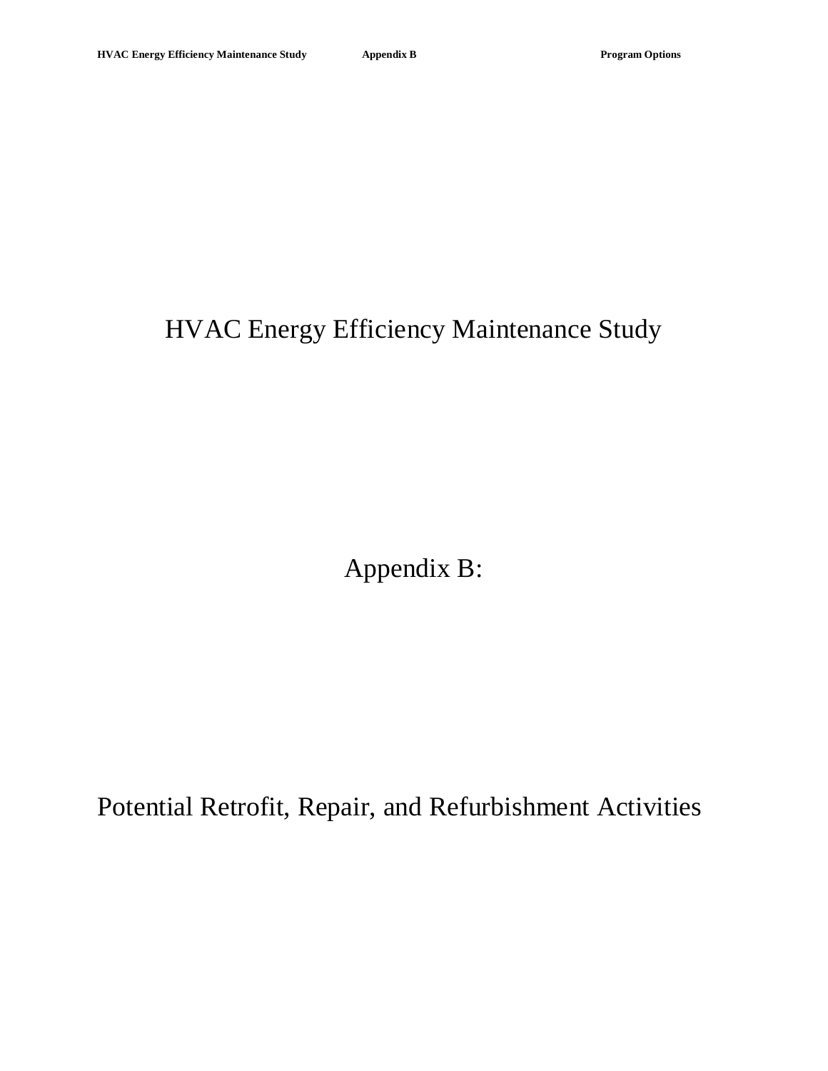# HVAC Energy Efficiency Maintenance Study

## Appendix B:

## Potential Retrofit, Repair, and Refurbishment Activities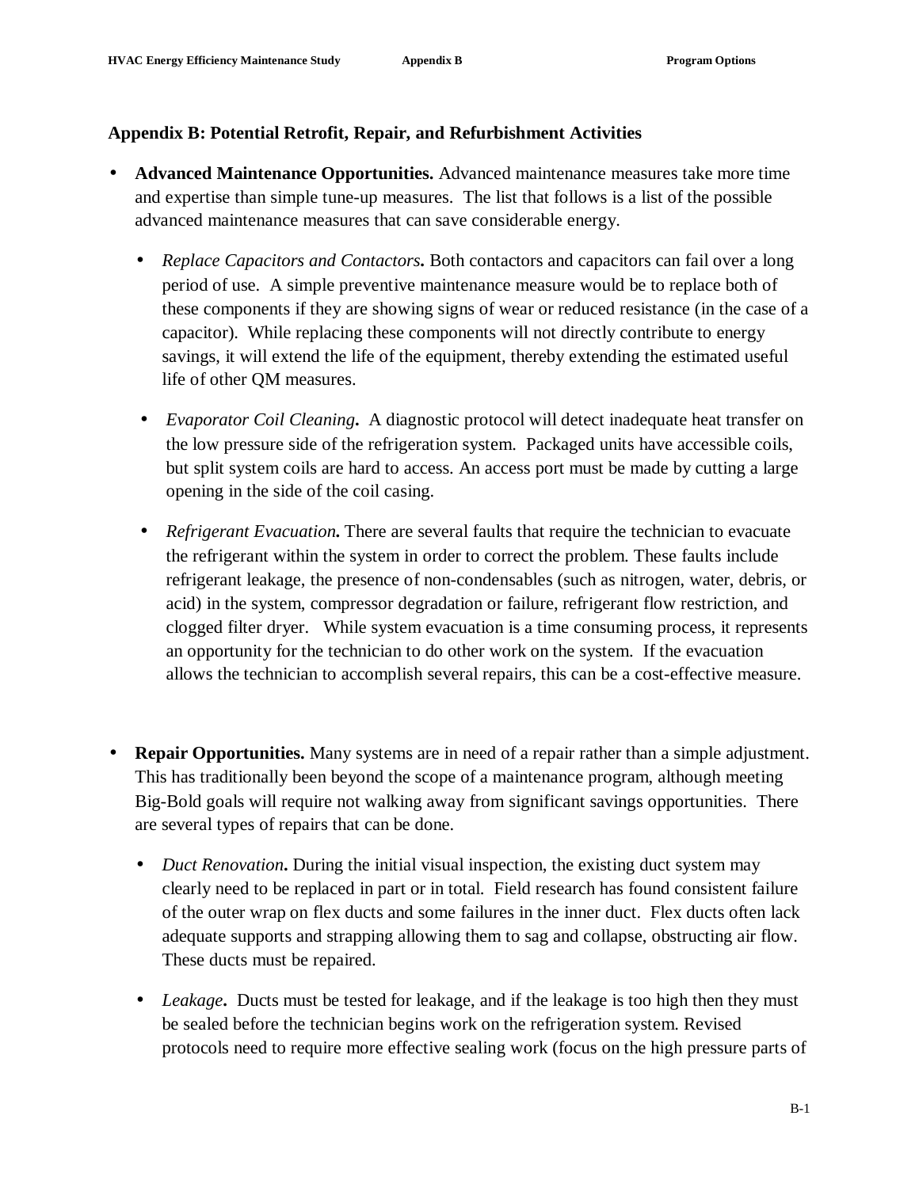## Appendix B: Potential Retrofit, Repair, and Refurbishment Activities

- **Advanced Maintenance Opportunities.** Advanced maintenance measures take more time and expertise than simple tune-up measures. The list that follows is a list of the possible advanced maintenance measures that can save considerable energy.

  - *Replace Capacitors and Contactors.* Both contactors and capacitors can fail over a long period of use. A simple preventive maintenance measure would be to replace both of these components if they are showing signs of wear or reduced resistance (in the case of a capacitor). While replacing these components will not directly contribute to energy savings, it will extend the life of the equipment, thereby extending the estimated useful life of other QM measures.

  - *Evaporator Coil Cleaning.* A diagnostic protocol will detect inadequate heat transfer on the low pressure side of the refrigeration system. Packaged units have accessible coils, but split system coils are hard to access. An access port must be made by cutting a large opening in the side of the coil casing.

  - *Refrigerant Evacuation.* There are several faults that require the technician to evacuate the refrigerant within the system in order to correct the problem. These faults include refrigerant leakage, the presence of non-condensables (such as nitrogen, water, debris, or acid) in the system, compressor degradation or failure, refrigerant flow restriction, and clogged filter dryer. While system evacuation is a time consuming process, it represents an opportunity for the technician to do other work on the system. If the evacuation allows the technician to accomplish several repairs, this can be a cost-effective measure.

- **Repair Opportunities.** Many systems are in need of a repair rather than a simple adjustment. This has traditionally been beyond the scope of a maintenance program, although meeting Big-Bold goals will require not walking away from significant savings opportunities. There are several types of repairs that can be done.

  - *Duct Renovation.* During the initial visual inspection, the existing duct system may clearly need to be replaced in part or in total. Field research has found consistent failure of the outer wrap on flex ducts and some failures in the inner duct. Flex ducts often lack adequate supports and strapping allowing them to sag and collapse, obstructing air flow. These ducts must be repaired.

  - *Leakage.* Ducts must be tested for leakage, and if the leakage is too high then they must be sealed before the technician begins work on the refrigeration system. Revised protocols need to require more effective sealing work (focus on the high pressure parts of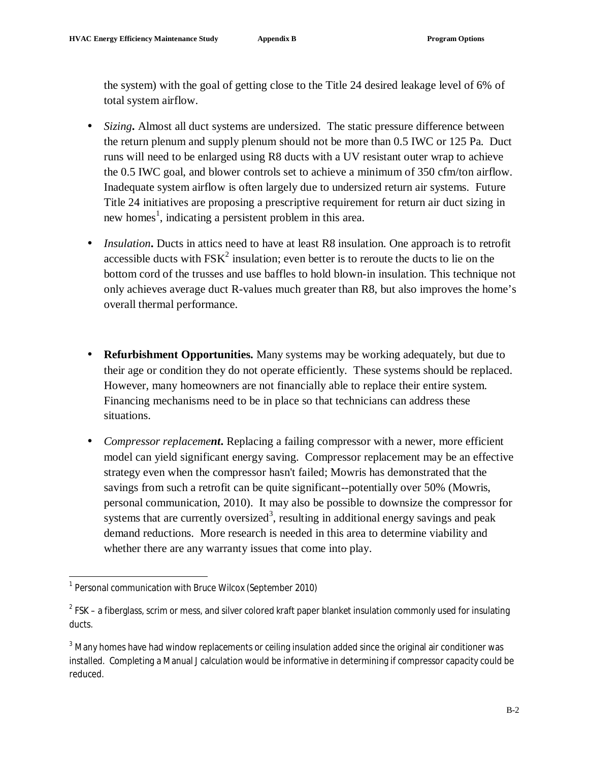the system) with the goal of getting close to the Title 24 desired leakage level of 6% of total system airflow.

- *Sizing***.** Almost all duct systems are undersized. The static pressure difference between the return plenum and supply plenum should not be more than 0.5 IWC or 125 Pa. Duct runs will need to be enlarged using R8 ducts with a UV resistant outer wrap to achieve the 0.5 IWC goal, and blower controls set to achieve a minimum of 350 cfm/ton airflow. Inadequate system airflow is often largely due to undersized return air systems. Future Title 24 initiatives are proposing a prescriptive requirement for return air duct sizing in new homes[1], indicating a persistent problem in this area.

- *Insulation***.** Ducts in attics need to have at least R8 insulation. One approach is to retrofit accessible ducts with FSK[2] insulation; even better is to reroute the ducts to lie on the bottom cord of the trusses and use baffles to hold blown-in insulation. This technique not only achieves average duct R-values much greater than R8, but also improves the home's overall thermal performance.

- **Refurbishment Opportunities.** Many systems may be working adequately, but due to their age or condition they do not operate efficiently. These systems should be replaced. However, many homeowners are not financially able to replace their entire system. Financing mechanisms need to be in place so that technicians can address these situations.

- *Compressor replaceme***nt.** Replacing a failing compressor with a newer, more efficient model can yield significant energy saving. Compressor replacement may be an effective strategy even when the compressor hasn't failed; Mowris has demonstrated that the savings from such a retrofit can be quite significant--potentially over 50% (Mowris, personal communication, 2010). It may also be possible to downsize the compressor for systems that are currently oversized[3], resulting in additional energy savings and peak demand reductions. More research is needed in this area to determine viability and whether there are any warranty issues that come into play.

---

[1] Personal communication with Bruce Wilcox (September 2010)

[2] FSK – a fiberglass, scrim or mess, and silver colored kraft paper blanket insulation commonly used for insulating ducts.

[3] Many homes have had window replacements or ceiling insulation added since the original air conditioner was installed. Completing a Manual J calculation would be informative in determining if compressor capacity could be reduced.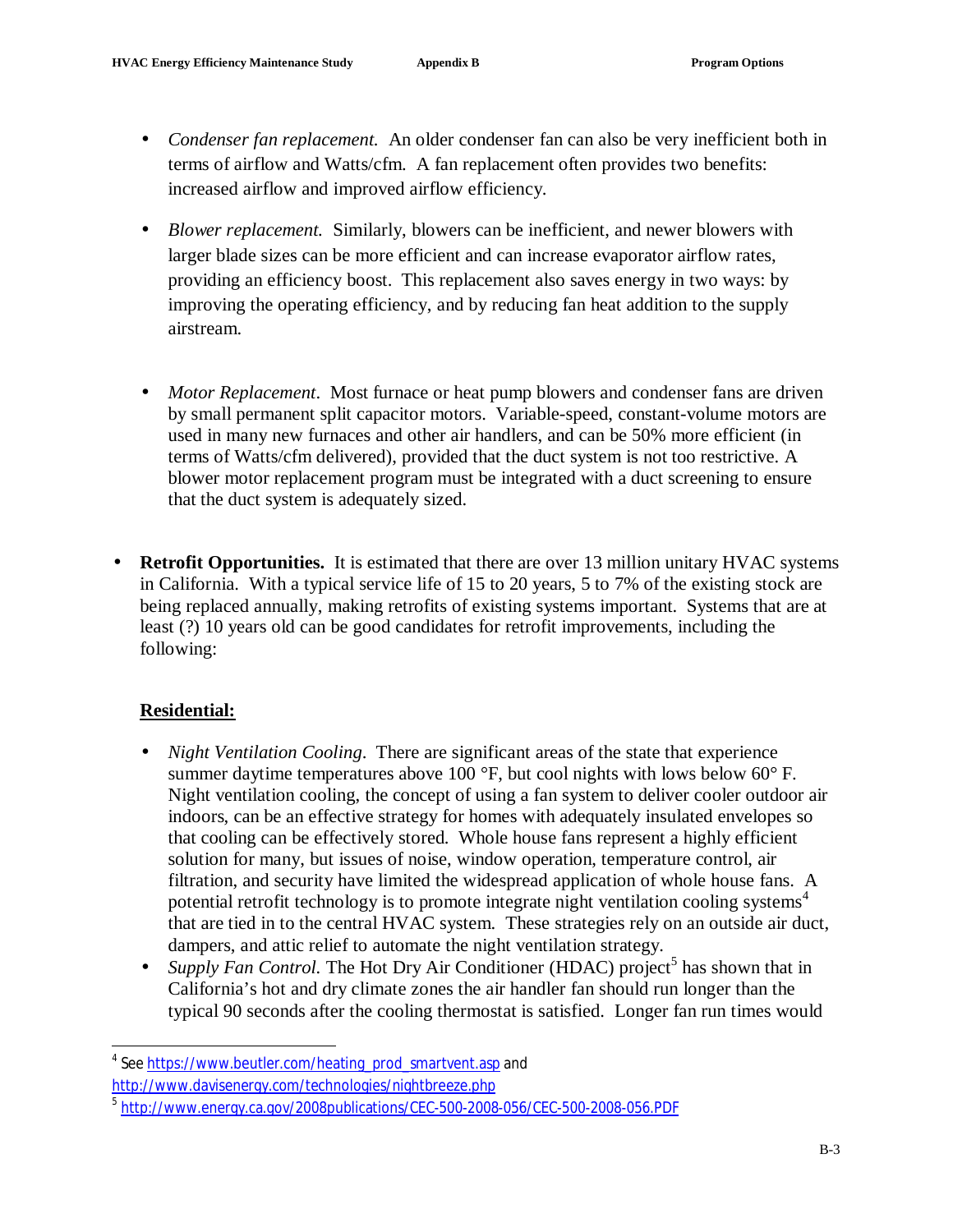- *Condenser fan replacement.* An older condenser fan can also be very inefficient both in terms of airflow and Watts/cfm. A fan replacement often provides two benefits: increased airflow and improved airflow efficiency.

- *Blower replacement.* Similarly, blowers can be inefficient, and newer blowers with larger blade sizes can be more efficient and can increase evaporator airflow rates, providing an efficiency boost. This replacement also saves energy in two ways: by improving the operating efficiency, and by reducing fan heat addition to the supply airstream.

- *Motor Replacement*. Most furnace or heat pump blowers and condenser fans are driven by small permanent split capacitor motors. Variable-speed, constant-volume motors are used in many new furnaces and other air handlers, and can be 50% more efficient (in terms of Watts/cfm delivered), provided that the duct system is not too restrictive. A blower motor replacement program must be integrated with a duct screening to ensure that the duct system is adequately sized.

- **Retrofit Opportunities.** It is estimated that there are over 13 million unitary HVAC systems in California. With a typical service life of 15 to 20 years, 5 to 7% of the existing stock are being replaced annually, making retrofits of existing systems important. Systems that are at least (?) 10 years old can be good candidates for retrofit improvements, including the following:

  <u>**Residential:**</u>

  - *Night Ventilation Cooling*. There are significant areas of the state that experience summer daytime temperatures above 100 °F, but cool nights with lows below 60° F. Night ventilation cooling, the concept of using a fan system to deliver cooler outdoor air indoors, can be an effective strategy for homes with adequately insulated envelopes so that cooling can be effectively stored. Whole house fans represent a highly efficient solution for many, but issues of noise, window operation, temperature control, air filtration, and security have limited the widespread application of whole house fans. A potential retrofit technology is to promote integrate night ventilation cooling systems[4] that are tied in to the central HVAC system. These strategies rely on an outside air duct, dampers, and attic relief to automate the night ventilation strategy.
  - *Supply Fan Control.* The Hot Dry Air Conditioner (HDAC) project[5] has shown that in California's hot and dry climate zones the air handler fan should run longer than the typical 90 seconds after the cooling thermostat is satisfied. Longer fan run times would

---

[4] See https://www.beutler.com/heating_prod_smartvent.asp and http://www.davisenergy.com/technologies/nightbreeze.php

[5] http://www.energy.ca.gov/2008publications/CEC-500-2008-056/CEC-500-2008-056.PDF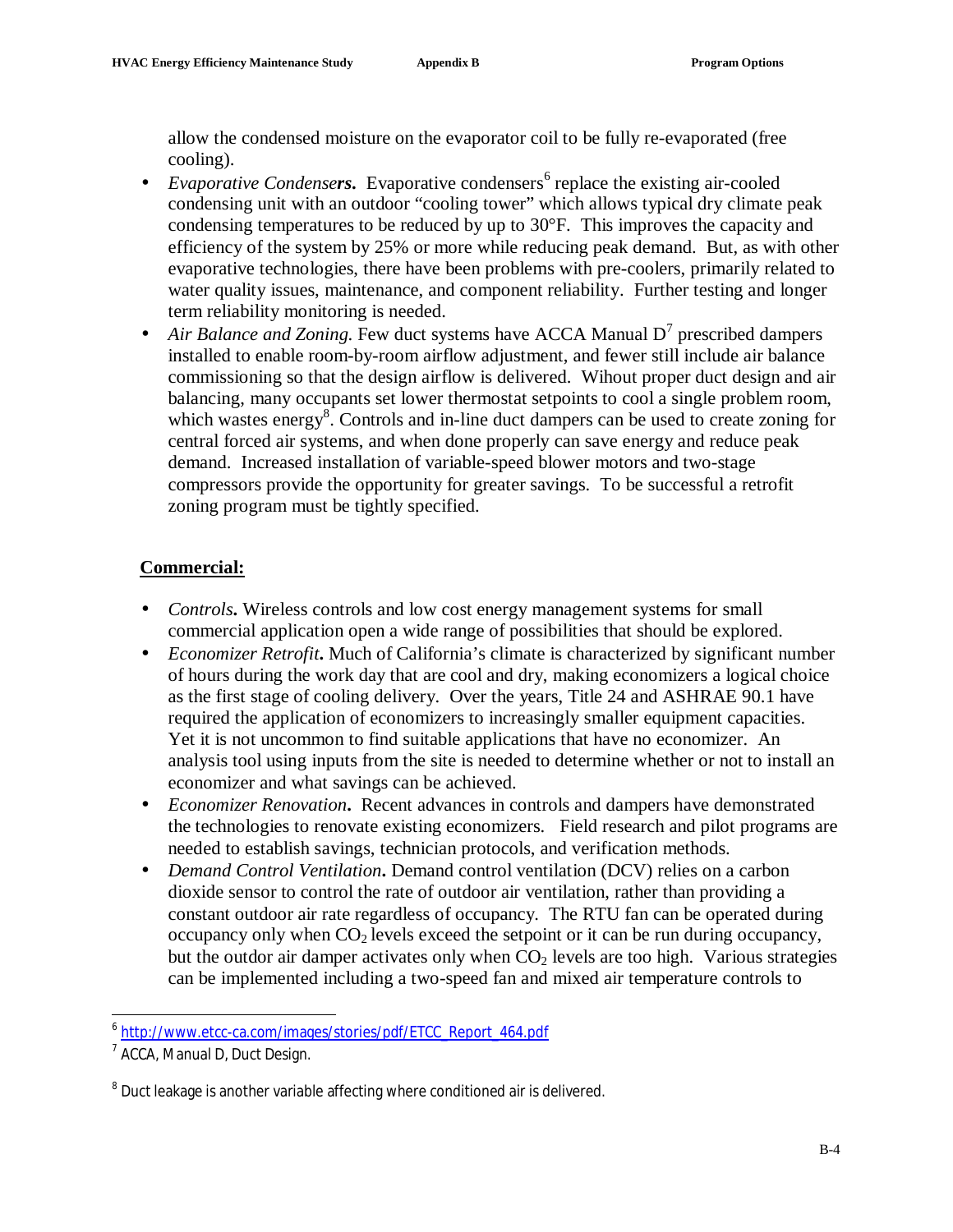allow the condensed moisture on the evaporator coil to be fully re-evaporated (free cooling).

- *Evaporative Condensers.* Evaporative condensers[6] replace the existing air-cooled condensing unit with an outdoor "cooling tower" which allows typical dry climate peak condensing temperatures to be reduced by up to 30°F. This improves the capacity and efficiency of the system by 25% or more while reducing peak demand. But, as with other evaporative technologies, there have been problems with pre-coolers, primarily related to water quality issues, maintenance, and component reliability. Further testing and longer term reliability monitoring is needed.
- *Air Balance and Zoning.* Few duct systems have ACCA Manual D[7] prescribed dampers installed to enable room-by-room airflow adjustment, and fewer still include air balance commissioning so that the design airflow is delivered. Wihout proper duct design and air balancing, many occupants set lower thermostat setpoints to cool a single problem room, which wastes energy[8]. Controls and in-line duct dampers can be used to create zoning for central forced air systems, and when done properly can save energy and reduce peak demand. Increased installation of variable-speed blower motors and two-stage compressors provide the opportunity for greater savings. To be successful a retrofit zoning program must be tightly specified.

## Commercial:

- *Controls.* Wireless controls and low cost energy management systems for small commercial application open a wide range of possibilities that should be explored.
- *Economizer Retrofit.* Much of California's climate is characterized by significant number of hours during the work day that are cool and dry, making economizers a logical choice as the first stage of cooling delivery. Over the years, Title 24 and ASHRAE 90.1 have required the application of economizers to increasingly smaller equipment capacities. Yet it is not uncommon to find suitable applications that have no economizer. An analysis tool using inputs from the site is needed to determine whether or not to install an economizer and what savings can be achieved.
- *Economizer Renovation.* Recent advances in controls and dampers have demonstrated the technologies to renovate existing economizers. Field research and pilot programs are needed to establish savings, technician protocols, and verification methods.
- *Demand Control Ventilation.* Demand control ventilation (DCV) relies on a carbon dioxide sensor to control the rate of outdoor air ventilation, rather than providing a constant outdoor air rate regardless of occupancy. The RTU fan can be operated during occupancy only when $CO_2$ levels exceed the setpoint or it can be run during occupancy, but the outdoor air damper activates only when $CO_2$ levels are too high. Various strategies can be implemented including a two-speed fan and mixed air temperature controls to

---

[6] http://www.etcc-ca.com/images/stories/pdf/ETCC_Report_464.pdf

[7] ACCA, Manual D, Duct Design.

[8] Duct leakage is another variable affecting where conditioned air is delivered.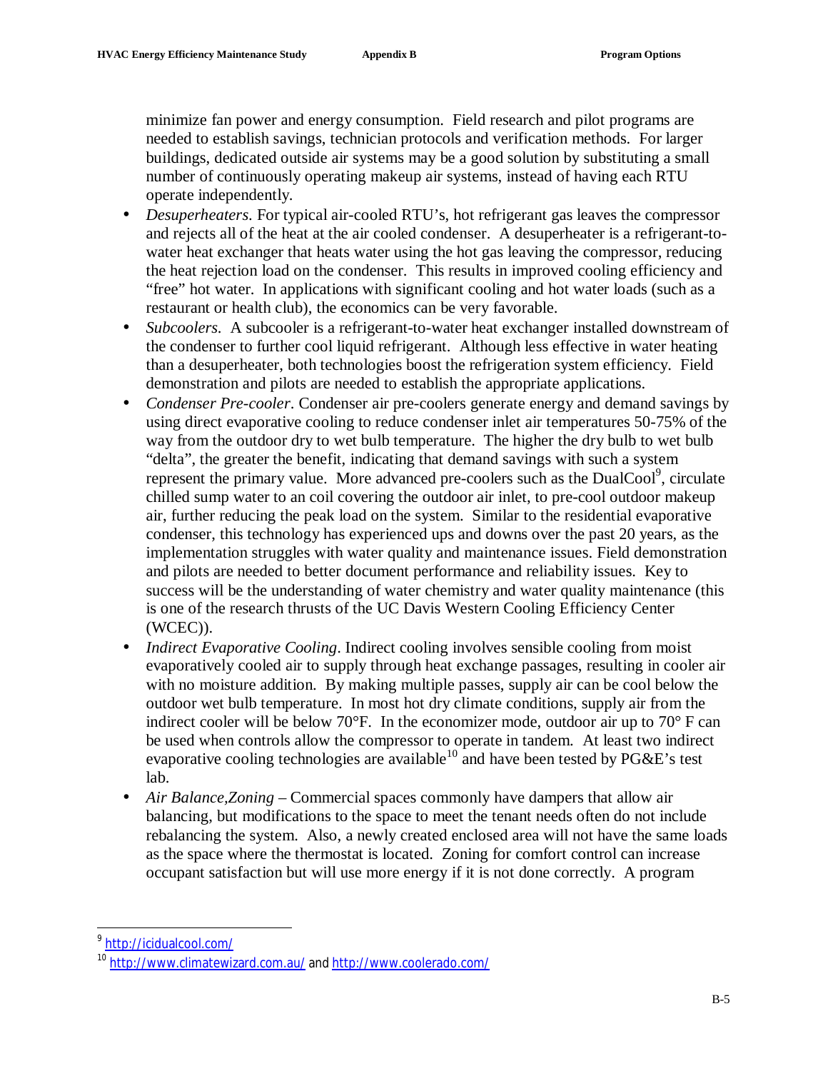minimize fan power and energy consumption. Field research and pilot programs are needed to establish savings, technician protocols and verification methods. For larger buildings, dedicated outside air systems may be a good solution by substituting a small number of continuously operating makeup air systems, instead of having each RTU operate independently.

- *Desuperheaters*. For typical air-cooled RTU's, hot refrigerant gas leaves the compressor and rejects all of the heat at the air cooled condenser. A desuperheater is a refrigerant-to-water heat exchanger that heats water using the hot gas leaving the compressor, reducing the heat rejection load on the condenser. This results in improved cooling efficiency and "free" hot water. In applications with significant cooling and hot water loads (such as a restaurant or health club), the economics can be very favorable.
- *Subcoolers*. A subcooler is a refrigerant-to-water heat exchanger installed downstream of the condenser to further cool liquid refrigerant. Although less effective in water heating than a desuperheater, both technologies boost the refrigeration system efficiency. Field demonstration and pilots are needed to establish the appropriate applications.
- *Condenser Pre-cooler*. Condenser air pre-coolers generate energy and demand savings by using direct evaporative cooling to reduce condenser inlet air temperatures 50-75% of the way from the outdoor dry to wet bulb temperature. The higher the dry bulb to wet bulb "delta", the greater the benefit, indicating that demand savings with such a system represent the primary value. More advanced pre-coolers such as the DualCool[9], circulate chilled sump water to an coil covering the outdoor air inlet, to pre-cool outdoor makeup air, further reducing the peak load on the system. Similar to the residential evaporative condenser, this technology has experienced ups and downs over the past 20 years, as the implementation struggles with water quality and maintenance issues. Field demonstration and pilots are needed to better document performance and reliability issues. Key to success will be the understanding of water chemistry and water quality maintenance (this is one of the research thrusts of the UC Davis Western Cooling Efficiency Center (WCEC)).
- *Indirect Evaporative Cooling*. Indirect cooling involves sensible cooling from moist evaporatively cooled air to supply through heat exchange passages, resulting in cooler air with no moisture addition. By making multiple passes, supply air can be cool below the outdoor wet bulb temperature. In most hot dry climate conditions, supply air from the indirect cooler will be below 70°F. In the economizer mode, outdoor air up to 70° F can be used when controls allow the compressor to operate in tandem. At least two indirect evaporative cooling technologies are available[10] and have been tested by PG&E's test lab.
- *Air Balance,Zoning* – Commercial spaces commonly have dampers that allow air balancing, but modifications to the space to meet the tenant needs often do not include rebalancing the system. Also, a newly created enclosed area will not have the same loads as the space where the thermostat is located. Zoning for comfort control can increase occupant satisfaction but will use more energy if it is not done correctly. A program

---

[9] http://icidualcool.com/

[10] http://www.climatewizard.com.au/ and http://www.coolerado.com/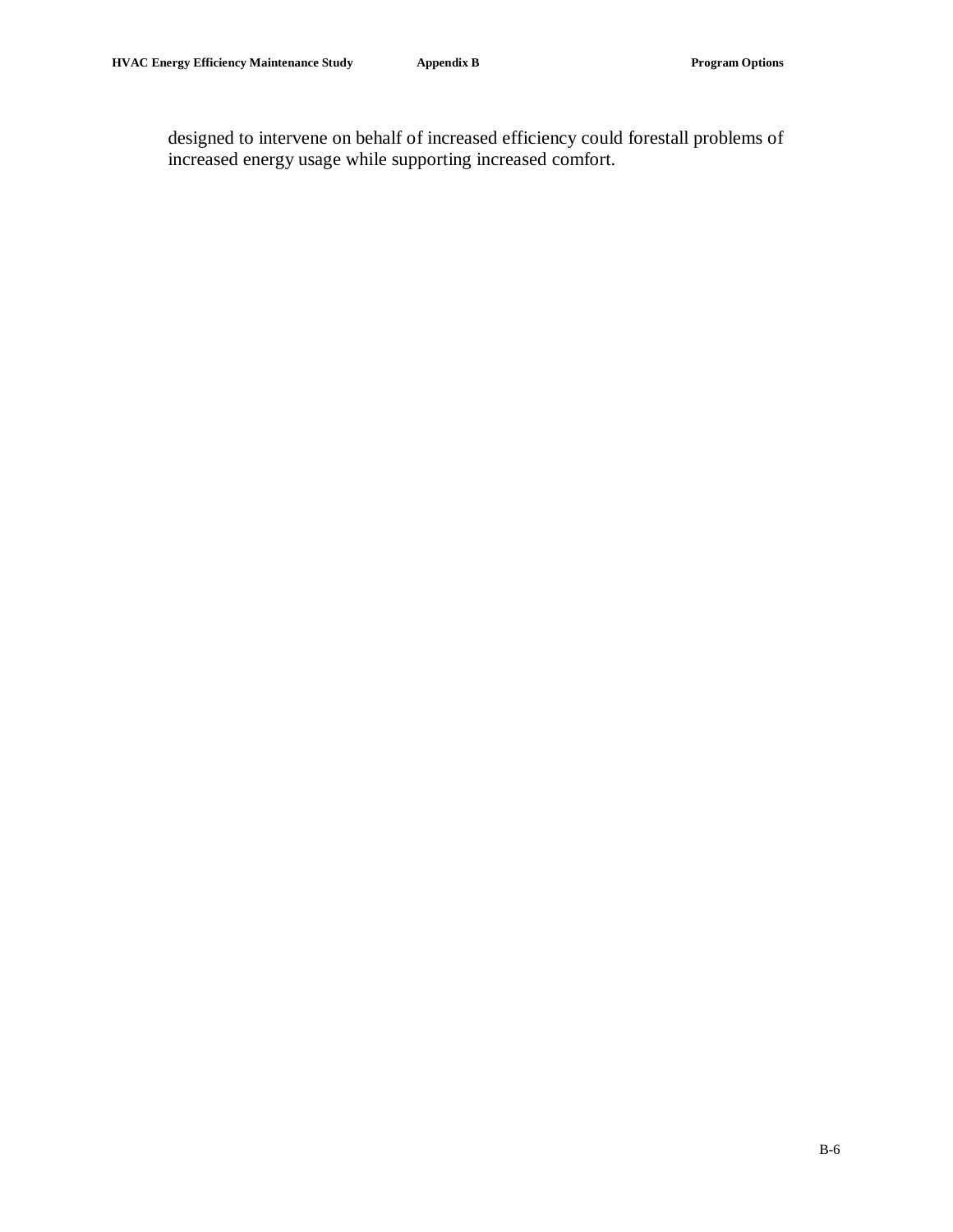designed to intervene on behalf of increased efficiency could forestall problems of increased energy usage while supporting increased comfort.